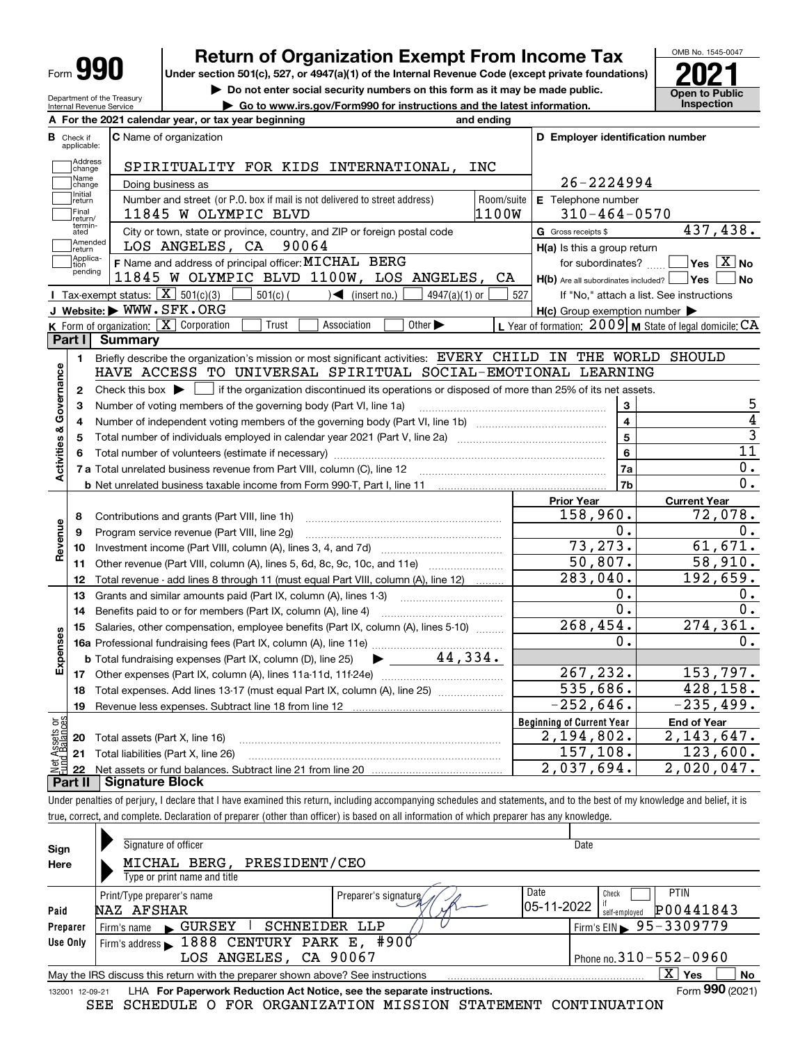# Form 990 — Return of Organization Exempt From Income Tax

**Under section 501(c), 527, or 4947(a)(1) of the Internal Revenue Code (except private foundations)**

▶ Do not enter social security numbers on this form as it may be made public.

▶ Go to www.irs.gov/Form990 for instructions and the latest information.

Department of the Treasury, Internal Revenue Service

OMB No. 1545-0047 — **2021** — Open to Public Inspection

**A** For the 2021 calendar year, or tax year beginning and ending

**B** Check if applicable: Address change, Name change, Initial return, Final return/terminated, Amended return, Application pending

**C** Name of organization: SPIRITUALITY FOR KIDS INTERNATIONAL, INC

Doing business as

Number and street (or P.O. box if mail is not delivered to street address): 11845 W OLYMPIC BLVD — Room/suite: 1100W

City or town, state or province, country, and ZIP or foreign postal code: LOS ANGELES, CA 90064

**D** Employer identification number: 26-2224994

**E** Telephone number: 310-464-0570

**G** Gross receipts $ 437,438.

**F** Name and address of principal officer: MICHAL BERG, 11845 W OLYMPIC BLVD 1100W, LOS ANGELES, CA

**H(a)** Is this a group return for subordinates? ☐ Yes ☒ No

**H(b)** Are all subordinates included? ☐ Yes ☐ No — If "No," attach a list. See instructions

**H(c)** Group exemption number ▶

**I** Tax-exempt status: ☒ 501(c)(3) ☐ 501(c) ( ) ◀ (insert no.) ☐ 4947(a)(1) or ☐ 527

**J** Website: ▶ WWW.SFK.ORG

**K** Form of organization: ☒ Corporation ☐ Trust ☐ Association ☐ Other ▶

**L** Year of formation: 2009 **M** State of legal domicile: CA

## Part I Summary

**Activities & Governance**

1 Briefly describe the organization's mission or most significant activities: EVERY CHILD IN THE WORLD SHOULD HAVE ACCESS TO UNIVERSAL SPIRITUAL SOCIAL-EMOTIONAL LEARNING

2 Check this box ▶ ☐ if the organization discontinued its operations or disposed of more than 25% of its net assets.

| Line | Description | | Value |
|---|---|---|---|
| 3 | Number of voting members of the governing body (Part VI, line 1a) | 3 | 5 |
| 4 | Number of independent voting members of the governing body (Part VI, line 1b) | 4 | 4 |
| 5 | Total number of individuals employed in calendar year 2021 (Part V, line 2a) | 5 | 3 |
| 6 | Total number of volunteers (estimate if necessary) | 6 | 11 |
| 7a | Total unrelated business revenue from Part VIII, column (C), line 12 | 7a | 0. |
| 7b | Net unrelated business taxable income from Form 990-T, Part I, line 11 | 7b | 0. |

| Line | Description | Prior Year | Current Year |
|---|---|---|---|
| | **Revenue** | | |
| 8 | Contributions and grants (Part VIII, line 1h) | 158,960. | 72,078. |
| 9 | Program service revenue (Part VIII, line 2g) | 0. | 0. |
| 10 | Investment income (Part VIII, column (A), lines 3, 4, and 7d) | 73,273. | 61,671. |
| 11 | Other revenue (Part VIII, column (A), lines 5, 6d, 8c, 9c, 10c, and 11e) | 50,807. | 58,910. |
| 12 | Total revenue - add lines 8 through 11 (must equal Part VIII, column (A), line 12) | 283,040. | 192,659. |
| | **Expenses** | | |
| 13 | Grants and similar amounts paid (Part IX, column (A), lines 1-3) | 0. | 0. |
| 14 | Benefits paid to or for members (Part IX, column (A), line 4) | 0. | 0. |
| 15 | Salaries, other compensation, employee benefits (Part IX, column (A), lines 5-10) | 268,454. | 274,361. |
| 16a | Professional fundraising fees (Part IX, column (A), line 11e) | 0. | 0. |
| b | Total fundraising expenses (Part IX, column (D), line 25) ▶ 44,334. | | |
| 17 | Other expenses (Part IX, column (A), lines 11a-11d, 11f-24e) | 267,232. | 153,797. |
| 18 | Total expenses. Add lines 13-17 (must equal Part IX, column (A), line 25) | 535,686. | 428,158. |
| 19 | Revenue less expenses. Subtract line 18 from line 12 | -252,646. | -235,499. |

| Line | Net Assets or Fund Balances | Beginning of Current Year | End of Year |
|---|---|---|---|
| 20 | Total assets (Part X, line 16) | 2,194,802. | 2,143,647. |
| 21 | Total liabilities (Part X, line 26) | 157,108. | 123,600. |
| 22 | Net assets or fund balances. Subtract line 21 from line 20 | 2,037,694. | 2,020,047. |

## Part II Signature Block

Under penalties of perjury, I declare that I have examined this return, including accompanying schedules and statements, and to the best of my knowledge and belief, it is true, correct, and complete. Declaration of preparer (other than officer) is based on all information of which preparer has any knowledge.

**Sign Here**

Signature of officer — Date

MICHAL BERG, PRESIDENT/CEO

Type or print name and title

**Paid Preparer Use Only**

| Print/Type preparer's name | Preparer's signature | Date | Check if self-employed | PTIN |
|---|---|---|---|---|
| NAZ AFSHAR | | 05-11-2022 | ☐ | P00441843 |

Firm's name ▶ GURSEY | SCHNEIDER LLP — Firm's EIN ▶ 95-3309779

Firm's address ▶ 1888 CENTURY PARK E, #900, LOS ANGELES, CA 90067 — Phone no. 310-552-0960

May the IRS discuss this return with the preparer shown above? See instructions ☒ Yes ☐ No

132001 12-09-21 LHA For Paperwork Reduction Act Notice, see the separate instructions. Form **990** (2021)

SEE SCHEDULE O FOR ORGANIZATION MISSION STATEMENT CONTINUATION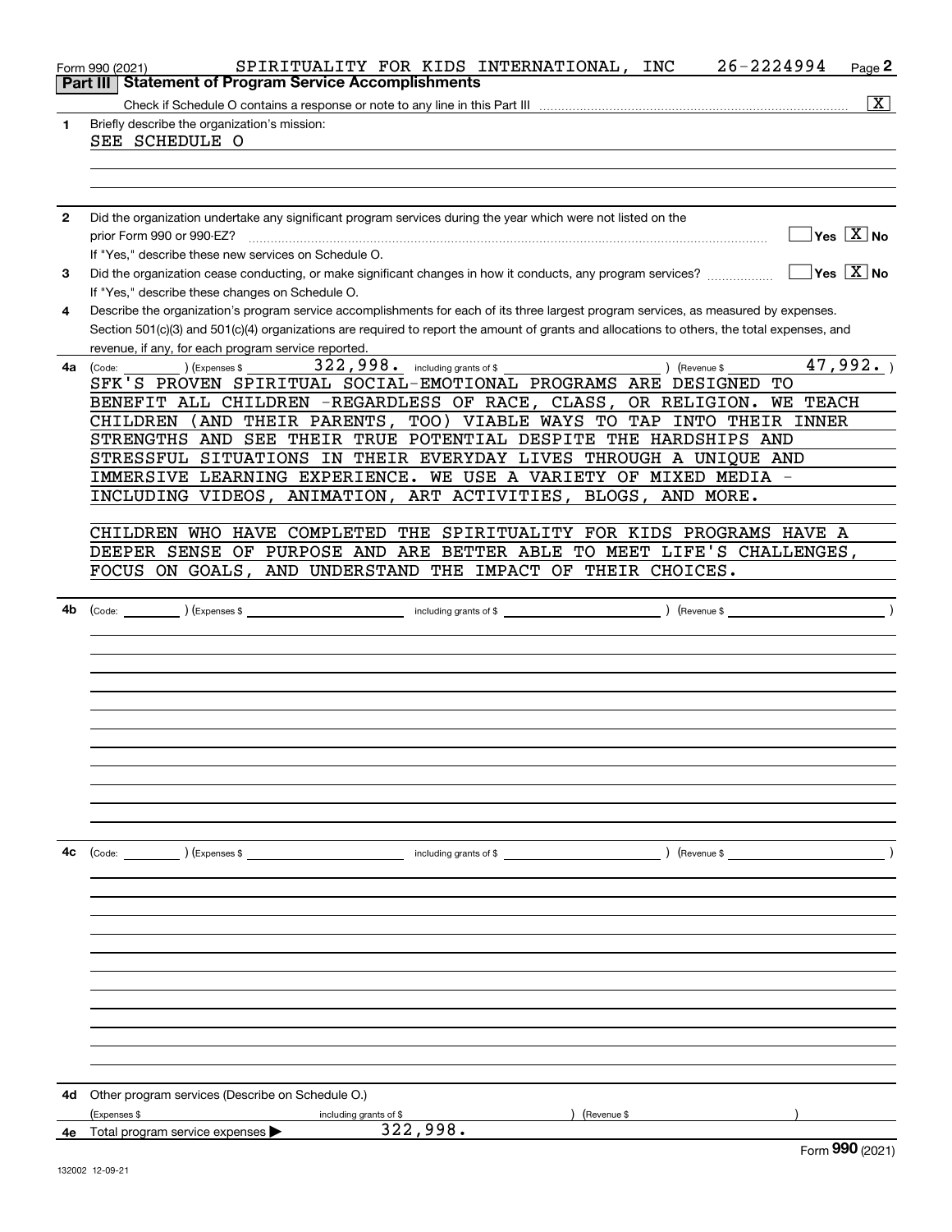Form 990 (2021) SPIRITUALITY FOR KIDS INTERNATIONAL, INC 26-2224994 Page **2**

## Part III Statement of Program Service Accomplishments

Check if Schedule O contains a response or note to any line in this Part III .......... [X]

**1** Briefly describe the organization's mission:

SEE SCHEDULE O

**2** Did the organization undertake any significant program services during the year which were not listed on the prior Form 990 or 990-EZ? .......... [ ] Yes [X] No

If "Yes," describe these new services on Schedule O.

**3** Did the organization cease conducting, or make significant changes in how it conducts, any program services? .......... [ ] Yes [X] No

If "Yes," describe these changes on Schedule O.

**4** Describe the organization's program service accomplishments for each of its three largest program services, as measured by expenses. Section 501(c)(3) and 501(c)(4) organizations are required to report the amount of grants and allocations to others, the total expenses, and revenue, if any, for each program service reported.

**4a** (Code: ) (Expenses $ 322,998. including grants of $ ) (Revenue $ 47,992. )

SFK'S PROVEN SPIRITUAL SOCIAL-EMOTIONAL PROGRAMS ARE DESIGNED TO BENEFIT ALL CHILDREN -REGARDLESS OF RACE, CLASS, OR RELIGION. WE TEACH CHILDREN (AND THEIR PARENTS, TOO) VIABLE WAYS TO TAP INTO THEIR INNER STRENGTHS AND SEE THEIR TRUE POTENTIAL DESPITE THE HARDSHIPS AND STRESSFUL SITUATIONS IN THEIR EVERYDAY LIVES THROUGH A UNIQUE AND IMMERSIVE LEARNING EXPERIENCE. WE USE A VARIETY OF MIXED MEDIA - INCLUDING VIDEOS, ANIMATION, ART ACTIVITIES, BLOGS, AND MORE.

CHILDREN WHO HAVE COMPLETED THE SPIRITUALITY FOR KIDS PROGRAMS HAVE A DEEPER SENSE OF PURPOSE AND ARE BETTER ABLE TO MEET LIFE'S CHALLENGES, FOCUS ON GOALS, AND UNDERSTAND THE IMPACT OF THEIR CHOICES.

**4b** (Code: ) (Expenses $ including grants of $ ) (Revenue $ )

**4c** (Code: ) (Expenses $ including grants of $ ) (Revenue $ )

**4d** Other program services (Describe on Schedule O.)

(Expenses $ including grants of $ ) (Revenue $ )

**4e** Total program service expenses ▶ 322,998.

Form **990** (2021)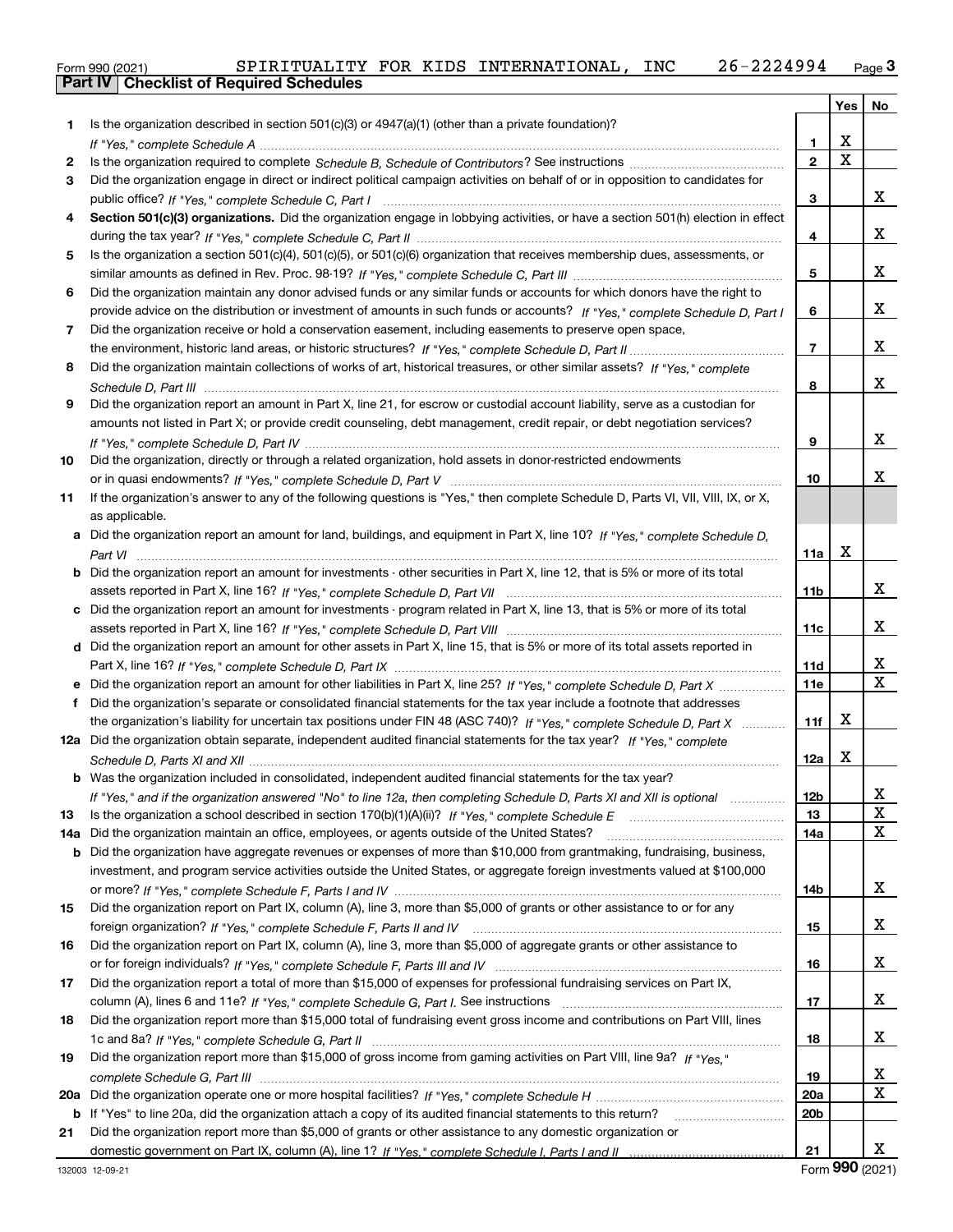Form 990 (2021) SPIRITUALITY FOR KIDS INTERNATIONAL, INC 26-2224994

## Part IV Checklist of Required Schedules

| | | | Yes | No |
|---|---|---|---|---|
| 1 | Is the organization described in section 501(c)(3) or 4947(a)(1) (other than a private foundation)? *If "Yes," complete Schedule A* | 1 | X | |
| 2 | Is the organization required to complete *Schedule B, Schedule of Contributors*? See instructions | 2 | X | |
| 3 | Did the organization engage in direct or indirect political campaign activities on behalf of or in opposition to candidates for public office? *If "Yes," complete Schedule C, Part I* | 3 | | X |
| 4 | **Section 501(c)(3) organizations.** Did the organization engage in lobbying activities, or have a section 501(h) election in effect during the tax year? *If "Yes," complete Schedule C, Part II* | 4 | | X |
| 5 | Is the organization a section 501(c)(4), 501(c)(5), or 501(c)(6) organization that receives membership dues, assessments, or similar amounts as defined in Rev. Proc. 98-19? *If "Yes," complete Schedule C, Part III* | 5 | | X |
| 6 | Did the organization maintain any donor advised funds or any similar funds or accounts for which donors have the right to provide advice on the distribution or investment of amounts in such funds or accounts? *If "Yes," complete Schedule D, Part I* | 6 | | X |
| 7 | Did the organization receive or hold a conservation easement, including easements to preserve open space, the environment, historic land areas, or historic structures? *If "Yes," complete Schedule D, Part II* | 7 | | X |
| 8 | Did the organization maintain collections of works of art, historical treasures, or other similar assets? *If "Yes," complete Schedule D, Part III* | 8 | | X |
| 9 | Did the organization report an amount in Part X, line 21, for escrow or custodial account liability, serve as a custodian for amounts not listed in Part X; or provide credit counseling, debt management, credit repair, or debt negotiation services? *If "Yes," complete Schedule D, Part IV* | 9 | | X |
| 10 | Did the organization, directly or through a related organization, hold assets in donor-restricted endowments or in quasi endowments? *If "Yes," complete Schedule D, Part V* | 10 | | X |
| 11 | If the organization's answer to any of the following questions is "Yes," then complete Schedule D, Parts VI, VII, VIII, IX, or X, as applicable. | | | |
| a | Did the organization report an amount for land, buildings, and equipment in Part X, line 10? *If "Yes," complete Schedule D, Part VI* | 11a | X | |
| b | Did the organization report an amount for investments - other securities in Part X, line 12, that is 5% or more of its total assets reported in Part X, line 16? *If "Yes," complete Schedule D, Part VII* | 11b | | X |
| c | Did the organization report an amount for investments - program related in Part X, line 13, that is 5% or more of its total assets reported in Part X, line 16? *If "Yes," complete Schedule D, Part VIII* | 11c | | X |
| d | Did the organization report an amount for other assets in Part X, line 15, that is 5% or more of its total assets reported in Part X, line 16? *If "Yes," complete Schedule D, Part IX* | 11d | | X |
| e | Did the organization report an amount for other liabilities in Part X, line 25? *If "Yes," complete Schedule D, Part X* | 11e | | X |
| f | Did the organization's separate or consolidated financial statements for the tax year include a footnote that addresses the organization's liability for uncertain tax positions under FIN 48 (ASC 740)? *If "Yes," complete Schedule D, Part X* | 11f | X | |
| 12a | Did the organization obtain separate, independent audited financial statements for the tax year? *If "Yes," complete Schedule D, Parts XI and XII* | 12a | X | |
| b | Was the organization included in consolidated, independent audited financial statements for the tax year? *If "Yes," and if the organization answered "No" to line 12a, then completing Schedule D, Parts XI and XII is optional* | 12b | | X |
| 13 | Is the organization a school described in section 170(b)(1)(A)(ii)? *If "Yes," complete Schedule E* | 13 | | X |
| 14a | Did the organization maintain an office, employees, or agents outside of the United States? | 14a | | X |
| b | Did the organization have aggregate revenues or expenses of more than $10,000 from grantmaking, fundraising, business, investment, and program service activities outside the United States, or aggregate foreign investments valued at $100,000 or more? *If "Yes," complete Schedule F, Parts I and IV* | 14b | | X |
| 15 | Did the organization report on Part IX, column (A), line 3, more than $5,000 of grants or other assistance to or for any foreign organization? *If "Yes," complete Schedule F, Parts II and IV* | 15 | | X |
| 16 | Did the organization report on Part IX, column (A), line 3, more than $5,000 of aggregate grants or other assistance to or for foreign individuals? *If "Yes," complete Schedule F, Parts III and IV* | 16 | | X |
| 17 | Did the organization report a total of more than $15,000 of expenses for professional fundraising services on Part IX, column (A), lines 6 and 11e? *If "Yes," complete Schedule G, Part I.* See instructions | 17 | | X |
| 18 | Did the organization report more than $15,000 total of fundraising event gross income and contributions on Part VIII, lines 1c and 8a? *If "Yes," complete Schedule G, Part II* | 18 | | X |
| 19 | Did the organization report more than $15,000 of gross income from gaming activities on Part VIII, line 9a? *If "Yes," complete Schedule G, Part III* | 19 | | X |
| 20a | Did the organization operate one or more hospital facilities? *If "Yes," complete Schedule H* | 20a | | X |
| b | If "Yes" to line 20a, did the organization attach a copy of its audited financial statements to this return? | 20b | | |
| 21 | Did the organization report more than $5,000 of grants or other assistance to any domestic organization or domestic government on Part IX, column (A), line 1? *If "Yes," complete Schedule I, Parts I and II* | 21 | | X |

132003 12-09-21 Form **990** (2021)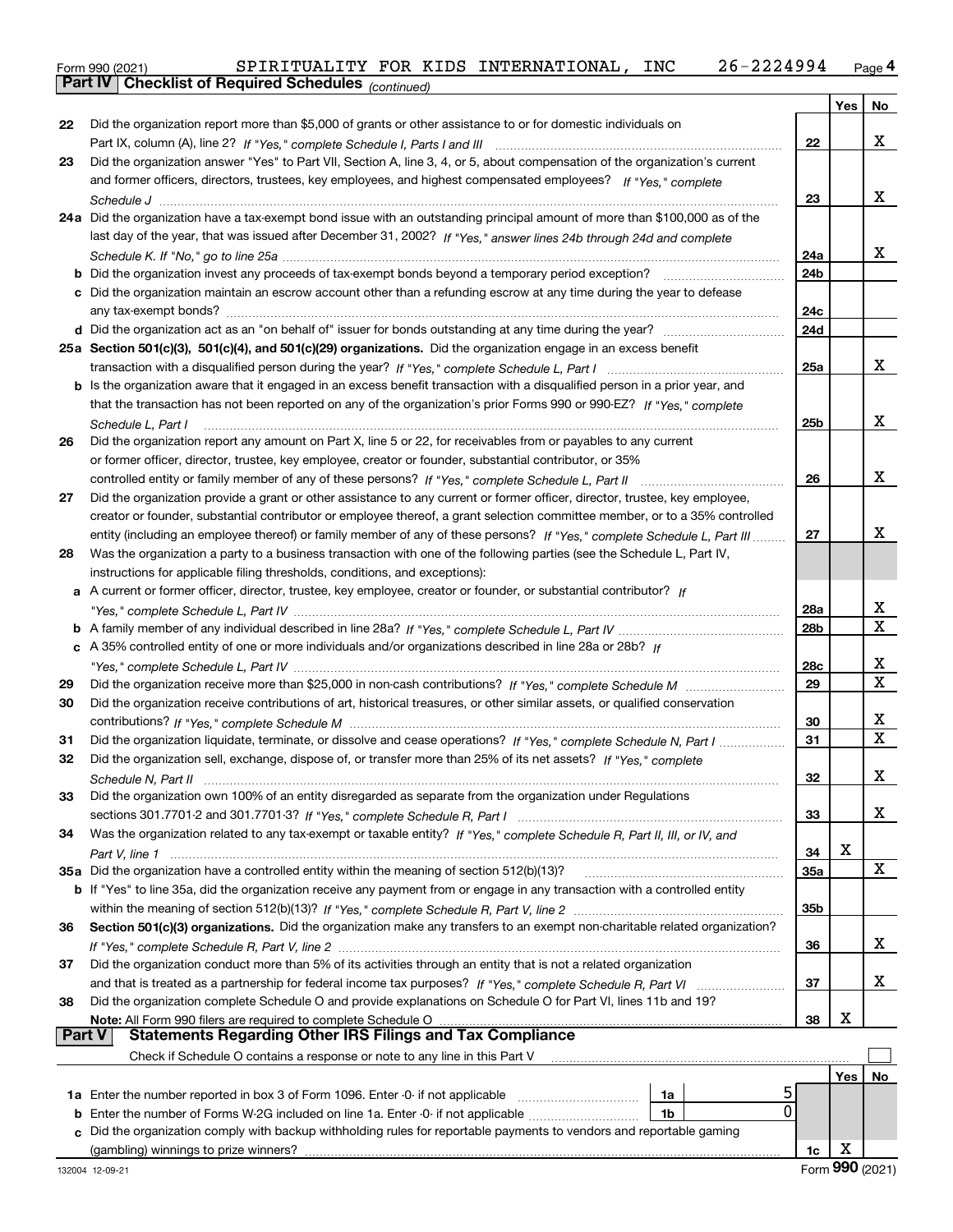Form 990 (2021) SPIRITUALITY FOR KIDS INTERNATIONAL, INC 26-2224994 Page **4**

**Part IV | Checklist of Required Schedules** *(continued)*

| | | | Yes | No |
|---|---|---|---|---|
| **22** | Did the organization report more than $5,000 of grants or other assistance to or for domestic individuals on Part IX, column (A), line 2? *If "Yes," complete Schedule I, Parts I and III* | **22** | | X |
| **23** | Did the organization answer "Yes" to Part VII, Section A, line 3, 4, or 5, about compensation of the organization's current and former officers, directors, trustees, key employees, and highest compensated employees? *If "Yes," complete Schedule J* | **23** | | X |
| **24a** | Did the organization have a tax-exempt bond issue with an outstanding principal amount of more than $100,000 as of the last day of the year, that was issued after December 31, 2002? *If "Yes," answer lines 24b through 24d and complete Schedule K. If "No," go to line 25a* | **24a** | | X |
| **b** | Did the organization invest any proceeds of tax-exempt bonds beyond a temporary period exception? | **24b** | | |
| **c** | Did the organization maintain an escrow account other than a refunding escrow at any time during the year to defease any tax-exempt bonds? | **24c** | | |
| **d** | Did the organization act as an "on behalf of" issuer for bonds outstanding at any time during the year? | **24d** | | |
| **25a** | **Section 501(c)(3), 501(c)(4), and 501(c)(29) organizations.** Did the organization engage in an excess benefit transaction with a disqualified person during the year? *If "Yes," complete Schedule L, Part I* | **25a** | | X |
| **b** | Is the organization aware that it engaged in an excess benefit transaction with a disqualified person in a prior year, and that the transaction has not been reported on any of the organization's prior Forms 990 or 990-EZ? *If "Yes," complete Schedule L, Part I* | **25b** | | X |
| **26** | Did the organization report any amount on Part X, line 5 or 22, for receivables from or payables to any current or former officer, director, trustee, key employee, creator or founder, substantial contributor, or 35% controlled entity or family member of any of these persons? *If "Yes," complete Schedule L, Part II* | **26** | | X |
| **27** | Did the organization provide a grant or other assistance to any current or former officer, director, trustee, key employee, creator or founder, substantial contributor or employee thereof, a grant selection committee member, or to a 35% controlled entity (including an employee thereof) or family member of any of these persons? *If "Yes," complete Schedule L, Part III* | **27** | | X |
| **28** | Was the organization a party to a business transaction with one of the following parties (see the Schedule L, Part IV, instructions for applicable filing thresholds, conditions, and exceptions): | | | |
| **a** | A current or former officer, director, trustee, key employee, creator or founder, or substantial contributor? *If "Yes," complete Schedule L, Part IV* | **28a** | | X |
| **b** | A family member of any individual described in line 28a? *If "Yes," complete Schedule L, Part IV* | **28b** | | X |
| **c** | A 35% controlled entity of one or more individuals and/or organizations described in line 28a or 28b? *If "Yes," complete Schedule L, Part IV* | **28c** | | X |
| **29** | Did the organization receive more than $25,000 in non-cash contributions? *If "Yes," complete Schedule M* | **29** | | X |
| **30** | Did the organization receive contributions of art, historical treasures, or other similar assets, or qualified conservation contributions? *If "Yes," complete Schedule M* | **30** | | X |
| **31** | Did the organization liquidate, terminate, or dissolve and cease operations? *If "Yes," complete Schedule N, Part I* | **31** | | X |
| **32** | Did the organization sell, exchange, dispose of, or transfer more than 25% of its net assets? *If "Yes," complete Schedule N, Part II* | **32** | | X |
| **33** | Did the organization own 100% of an entity disregarded as separate from the organization under Regulations sections 301.7701-2 and 301.7701-3? *If "Yes," complete Schedule R, Part I* | **33** | | X |
| **34** | Was the organization related to any tax-exempt or taxable entity? *If "Yes," complete Schedule R, Part II, III, or IV, and Part V, line 1* | **34** | X | |
| **35a** | Did the organization have a controlled entity within the meaning of section 512(b)(13)? | **35a** | | X |
| **b** | If "Yes" to line 35a, did the organization receive any payment from or engage in any transaction with a controlled entity within the meaning of section 512(b)(13)? *If "Yes," complete Schedule R, Part V, line 2* | **35b** | | |
| **36** | **Section 501(c)(3) organizations.** Did the organization make any transfers to an exempt non-charitable related organization? *If "Yes," complete Schedule R, Part V, line 2* | **36** | | X |
| **37** | Did the organization conduct more than 5% of its activities through an entity that is not a related organization and that is treated as a partnership for federal income tax purposes? *If "Yes," complete Schedule R, Part VI* | **37** | | X |
| **38** | Did the organization complete Schedule O and provide explanations on Schedule O for Part VI, lines 11b and 19? **Note:** All Form 990 filers are required to complete Schedule O | **38** | X | |

**Part V | Statements Regarding Other IRS Filings and Tax Compliance**

Check if Schedule O contains a response or note to any line in this Part V ☐

| | | | | | Yes | No |
|---|---|---|---|---|---|---|
| **1a** | Enter the number reported in box 3 of Form 1096. Enter -0- if not applicable | 1a | 5 | | | |
| **b** | Enter the number of Forms W-2G included on line 1a. Enter -0- if not applicable | 1b | 0 | | | |
| **c** | Did the organization comply with backup withholding rules for reportable payments to vendors and reportable gaming (gambling) winnings to prize winners? | | | **1c** | X | |

132004 12-09-21 Form **990** (2021)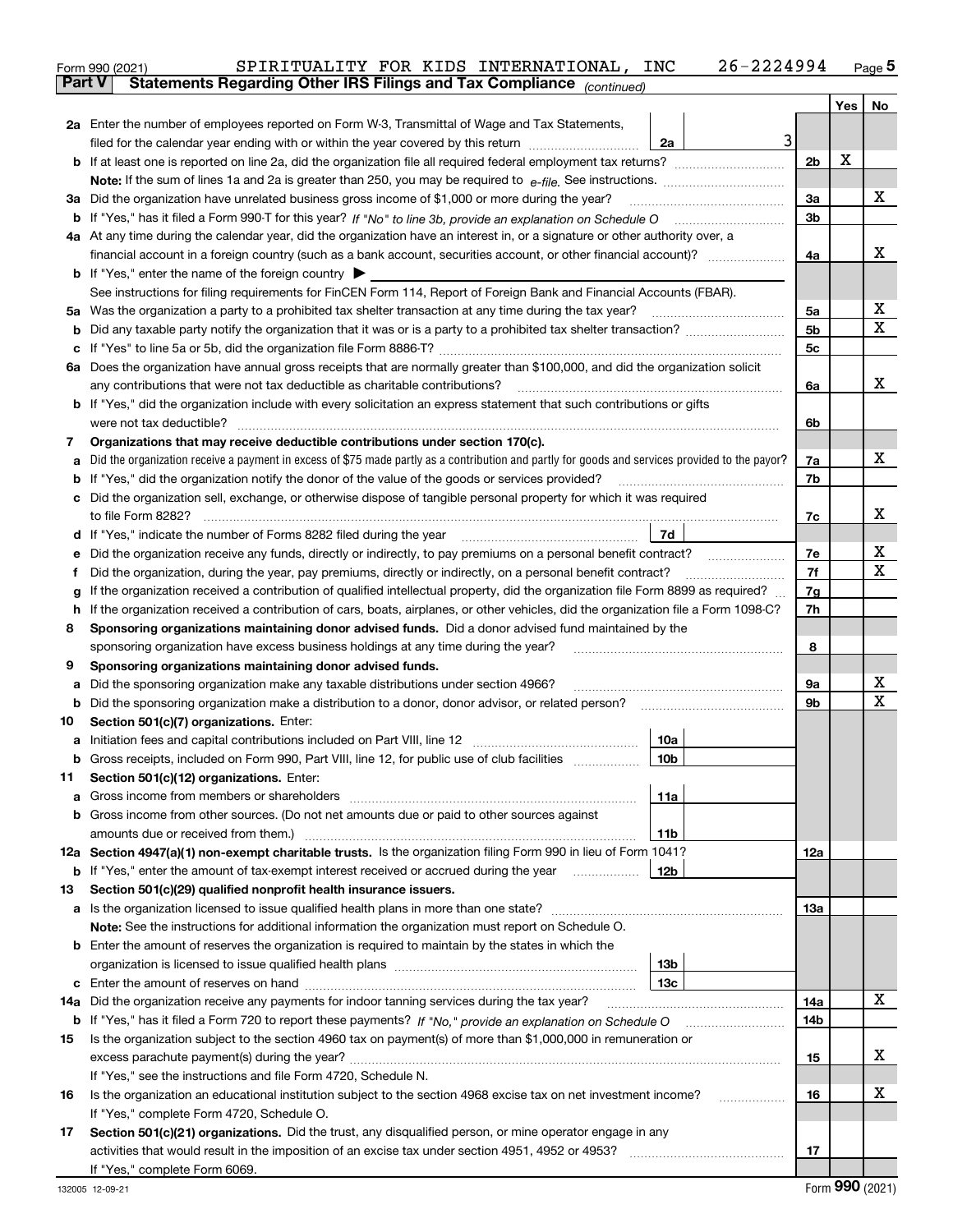Form 990 (2021) SPIRITUALITY FOR KIDS INTERNATIONAL, INC 26-2224994 Page 5

**Part V Statements Regarding Other IRS Filings and Tax Compliance** *(continued)*

| | | | | Yes | No |
|---|---|---|---|---|---|
| **2a** | Enter the number of employees reported on Form W-3, Transmittal of Wage and Tax Statements, filed for the calendar year ending with or within the year covered by this return | 2a | 3 | | |
| **b** | If at least one is reported on line 2a, did the organization file all required federal employment tax returns? | | 2b | X | |
| | **Note:** If the sum of lines 1a and 2a is greater than 250, you may be required to *e-file.* See instructions. | | | | |
| **3a** | Did the organization have unrelated business gross income of $1,000 or more during the year? | | 3a | | X |
| **b** | If "Yes," has it filed a Form 990-T for this year? *If "No" to line 3b, provide an explanation on Schedule O* | | 3b | | |
| **4a** | At any time during the calendar year, did the organization have an interest in, or a signature or other authority over, a financial account in a foreign country (such as a bank account, securities account, or other financial account)? | | 4a | | X |
| **b** | If "Yes," enter the name of the foreign country ▶ | | | | |
| | See instructions for filing requirements for FinCEN Form 114, Report of Foreign Bank and Financial Accounts (FBAR). | | | | |
| **5a** | Was the organization a party to a prohibited tax shelter transaction at any time during the tax year? | | 5a | | X |
| **b** | Did any taxable party notify the organization that it was or is a party to a prohibited tax shelter transaction? | | 5b | | X |
| **c** | If "Yes" to line 5a or 5b, did the organization file Form 8886-T? | | 5c | | |
| **6a** | Does the organization have annual gross receipts that are normally greater than $100,000, and did the organization solicit any contributions that were not tax deductible as charitable contributions? | | 6a | | X |
| **b** | If "Yes," did the organization include with every solicitation an express statement that such contributions or gifts were not tax deductible? | | 6b | | |
| **7** | **Organizations that may receive deductible contributions under section 170(c).** | | | | |
| **a** | Did the organization receive a payment in excess of $75 made partly as a contribution and partly for goods and services provided to the payor? | | 7a | | X |
| **b** | If "Yes," did the organization notify the donor of the value of the goods or services provided? | | 7b | | |
| **c** | Did the organization sell, exchange, or otherwise dispose of tangible personal property for which it was required to file Form 8282? | | 7c | | X |
| **d** | If "Yes," indicate the number of Forms 8282 filed during the year | 7d | | | |
| **e** | Did the organization receive any funds, directly or indirectly, to pay premiums on a personal benefit contract? | | 7e | | X |
| **f** | Did the organization, during the year, pay premiums, directly or indirectly, on a personal benefit contract? | | 7f | | X |
| **g** | If the organization received a contribution of qualified intellectual property, did the organization file Form 8899 as required? | | 7g | | |
| **h** | If the organization received a contribution of cars, boats, airplanes, or other vehicles, did the organization file a Form 1098-C? | | 7h | | |
| **8** | **Sponsoring organizations maintaining donor advised funds.** Did a donor advised fund maintained by the sponsoring organization have excess business holdings at any time during the year? | | 8 | | |
| **9** | **Sponsoring organizations maintaining donor advised funds.** | | | | |
| **a** | Did the sponsoring organization make any taxable distributions under section 4966? | | 9a | | X |
| **b** | Did the sponsoring organization make a distribution to a donor, donor advisor, or related person? | | 9b | | X |
| **10** | **Section 501(c)(7) organizations.** Enter: | | | | |
| **a** | Initiation fees and capital contributions included on Part VIII, line 12 | 10a | | | |
| **b** | Gross receipts, included on Form 990, Part VIII, line 12, for public use of club facilities | 10b | | | |
| **11** | **Section 501(c)(12) organizations.** Enter: | | | | |
| **a** | Gross income from members or shareholders | 11a | | | |
| **b** | Gross income from other sources. (Do not net amounts due or paid to other sources against amounts due or received from them.) | 11b | | | |
| **12a** | **Section 4947(a)(1) non-exempt charitable trusts.** Is the organization filing Form 990 in lieu of Form 1041? | | 12a | | |
| **b** | If "Yes," enter the amount of tax-exempt interest received or accrued during the year | 12b | | | |
| **13** | **Section 501(c)(29) qualified nonprofit health insurance issuers.** | | | | |
| **a** | Is the organization licensed to issue qualified health plans in more than one state? | | 13a | | |
| | **Note:** See the instructions for additional information the organization must report on Schedule O. | | | | |
| **b** | Enter the amount of reserves the organization is required to maintain by the states in which the organization is licensed to issue qualified health plans | 13b | | | |
| **c** | Enter the amount of reserves on hand | 13c | | | |
| **14a** | Did the organization receive any payments for indoor tanning services during the tax year? | | 14a | | X |
| **b** | If "Yes," has it filed a Form 720 to report these payments? *If "No," provide an explanation on Schedule O* | | 14b | | |
| **15** | Is the organization subject to the section 4960 tax on payment(s) of more than $1,000,000 in remuneration or excess parachute payment(s) during the year? | | 15 | | X |
| | If "Yes," see the instructions and file Form 4720, Schedule N. | | | | |
| **16** | Is the organization an educational institution subject to the section 4968 excise tax on net investment income? | | 16 | | X |
| | If "Yes," complete Form 4720, Schedule O. | | | | |
| **17** | **Section 501(c)(21) organizations.** Did the trust, any disqualified person, or mine operator engage in any activities that would result in the imposition of an excise tax under section 4951, 4952 or 4953? | | 17 | | |
| | If "Yes," complete Form 6069. | | | | |

132005 12-09-21 Form **990** (2021)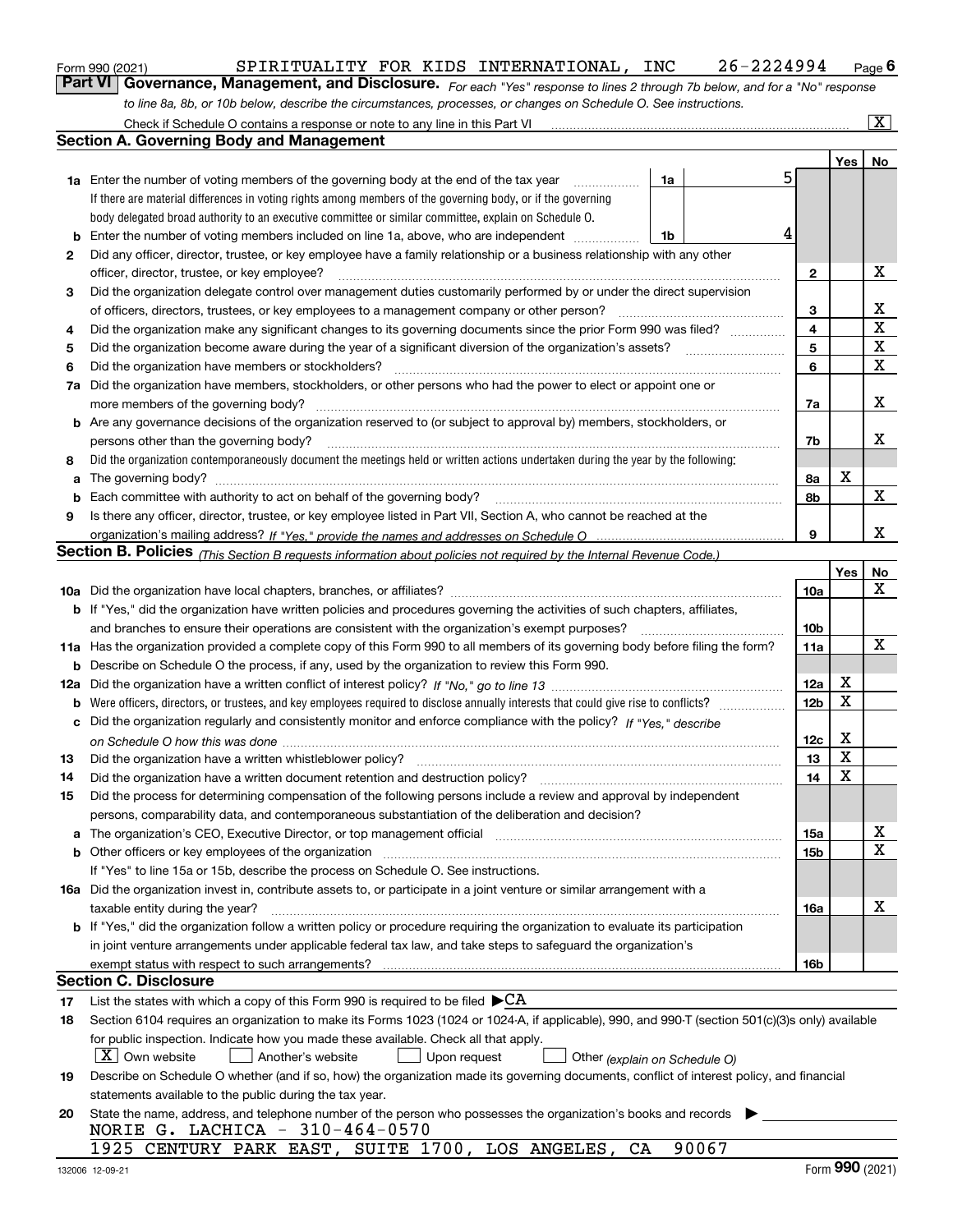Form 990 (2021) SPIRITUALITY FOR KIDS INTERNATIONAL, INC 26-2224994

## Part VI Governance, Management, and Disclosure.

*For each "Yes" response to lines 2 through 7b below, and for a "No" response to line 8a, 8b, or 10b below, describe the circumstances, processes, or changes on Schedule O. See instructions.*

Check if Schedule O contains a response or note to any line in this Part VI [X]

### Section A. Governing Body and Management

| | | | Yes | No |
|---|---|---|---|---|
| **1a** | Enter the number of voting members of the governing body at the end of the tax year — **1a** 5. If there are material differences in voting rights among members of the governing body, or if the governing body delegated broad authority to an executive committee or similar committee, explain on Schedule O. | | | |
| **b** | Enter the number of voting members included on line 1a, above, who are independent — **1b** 4 | | | |
| **2** | Did any officer, director, trustee, or key employee have a family relationship or a business relationship with any other officer, director, trustee, or key employee? | 2 | | X |
| **3** | Did the organization delegate control over management duties customarily performed by or under the direct supervision of officers, directors, trustees, or key employees to a management company or other person? | 3 | | X |
| **4** | Did the organization make any significant changes to its governing documents since the prior Form 990 was filed? | 4 | | X |
| **5** | Did the organization become aware during the year of a significant diversion of the organization's assets? | 5 | | X |
| **6** | Did the organization have members or stockholders? | 6 | | X |
| **7a** | Did the organization have members, stockholders, or other persons who had the power to elect or appoint one or more members of the governing body? | 7a | | X |
| **b** | Are any governance decisions of the organization reserved to (or subject to approval by) members, stockholders, or persons other than the governing body? | 7b | | X |
| **8** | Did the organization contemporaneously document the meetings held or written actions undertaken during the year by the following: | | | |
| **a** | The governing body? | 8a | X | |
| **b** | Each committee with authority to act on behalf of the governing body? | 8b | | X |
| **9** | Is there any officer, director, trustee, or key employee listed in Part VII, Section A, who cannot be reached at the organization's mailing address? *If "Yes," provide the names and addresses on Schedule O* | 9 | | X |

### Section B. Policies *(This Section B requests information about policies not required by the Internal Revenue Code.)*

| | | | Yes | No |
|---|---|---|---|---|
| **10a** | Did the organization have local chapters, branches, or affiliates? | 10a | | X |
| **b** | If "Yes," did the organization have written policies and procedures governing the activities of such chapters, affiliates, and branches to ensure their operations are consistent with the organization's exempt purposes? | 10b | | |
| **11a** | Has the organization provided a complete copy of this Form 990 to all members of its governing body before filing the form? | 11a | | X |
| **b** | Describe on Schedule O the process, if any, used by the organization to review this Form 990. | | | |
| **12a** | Did the organization have a written conflict of interest policy? *If "No," go to line 13* | 12a | X | |
| **b** | Were officers, directors, or trustees, and key employees required to disclose annually interests that could give rise to conflicts? | 12b | X | |
| **c** | Did the organization regularly and consistently monitor and enforce compliance with the policy? *If "Yes," describe on Schedule O how this was done* | 12c | X | |
| **13** | Did the organization have a written whistleblower policy? | 13 | X | |
| **14** | Did the organization have a written document retention and destruction policy? | 14 | X | |
| **15** | Did the process for determining compensation of the following persons include a review and approval by independent persons, comparability data, and contemporaneous substantiation of the deliberation and decision? | | | |
| **a** | The organization's CEO, Executive Director, or top management official | 15a | | X |
| **b** | Other officers or key employees of the organization | 15b | | X |
| | If "Yes" to line 15a or 15b, describe the process on Schedule O. See instructions. | | | |
| **16a** | Did the organization invest in, contribute assets to, or participate in a joint venture or similar arrangement with a taxable entity during the year? | 16a | | X |
| **b** | If "Yes," did the organization follow a written policy or procedure requiring the organization to evaluate its participation in joint venture arrangements under applicable federal tax law, and take steps to safeguard the organization's exempt status with respect to such arrangements? | 16b | | |

### Section C. Disclosure

**17** List the states with which a copy of this Form 990 is required to be filed ▶ CA

**18** Section 6104 requires an organization to make its Forms 1023 (1024 or 1024-A, if applicable), 990, and 990-T (section 501(c)(3)s only) available for public inspection. Indicate how you made these available. Check all that apply.

[X] Own website [ ] Another's website [ ] Upon request [ ] Other *(explain on Schedule O)*

**19** Describe on Schedule O whether (and if so, how) the organization made its governing documents, conflict of interest policy, and financial statements available to the public during the tax year.

**20** State the name, address, and telephone number of the person who possesses the organization's books and records ▶

NORIE G. LACHICA - 310-464-0570
1925 CENTURY PARK EAST, SUITE 1700, LOS ANGELES, CA 90067

132006 12-09-21 Form **990** (2021)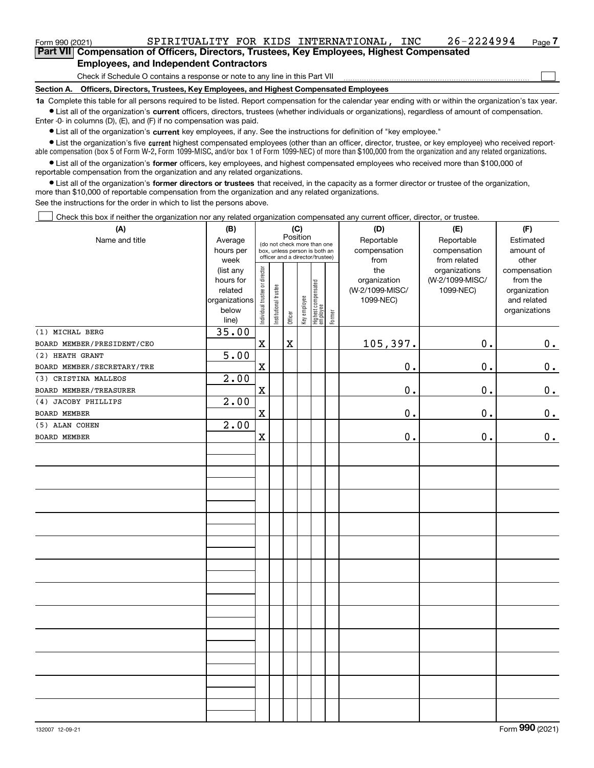Form 990 (2021) SPIRITUALITY FOR KIDS INTERNATIONAL, INC 26-2224994

## Part VII Compensation of Officers, Directors, Trustees, Key Employees, Highest Compensated Employees, and Independent Contractors

Check if Schedule O contains a response or note to any line in this Part VII ☐

**Section A. Officers, Directors, Trustees, Key Employees, and Highest Compensated Employees**

**1a** Complete this table for all persons required to be listed. Report compensation for the calendar year ending with or within the organization's tax year.

- List all of the organization's **current** officers, directors, trustees (whether individuals or organizations), regardless of amount of compensation. Enter -0- in columns (D), (E), and (F) if no compensation was paid.
- List all of the organization's **current** key employees, if any. See the instructions for definition of "key employee."
- List the organization's five **current** highest compensated employees (other than an officer, director, trustee, or key employee) who received reportable compensation (box 5 of Form W-2, Form 1099-MISC, and/or box 1 of Form 1099-NEC) of more than $100,000 from the organization and any related organizations.
- List all of the organization's **former** officers, key employees, and highest compensated employees who received more than $100,000 of reportable compensation from the organization and any related organizations.
- List all of the organization's **former directors or trustees** that received, in the capacity as a former director or trustee of the organization, more than $10,000 of reportable compensation from the organization and any related organizations.

See the instructions for the order in which to list the persons above.

☐ Check this box if neither the organization nor any related organization compensated any current officer, director, or trustee.

| (A) Name and title | (B) Average hours per week (list any hours for related organizations below line) | (C) Position: Individual trustee or director | Institutional trustee | Officer | Key employee | Highest compensated employee | Former | (D) Reportable compensation from the organization (W-2/1099-MISC/ 1099-NEC) | (E) Reportable compensation from related organizations (W-2/1099-MISC/ 1099-NEC) | (F) Estimated amount of other compensation from the organization and related organizations |
|---|---|---|---|---|---|---|---|---|---|---|
| (1) MICHAL BERG<br>BOARD MEMBER/PRESIDENT/CEO | 35.00 | X | | X | | | | 105,397. | 0. | 0. |
| (2) HEATH GRANT<br>BOARD MEMBER/SECRETARY/TRE | 5.00 | X | | | | | | 0. | 0. | 0. |
| (3) CRISTINA MALLEOS<br>BOARD MEMBER/TREASURER | 2.00 | X | | | | | | 0. | 0. | 0. |
| (4) JACOBY PHILLIPS<br>BOARD MEMBER | 2.00 | X | | | | | | 0. | 0. | 0. |
| (5) ALAN COHEN<br>BOARD MEMBER | 2.00 | X | | | | | | 0. | 0. | 0. |

Form **990** (2021)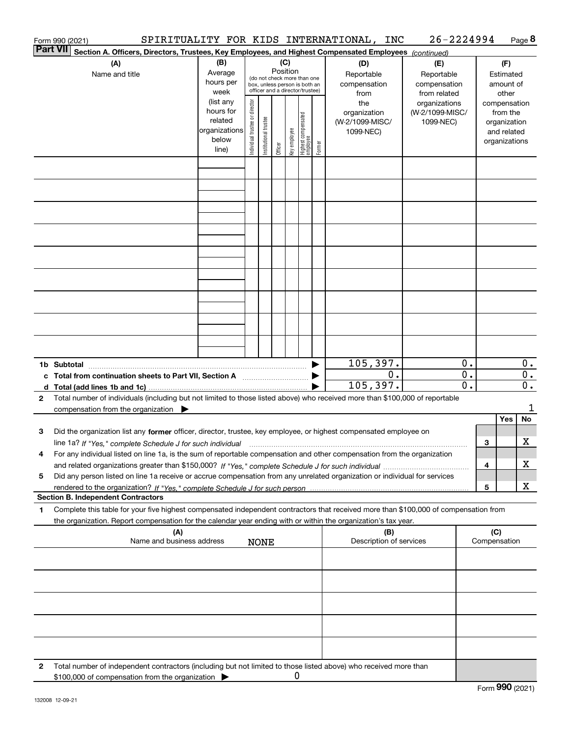Form 990 (2021) SPIRITUALITY FOR KIDS INTERNATIONAL, INC 26-2224994 Page 8

**Part VII** **Section A. Officers, Directors, Trustees, Key Employees, and Highest Compensated Employees** *(continued)*

| (A) Name and title | (B) Average hours per week (list any hours for related organizations below line) | (C) Position (do not check more than one box, unless person is both an officer and a director/trustee): Individual trustee or director | Institutional trustee | Officer | Key employee | Highest compensated employee | Former | (D) Reportable compensation from the organization (W-2/1099-MISC/ 1099-NEC) | (E) Reportable compensation from related organizations (W-2/1099-MISC/ 1099-NEC) | (F) Estimated amount of other compensation from the organization and related organizations |
|---|---|---|---|---|---|---|---|---|---|---|
| | | | | | | | | | | |
| | | | | | | | | | | |
| | | | | | | | | | | |
| | | | | | | | | | | |
| | | | | | | | | | | |
| | | | | | | | | | | |
| | | | | | | | | | | |
| | | | | | | | | | | |
| | | | | | | | | | | |
| **1b Subtotal** | | | | | | | ▶ | 105,397. | 0. | 0. |
| **c Total from continuation sheets to Part VII, Section A** | | | | | | | ▶ | 0. | 0. | 0. |
| **d Total (add lines 1b and 1c)** | | | | | | | ▶ | 105,397. | 0. | 0. |

**2** Total number of individuals (including but not limited to those listed above) who received more than $100,000 of reportable compensation from the organization ▶ 1

| | | | Yes | No |
|---|---|---|---|---|
| **3** | Did the organization list any **former** officer, director, trustee, key employee, or highest compensated employee on line 1a? *If "Yes," complete Schedule J for such individual* | 3 | | X |
| **4** | For any individual listed on line 1a, is the sum of reportable compensation and other compensation from the organization and related organizations greater than $150,000? *If "Yes," complete Schedule J for such individual* | 4 | | X |
| **5** | Did any person listed on line 1a receive or accrue compensation from any unrelated organization or individual for services rendered to the organization? *If "Yes," complete Schedule J for such person* | 5 | | X |

**Section B. Independent Contractors**

**1** Complete this table for your five highest compensated independent contractors that received more than $100,000 of compensation from the organization. Report compensation for the calendar year ending with or within the organization's tax year.

| (A) Name and business address | (B) Description of services | (C) Compensation |
|---|---|---|
| NONE | | |
| | | |
| | | |
| | | |
| | | |

**2** Total number of independent contractors (including but not limited to those listed above) who received more than $100,000 of compensation from the organization ▶ 0

Form **990** (2021)

132008 12-09-21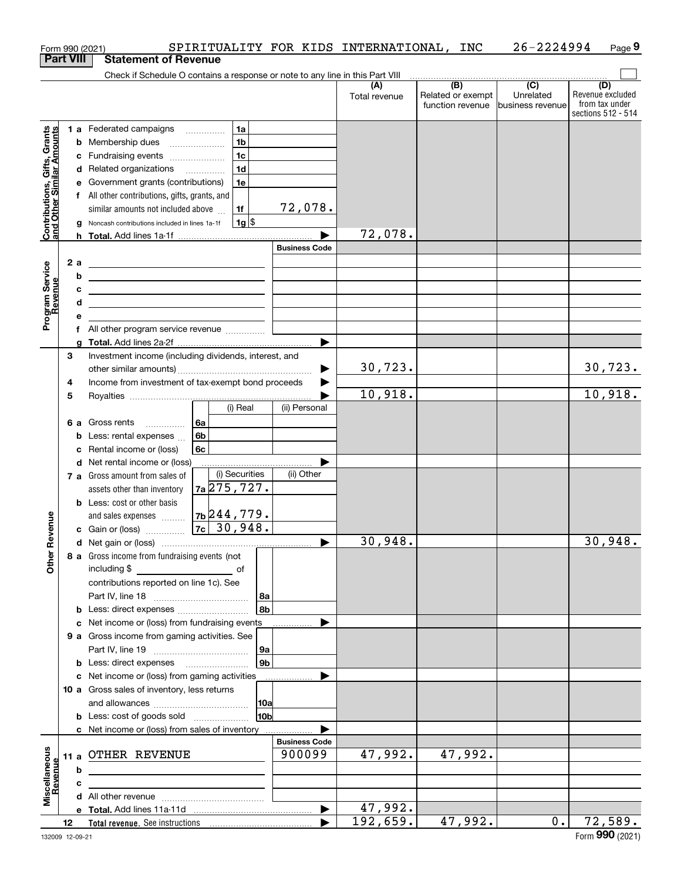Form 990 (2021) SPIRITUALITY FOR KIDS INTERNATIONAL, INC 26-2224994

## Part VIII Statement of Revenue

Check if Schedule O contains a response or note to any line in this Part VIII

| | | | | (A) Total revenue | (B) Related or exempt function revenue | (C) Unrelated business revenue | (D) Revenue excluded from tax under sections 512 - 514 |
|---|---|---|---|---|---|---|---|
| **Contributions, Gifts, Grants and Other Similar Amounts** | 1 a Federated campaigns | 1a | | | | | |
| | b Membership dues | 1b | | | | | |
| | c Fundraising events | 1c | | | | | |
| | d Related organizations | 1d | | | | | |
| | e Government grants (contributions) | 1e | | | | | |
| | f All other contributions, gifts, grants, and similar amounts not included above | 1f | 72,078. | | | | |
| | g Noncash contributions included in lines 1a-1f | 1g | $ | | | | |
| | h **Total.** Add lines 1a-1f | | | 72,078. | | | |
| **Program Service Revenue** | | | Business Code | | | | |
| | 2 a | | | | | | |
| | b | | | | | | |
| | c | | | | | | |
| | d | | | | | | |
| | e | | | | | | |
| | f All other program service revenue | | | | | | |
| | g **Total.** Add lines 2a-2f | | | | | | |
| **Other Revenue** | 3 Investment income (including dividends, interest, and other similar amounts) | | | 30,723. | | | 30,723. |
| | 4 Income from investment of tax-exempt bond proceeds | | | | | | |
| | 5 Royalties | | | 10,918. | | | 10,918. |
| | | (i) Real | (ii) Personal | | | | |
| | 6 a Gross rents 6a | | | | | | |
| | b Less: rental expenses 6b | | | | | | |
| | c Rental income or (loss) 6c | | | | | | |
| | d Net rental income or (loss) | | | | | | |
| | | (i) Securities | (ii) Other | | | | |
| | 7 a Gross amount from sales of assets other than inventory 7a | 275,727. | | | | | |
| | b Less: cost or other basis and sales expenses 7b | 244,779. | | | | | |
| | c Gain or (loss) 7c | 30,948. | | | | | |
| | d Net gain or (loss) | | | 30,948. | | | 30,948. |
| | 8 a Gross income from fundraising events (not including $ ___ of contributions reported on line 1c). See Part IV, line 18 | 8a | | | | | |
| | b Less: direct expenses | 8b | | | | | |
| | c Net income or (loss) from fundraising events | | | | | | |
| | 9 a Gross income from gaming activities. See Part IV, line 19 | 9a | | | | | |
| | b Less: direct expenses | 9b | | | | | |
| | c Net income or (loss) from gaming activities | | | | | | |
| | 10 a Gross sales of inventory, less returns and allowances | 10a | | | | | |
| | b Less: cost of goods sold | 10b | | | | | |
| | c Net income or (loss) from sales of inventory | | | | | | |
| **Miscellaneous Revenue** | | | Business Code | | | | |
| | 11 a OTHER REVENUE | | 900099 | 47,992. | 47,992. | | |
| | b | | | | | | |
| | c | | | | | | |
| | d All other revenue | | | | | | |
| | e **Total.** Add lines 11a-11d | | | 47,992. | | | |
| | 12 **Total revenue.** See instructions | | | 192,659. | 47,992. | 0. | 72,589. |

132009 12-09-21 Form **990** (2021)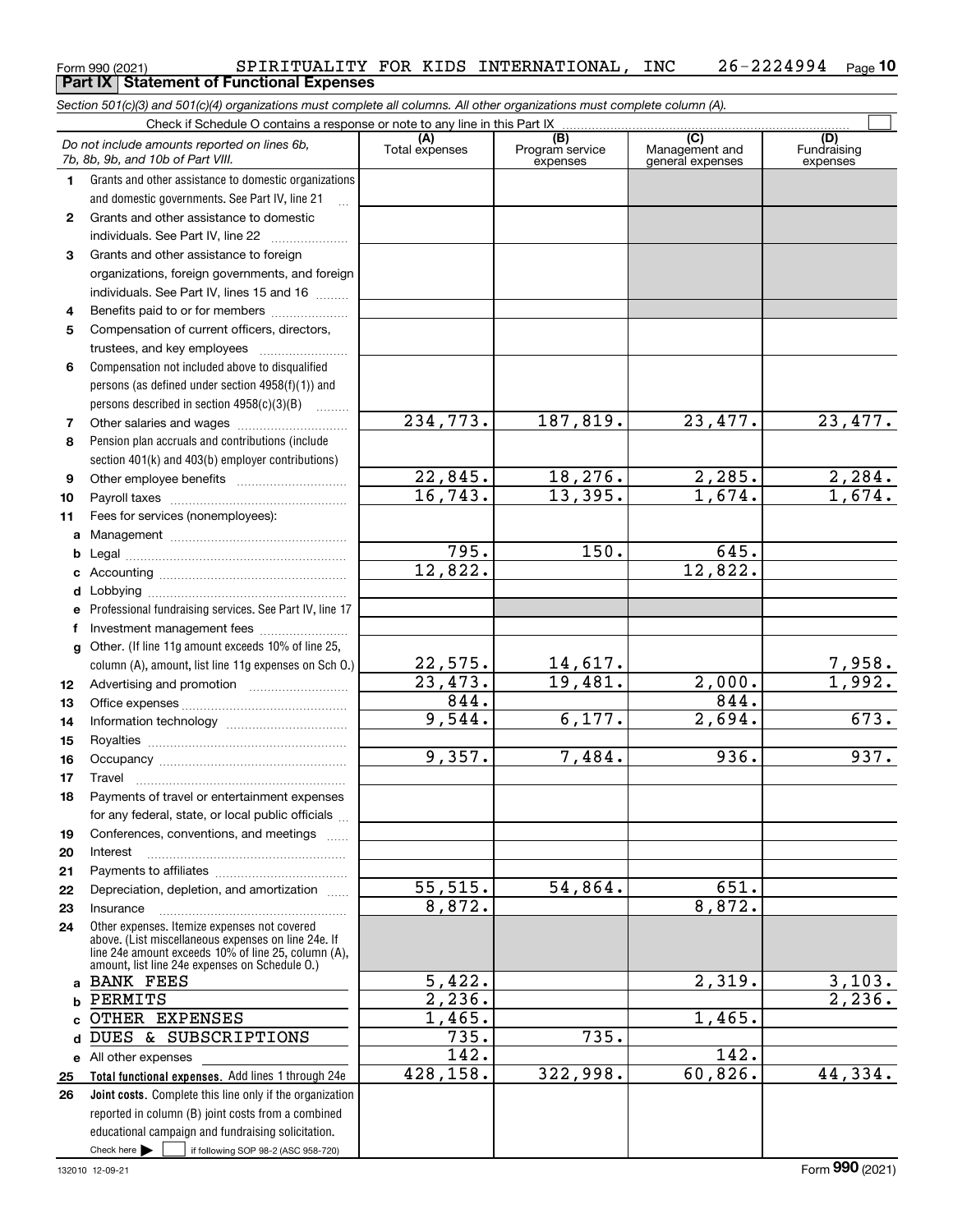Form 990 (2021) SPIRITUALITY FOR KIDS INTERNATIONAL, INC 26-2224994

## Part IX Statement of Functional Expenses

*Section 501(c)(3) and 501(c)(4) organizations must complete all columns. All other organizations must complete column (A).*

Check if Schedule O contains a response or note to any line in this Part IX

| *Do not include amounts reported on lines 6b, 7b, 8b, 9b, and 10b of Part VIII.* | (A) Total expenses | (B) Program service expenses | (C) Management and general expenses | (D) Fundraising expenses |
|---|---|---|---|---|
| 1 Grants and other assistance to domestic organizations and domestic governments. See Part IV, line 21 | | | | |
| 2 Grants and other assistance to domestic individuals. See Part IV, line 22 | | | | |
| 3 Grants and other assistance to foreign organizations, foreign governments, and foreign individuals. See Part IV, lines 15 and 16 | | | | |
| 4 Benefits paid to or for members | | | | |
| 5 Compensation of current officers, directors, trustees, and key employees | | | | |
| 6 Compensation not included above to disqualified persons (as defined under section 4958(f)(1)) and persons described in section 4958(c)(3)(B) | | | | |
| 7 Other salaries and wages | 234,773. | 187,819. | 23,477. | 23,477. |
| 8 Pension plan accruals and contributions (include section 401(k) and 403(b) employer contributions) | | | | |
| 9 Other employee benefits | 22,845. | 18,276. | 2,285. | 2,284. |
| 10 Payroll taxes | 16,743. | 13,395. | 1,674. | 1,674. |
| 11 Fees for services (nonemployees): | | | | |
| a Management | | | | |
| b Legal | 795. | 150. | 645. | |
| c Accounting | 12,822. | | 12,822. | |
| d Lobbying | | | | |
| e Professional fundraising services. See Part IV, line 17 | | | | |
| f Investment management fees | | | | |
| g Other. (If line 11g amount exceeds 10% of line 25, column (A), amount, list line 11g expenses on Sch O.) | 22,575. | 14,617. | | 7,958. |
| 12 Advertising and promotion | 23,473. | 19,481. | 2,000. | 1,992. |
| 13 Office expenses | 844. | | 844. | |
| 14 Information technology | 9,544. | 6,177. | 2,694. | 673. |
| 15 Royalties | | | | |
| 16 Occupancy | 9,357. | 7,484. | 936. | 937. |
| 17 Travel | | | | |
| 18 Payments of travel or entertainment expenses for any federal, state, or local public officials | | | | |
| 19 Conferences, conventions, and meetings | | | | |
| 20 Interest | | | | |
| 21 Payments to affiliates | | | | |
| 22 Depreciation, depletion, and amortization | 55,515. | 54,864. | 651. | |
| 23 Insurance | 8,872. | | 8,872. | |
| 24 Other expenses. Itemize expenses not covered above. (List miscellaneous expenses on line 24e. If line 24e amount exceeds 10% of line 25, column (A), amount, list line 24e expenses on Schedule O.) | | | | |
| a BANK FEES | 5,422. | | 2,319. | 3,103. |
| b PERMITS | 2,236. | | | 2,236. |
| c OTHER EXPENSES | 1,465. | | 1,465. | |
| d DUES & SUBSCRIPTIONS | 735. | 735. | | |
| e All other expenses | 142. | | 142. | |
| 25 **Total functional expenses.** Add lines 1 through 24e | 428,158. | 322,998. | 60,826. | 44,334. |
| 26 **Joint costs.** Complete this line only if the organization reported in column (B) joint costs from a combined educational campaign and fundraising solicitation. Check here ☐ if following SOP 98-2 (ASC 958-720) | | | | |

132010 12-09-21 Form **990** (2021)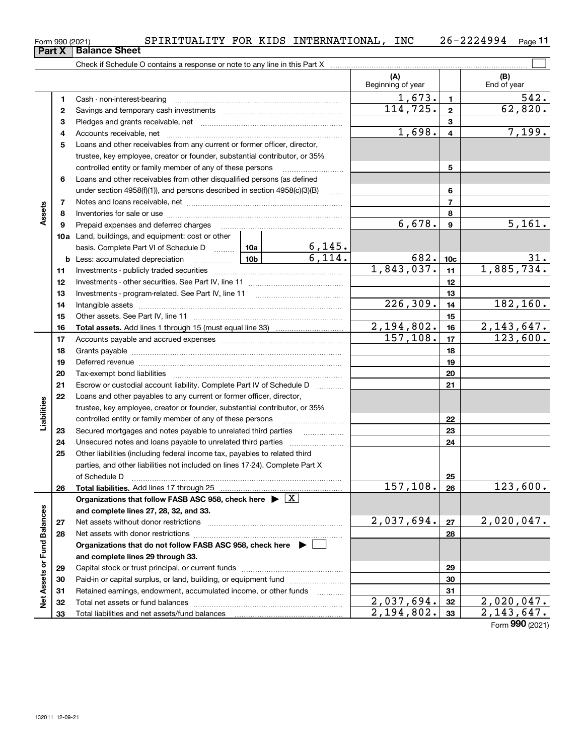Form 990 (2021) SPIRITUALITY FOR KIDS INTERNATIONAL, INC 26-2224994 Page 11

## Part X Balance Sheet

Check if Schedule O contains a response or note to any line in this Part X

| Section | Line | Description | | | (A) Beginning of year | Line | (B) End of year |
|---|---|---|---|---|---|---|---|
| Assets | 1 | Cash - non-interest-bearing | | | 1,673. | 1 | 542. |
| | 2 | Savings and temporary cash investments | | | 114,725. | 2 | 62,820. |
| | 3 | Pledges and grants receivable, net | | | | 3 | |
| | 4 | Accounts receivable, net | | | 1,698. | 4 | 7,199. |
| | 5 | Loans and other receivables from any current or former officer, director, trustee, key employee, creator or founder, substantial contributor, or 35% controlled entity or family member of any of these persons | | | | 5 | |
| | 6 | Loans and other receivables from other disqualified persons (as defined under section 4958(f)(1)), and persons described in section 4958(c)(3)(B) | | | | 6 | |
| | 7 | Notes and loans receivable, net | | | | 7 | |
| | 8 | Inventories for sale or use | | | | 8 | |
| | 9 | Prepaid expenses and deferred charges | | | 6,678. | 9 | 5,161. |
| | 10a | Land, buildings, and equipment: cost or other basis. Complete Part VI of Schedule D | 10a | 6,145. | | | |
| | b | Less: accumulated depreciation | 10b | 6,114. | 682. | 10c | 31. |
| | 11 | Investments - publicly traded securities | | | 1,843,037. | 11 | 1,885,734. |
| | 12 | Investments - other securities. See Part IV, line 11 | | | | 12 | |
| | 13 | Investments - program-related. See Part IV, line 11 | | | | 13 | |
| | 14 | Intangible assets | | | 226,309. | 14 | 182,160. |
| | 15 | Other assets. See Part IV, line 11 | | | | 15 | |
| | 16 | **Total assets.** Add lines 1 through 15 (must equal line 33) | | | 2,194,802. | 16 | 2,143,647. |
| Liabilities | 17 | Accounts payable and accrued expenses | | | 157,108. | 17 | 123,600. |
| | 18 | Grants payable | | | | 18 | |
| | 19 | Deferred revenue | | | | 19 | |
| | 20 | Tax-exempt bond liabilities | | | | 20 | |
| | 21 | Escrow or custodial account liability. Complete Part IV of Schedule D | | | | 21 | |
| | 22 | Loans and other payables to any current or former officer, director, trustee, key employee, creator or founder, substantial contributor, or 35% controlled entity or family member of any of these persons | | | | 22 | |
| | 23 | Secured mortgages and notes payable to unrelated third parties | | | | 23 | |
| | 24 | Unsecured notes and loans payable to unrelated third parties | | | | 24 | |
| | 25 | Other liabilities (including federal income tax, payables to related third parties, and other liabilities not included on lines 17-24). Complete Part X of Schedule D | | | | 25 | |
| | 26 | **Total liabilities.** Add lines 17 through 25 | | | 157,108. | 26 | 123,600. |
| Net Assets or Fund Balances | | **Organizations that follow FASB ASC 958, check here** ▶ [X] **and complete lines 27, 28, 32, and 33.** | | | | | |
| | 27 | Net assets without donor restrictions | | | 2,037,694. | 27 | 2,020,047. |
| | 28 | Net assets with donor restrictions | | | | 28 | |
| | | **Organizations that do not follow FASB ASC 958, check here** ▶ [ ] **and complete lines 29 through 33.** | | | | | |
| | 29 | Capital stock or trust principal, or current funds | | | | 29 | |
| | 30 | Paid-in or capital surplus, or land, building, or equipment fund | | | | 30 | |
| | 31 | Retained earnings, endowment, accumulated income, or other funds | | | | 31 | |
| | 32 | Total net assets or fund balances | | | 2,037,694. | 32 | 2,020,047. |
| | 33 | Total liabilities and net assets/fund balances | | | 2,194,802. | 33 | 2,143,647. |

Form **990** (2021)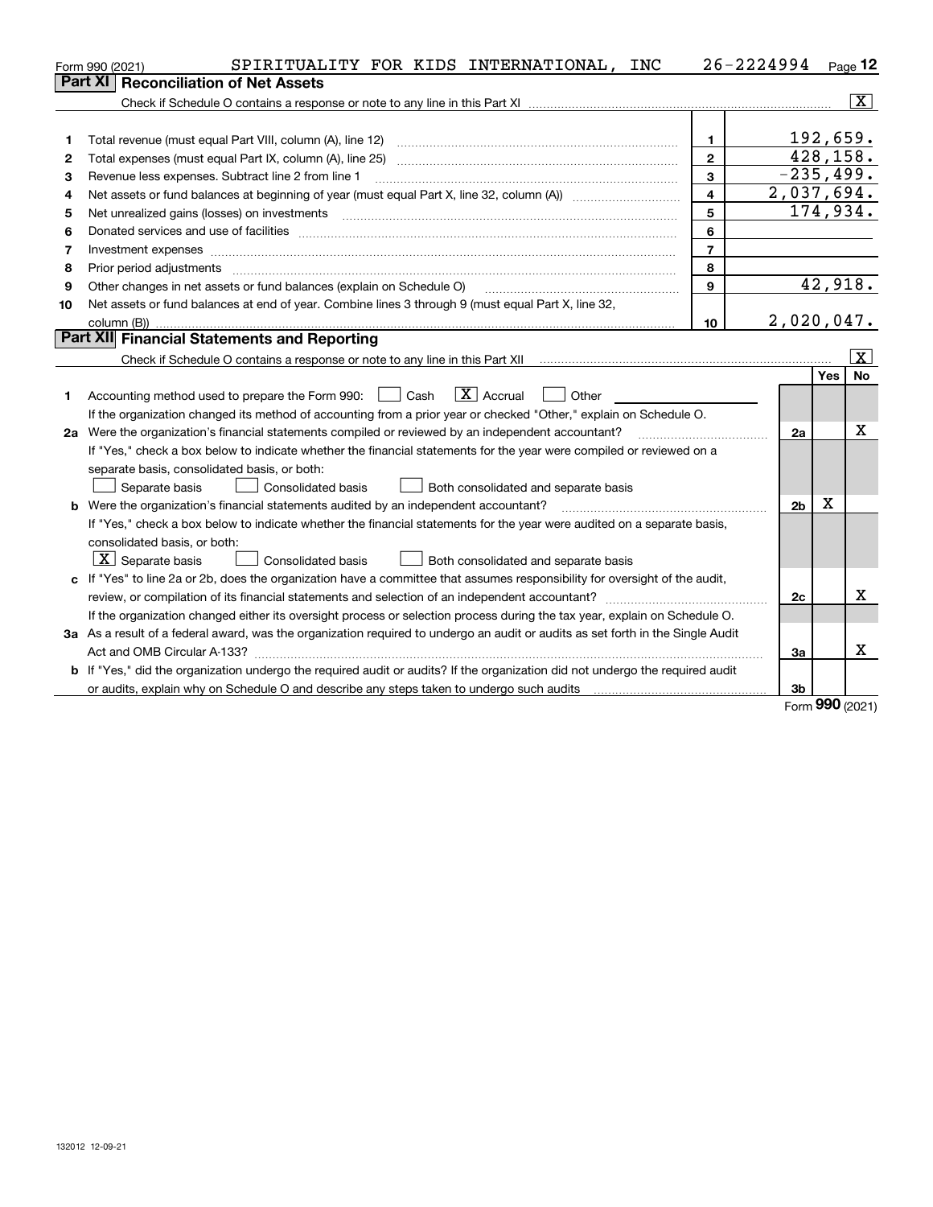Form 990 (2021) SPIRITUALITY FOR KIDS INTERNATIONAL, INC 26-2224994 Page 12

## Part XI Reconciliation of Net Assets

Check if Schedule O contains a response or note to any line in this Part XI .......... [X]

| | | | |
|---|---|---|---|
| 1 | Total revenue (must equal Part VIII, column (A), line 12) | 1 | 192,659. |
| 2 | Total expenses (must equal Part IX, column (A), line 25) | 2 | 428,158. |
| 3 | Revenue less expenses. Subtract line 2 from line 1 | 3 | -235,499. |
| 4 | Net assets or fund balances at beginning of year (must equal Part X, line 32, column (A)) | 4 | 2,037,694. |
| 5 | Net unrealized gains (losses) on investments | 5 | 174,934. |
| 6 | Donated services and use of facilities | 6 | |
| 7 | Investment expenses | 7 | |
| 8 | Prior period adjustments | 8 | |
| 9 | Other changes in net assets or fund balances (explain on Schedule O) | 9 | 42,918. |
| 10 | Net assets or fund balances at end of year. Combine lines 3 through 9 (must equal Part X, line 32, column (B)) | 10 | 2,020,047. |

## Part XII Financial Statements and Reporting

Check if Schedule O contains a response or note to any line in this Part XII .......... [X]

| | | | Yes | No |
|---|---|---|---|---|
| 1 | Accounting method used to prepare the Form 990: [ ] Cash [X] Accrual [ ] Other<br>If the organization changed its method of accounting from a prior year or checked "Other," explain on Schedule O. | | | |
| 2a | Were the organization's financial statements compiled or reviewed by an independent accountant?<br>If "Yes," check a box below to indicate whether the financial statements for the year were compiled or reviewed on a separate basis, consolidated basis, or both:<br>[ ] Separate basis [ ] Consolidated basis [ ] Both consolidated and separate basis | 2a | | X |
| b | Were the organization's financial statements audited by an independent accountant?<br>If "Yes," check a box below to indicate whether the financial statements for the year were audited on a separate basis, consolidated basis, or both:<br>[X] Separate basis [ ] Consolidated basis [ ] Both consolidated and separate basis | 2b | X | |
| c | If "Yes" to line 2a or 2b, does the organization have a committee that assumes responsibility for oversight of the audit, review, or compilation of its financial statements and selection of an independent accountant?<br>If the organization changed either its oversight process or selection process during the tax year, explain on Schedule O. | 2c | | X |
| 3a | As a result of a federal award, was the organization required to undergo an audit or audits as set forth in the Single Audit Act and OMB Circular A-133? | 3a | | X |
| b | If "Yes," did the organization undergo the required audit or audits? If the organization did not undergo the required audit or audits, explain why on Schedule O and describe any steps taken to undergo such audits | 3b | | |

Form 990 (2021)

132012 12-09-21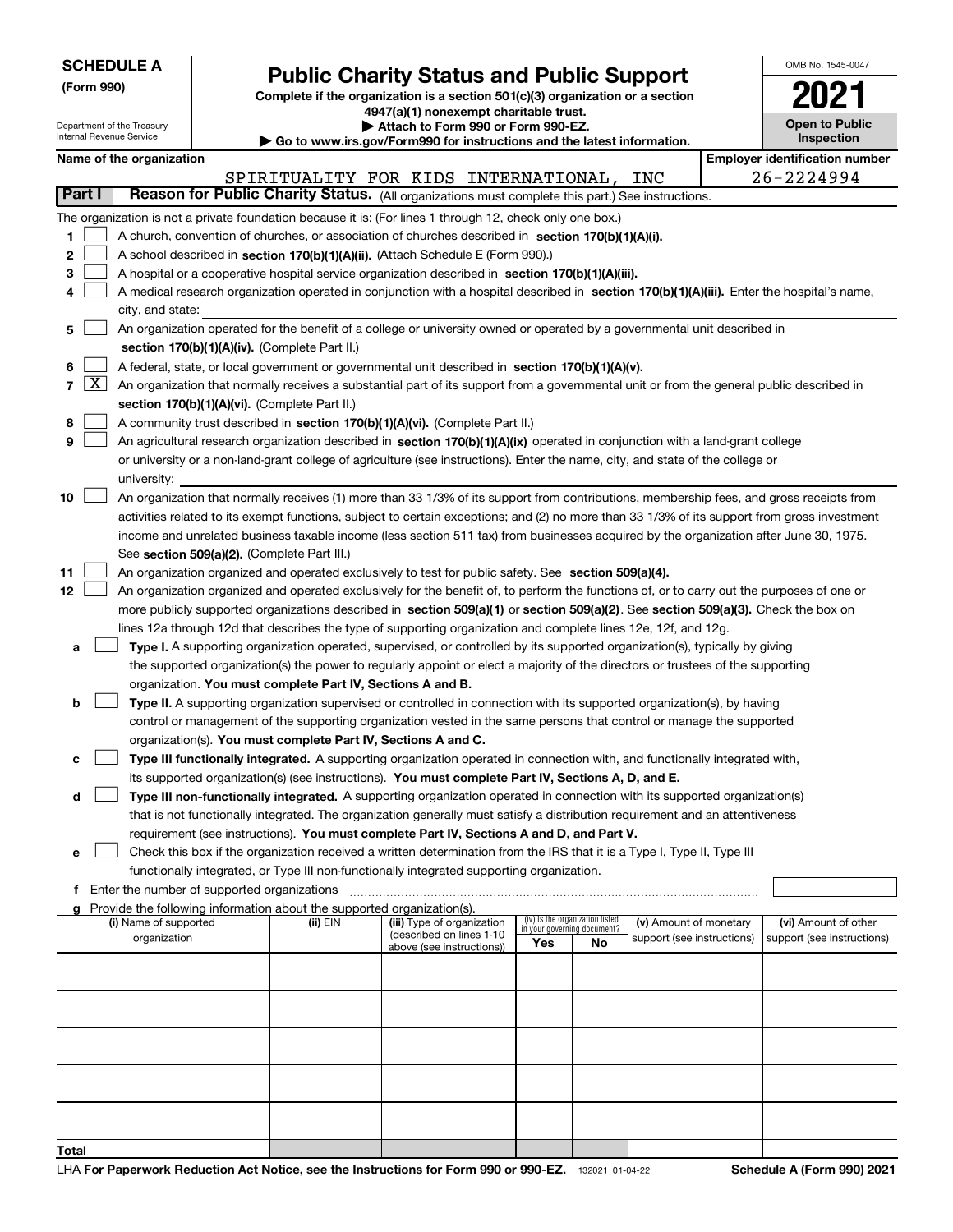**SCHEDULE A**
**(Form 990)**

Department of the Treasury
Internal Revenue Service

# Public Charity Status and Public Support

**Complete if the organization is a section 501(c)(3) organization or a section 4947(a)(1) nonexempt charitable trust.**
**▶ Attach to Form 990 or Form 990-EZ.**
**▶ Go to www.irs.gov/Form990 for instructions and the latest information.**

OMB No. 1545-0047

**2021**

**Open to Public Inspection**

**Name of the organization**
SPIRITUALITY FOR KIDS INTERNATIONAL, INC

**Employer identification number**
26-2224994

**Part I** **Reason for Public Charity Status.** (All organizations must complete this part.) See instructions.

The organization is not a private foundation because it is: (For lines 1 through 12, check only one box.)

1 ☐ A church, convention of churches, or association of churches described in **section 170(b)(1)(A)(i).**

2 ☐ A school described in **section 170(b)(1)(A)(ii).** (Attach Schedule E (Form 990).)

3 ☐ A hospital or a cooperative hospital service organization described in **section 170(b)(1)(A)(iii).**

4 ☐ A medical research organization operated in conjunction with a hospital described in **section 170(b)(1)(A)(iii).** Enter the hospital's name, city, and state:

5 ☐ An organization operated for the benefit of a college or university owned or operated by a governmental unit described in **section 170(b)(1)(A)(iv).** (Complete Part II.)

6 ☐ A federal, state, or local government or governmental unit described in **section 170(b)(1)(A)(v).**

7 ☒ An organization that normally receives a substantial part of its support from a governmental unit or from the general public described in **section 170(b)(1)(A)(vi).** (Complete Part II.)

8 ☐ A community trust described in **section 170(b)(1)(A)(vi).** (Complete Part II.)

9 ☐ An agricultural research organization described in **section 170(b)(1)(A)(ix)** operated in conjunction with a land-grant college or university or a non-land-grant college of agriculture (see instructions). Enter the name, city, and state of the college or university:

10 ☐ An organization that normally receives (1) more than 33 1/3% of its support from contributions, membership fees, and gross receipts from activities related to its exempt functions, subject to certain exceptions; and (2) no more than 33 1/3% of its support from gross investment income and unrelated business taxable income (less section 511 tax) from businesses acquired by the organization after June 30, 1975. See **section 509(a)(2).** (Complete Part III.)

11 ☐ An organization organized and operated exclusively to test for public safety. See **section 509(a)(4).**

12 ☐ An organization organized and operated exclusively for the benefit of, to perform the functions of, or to carry out the purposes of one or more publicly supported organizations described in **section 509(a)(1)** or **section 509(a)(2)**. See **section 509(a)(3).** Check the box on lines 12a through 12d that describes the type of supporting organization and complete lines 12e, 12f, and 12g.

a ☐ **Type I.** A supporting organization operated, supervised, or controlled by its supported organization(s), typically by giving the supported organization(s) the power to regularly appoint or elect a majority of the directors or trustees of the supporting organization. **You must complete Part IV, Sections A and B.**

b ☐ **Type II.** A supporting organization supervised or controlled in connection with its supported organization(s), by having control or management of the supporting organization vested in the same persons that control or manage the supported organization(s). **You must complete Part IV, Sections A and C.**

c ☐ **Type III functionally integrated.** A supporting organization operated in connection with, and functionally integrated with, its supported organization(s) (see instructions). **You must complete Part IV, Sections A, D, and E.**

d ☐ **Type III non-functionally integrated.** A supporting organization operated in connection with its supported organization(s) that is not functionally integrated. The organization generally must satisfy a distribution requirement and an attentiveness requirement (see instructions). **You must complete Part IV, Sections A and D, and Part V.**

e ☐ Check this box if the organization received a written determination from the IRS that it is a Type I, Type II, Type III functionally integrated, or Type III non-functionally integrated supporting organization.

f Enter the number of supported organizations

g Provide the following information about the supported organization(s).

| (i) Name of supported organization | (ii) EIN | (iii) Type of organization (described on lines 1-10 above (see instructions)) | (iv) Is the organization listed in your governing document? Yes | No | (v) Amount of monetary support (see instructions) | (vi) Amount of other support (see instructions) |
|---|---|---|---|---|---|---|
| | | | | | | |
| | | | | | | |
| | | | | | | |
| | | | | | | |
| | | | | | | |
| **Total** | | | | | | |

LHA **For Paperwork Reduction Act Notice, see the Instructions for Form 990 or 990-EZ.** 132021 01-04-22 **Schedule A (Form 990) 2021**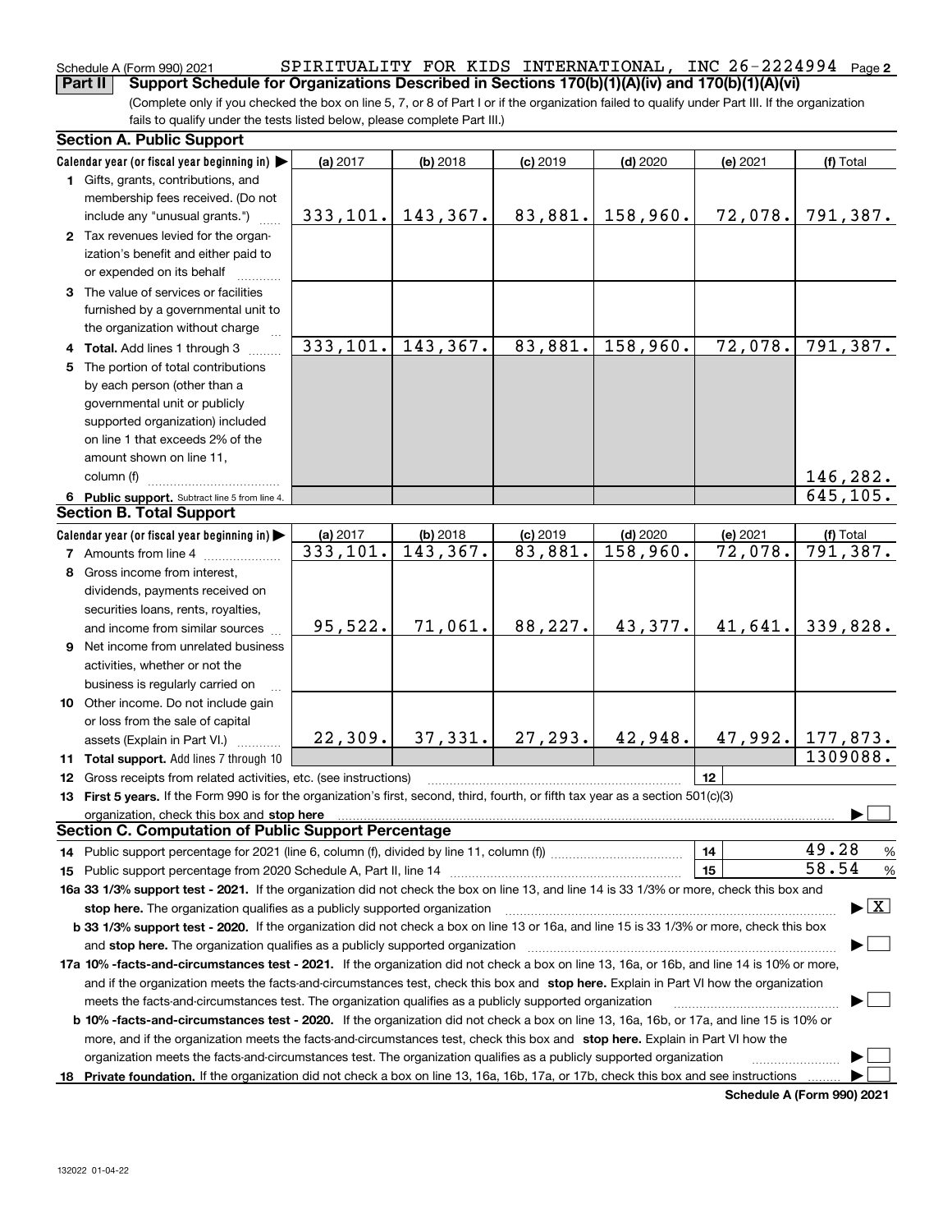Schedule A (Form 990) 2021 SPIRITUALITY FOR KIDS INTERNATIONAL, INC 26-2224994 Page 2

**Part II Support Schedule for Organizations Described in Sections 170(b)(1)(A)(iv) and 170(b)(1)(A)(vi)**

(Complete only if you checked the box on line 5, 7, or 8 of Part I or if the organization failed to qualify under Part III. If the organization fails to qualify under the tests listed below, please complete Part III.)

**Section A. Public Support**

| Calendar year (or fiscal year beginning in) ▶ | (a) 2017 | (b) 2018 | (c) 2019 | (d) 2020 | (e) 2021 | (f) Total |
|---|---|---|---|---|---|---|
| 1 Gifts, grants, contributions, and membership fees received. (Do not include any "unusual grants.") | 333,101. | 143,367. | 83,881. | 158,960. | 72,078. | 791,387. |
| 2 Tax revenues levied for the organization's benefit and either paid to or expended on its behalf | | | | | | |
| 3 The value of services or facilities furnished by a governmental unit to the organization without charge | | | | | | |
| 4 Total. Add lines 1 through 3 | 333,101. | 143,367. | 83,881. | 158,960. | 72,078. | 791,387. |
| 5 The portion of total contributions by each person (other than a governmental unit or publicly supported organization) included on line 1 that exceeds 2% of the amount shown on line 11, column (f) | | | | | | 146,282. |
| 6 Public support. Subtract line 5 from line 4. | | | | | | 645,105. |

**Section B. Total Support**

| Calendar year (or fiscal year beginning in) ▶ | (a) 2017 | (b) 2018 | (c) 2019 | (d) 2020 | (e) 2021 | (f) Total |
|---|---|---|---|---|---|---|
| 7 Amounts from line 4 | 333,101. | 143,367. | 83,881. | 158,960. | 72,078. | 791,387. |
| 8 Gross income from interest, dividends, payments received on securities loans, rents, royalties, and income from similar sources | 95,522. | 71,061. | 88,227. | 43,377. | 41,641. | 339,828. |
| 9 Net income from unrelated business activities, whether or not the business is regularly carried on | | | | | | |
| 10 Other income. Do not include gain or loss from the sale of capital assets (Explain in Part VI.) | 22,309. | 37,331. | 27,293. | 42,948. | 47,992. | 177,873. |
| 11 Total support. Add lines 7 through 10 | | | | | | 1309088. |

12 Gross receipts from related activities, etc. (see instructions) | 12 |

13 **First 5 years.** If the Form 990 is for the organization's first, second, third, fourth, or fifth tax year as a section 501(c)(3) organization, check this box and **stop here** ▶ ☐

**Section C. Computation of Public Support Percentage**

14 Public support percentage for 2021 (line 6, column (f), divided by line 11, column (f)) | 14 | 49.28 %

15 Public support percentage from 2020 Schedule A, Part II, line 14 | 15 | 58.54 %

**16a 33 1/3% support test - 2021.** If the organization did not check the box on line 13, and line 14 is 33 1/3% or more, check this box and **stop here.** The organization qualifies as a publicly supported organization ▶ ☒

**b 33 1/3% support test - 2020.** If the organization did not check a box on line 13 or 16a, and line 15 is 33 1/3% or more, check this box and **stop here.** The organization qualifies as a publicly supported organization ▶ ☐

**17a 10% -facts-and-circumstances test - 2021.** If the organization did not check a box on line 13, 16a, or 16b, and line 14 is 10% or more, and if the organization meets the facts-and-circumstances test, check this box and **stop here.** Explain in Part VI how the organization meets the facts-and-circumstances test. The organization qualifies as a publicly supported organization ▶ ☐

**b 10% -facts-and-circumstances test - 2020.** If the organization did not check a box on line 13, 16a, 16b, or 17a, and line 15 is 10% or more, and if the organization meets the facts-and-circumstances test, check this box and **stop here.** Explain in Part VI how the organization meets the facts-and-circumstances test. The organization qualifies as a publicly supported organization ▶ ☐

**18 Private foundation.** If the organization did not check a box on line 13, 16a, 16b, 17a, or 17b, check this box and see instructions ▶ ☐

**Schedule A (Form 990) 2021**

132022 01-04-22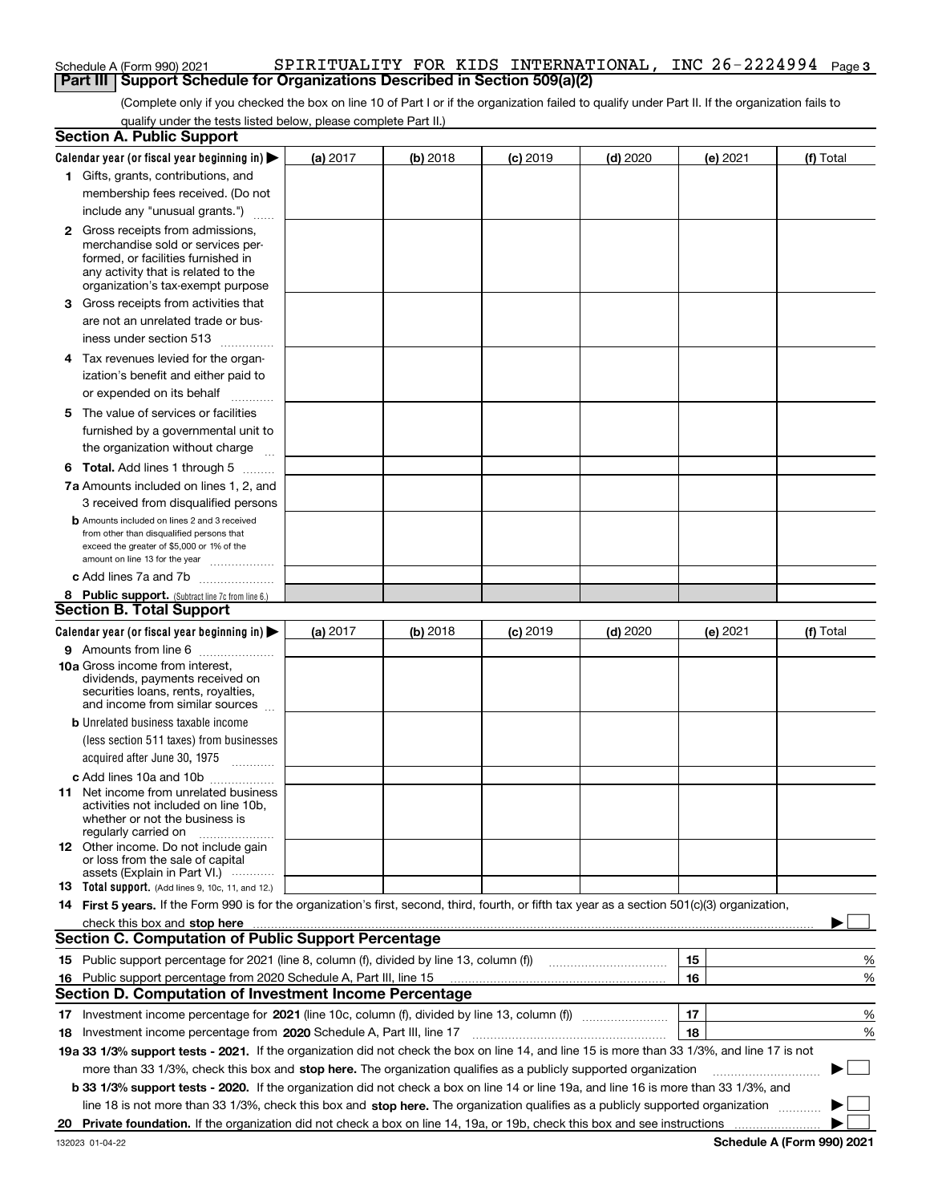Schedule A (Form 990) 2021 SPIRITUALITY FOR KIDS INTERNATIONAL, INC 26-2224994

## Part III | Support Schedule for Organizations Described in Section 509(a)(2)

(Complete only if you checked the box on line 10 of Part I or if the organization failed to qualify under Part II. If the organization fails to qualify under the tests listed below, please complete Part II.)

### Section A. Public Support

| Calendar year (or fiscal year beginning in) ▶ | (a) 2017 | (b) 2018 | (c) 2019 | (d) 2020 | (e) 2021 | (f) Total |
|---|---|---|---|---|---|---|
| **1** Gifts, grants, contributions, and membership fees received. (Do not include any "unusual grants.") | | | | | | |
| **2** Gross receipts from admissions, merchandise sold or services performed, or facilities furnished in any activity that is related to the organization's tax-exempt purpose | | | | | | |
| **3** Gross receipts from activities that are not an unrelated trade or business under section 513 | | | | | | |
| **4** Tax revenues levied for the organization's benefit and either paid to or expended on its behalf | | | | | | |
| **5** The value of services or facilities furnished by a governmental unit to the organization without charge | | | | | | |
| **6 Total.** Add lines 1 through 5 | | | | | | |
| **7a** Amounts included on lines 1, 2, and 3 received from disqualified persons | | | | | | |
| **b** Amounts included on lines 2 and 3 received from other than disqualified persons that exceed the greater of $5,000 or 1% of the amount on line 13 for the year | | | | | | |
| **c** Add lines 7a and 7b | | | | | | |
| **8 Public support.** (Subtract line 7c from line 6.) | | | | | | |

### Section B. Total Support

| Calendar year (or fiscal year beginning in) ▶ | (a) 2017 | (b) 2018 | (c) 2019 | (d) 2020 | (e) 2021 | (f) Total |
|---|---|---|---|---|---|---|
| **9** Amounts from line 6 | | | | | | |
| **10a** Gross income from interest, dividends, payments received on securities loans, rents, royalties, and income from similar sources | | | | | | |
| **b** Unrelated business taxable income (less section 511 taxes) from businesses acquired after June 30, 1975 | | | | | | |
| **c** Add lines 10a and 10b | | | | | | |
| **11** Net income from unrelated business activities not included on line 10b, whether or not the business is regularly carried on | | | | | | |
| **12** Other income. Do not include gain or loss from the sale of capital assets (Explain in Part VI.) | | | | | | |
| **13 Total support.** (Add lines 9, 10c, 11, and 12.) | | | | | | |

**14 First 5 years.** If the Form 990 is for the organization's first, second, third, fourth, or fifth tax year as a section 501(c)(3) organization, check this box and **stop here** ▶ ☐

### Section C. Computation of Public Support Percentage

| | | | |
|---|---|---|---|
| **15** | Public support percentage for 2021 (line 8, column (f), divided by line 13, column (f)) | 15 | % |
| **16** | Public support percentage from 2020 Schedule A, Part III, line 15 | 16 | % |

### Section D. Computation of Investment Income Percentage

| | | | |
|---|---|---|---|
| **17** | Investment income percentage for **2021** (line 10c, column (f), divided by line 13, column (f)) | 17 | % |
| **18** | Investment income percentage from **2020** Schedule A, Part III, line 17 | 18 | % |

**19a 33 1/3% support tests - 2021.** If the organization did not check the box on line 14, and line 15 is more than 33 1/3%, and line 17 is not more than 33 1/3%, check this box and **stop here.** The organization qualifies as a publicly supported organization ▶ ☐

**b 33 1/3% support tests - 2020.** If the organization did not check a box on line 14 or line 19a, and line 16 is more than 33 1/3%, and line 18 is not more than 33 1/3%, check this box and **stop here.** The organization qualifies as a publicly supported organization ▶ ☐

**20 Private foundation.** If the organization did not check a box on line 14, 19a, or 19b, check this box and see instructions ▶ ☐

132023 01-04-22 **Schedule A (Form 990) 2021**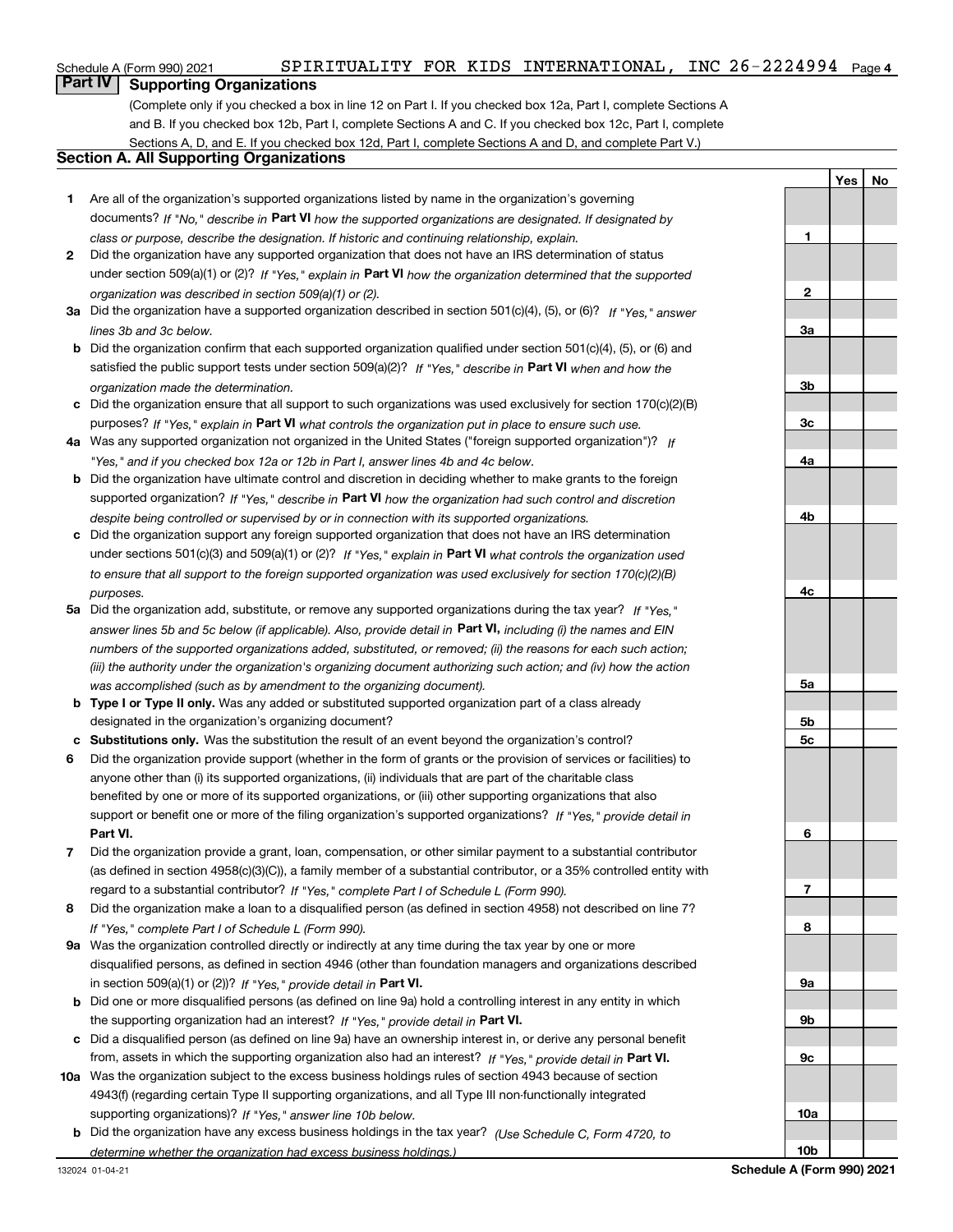Schedule A (Form 990) 2021 SPIRITUALITY FOR KIDS INTERNATIONAL, INC 26-2224994 Page 4

## Part IV Supporting Organizations

(Complete only if you checked a box in line 12 on Part I. If you checked box 12a, Part I, complete Sections A and B. If you checked box 12b, Part I, complete Sections A and C. If you checked box 12c, Part I, complete Sections A, D, and E. If you checked box 12d, Part I, complete Sections A and D, and complete Part V.)

### Section A. All Supporting Organizations

| | | | Yes | No |
|---|---|---|---|---|
| **1** | Are all of the organization's supported organizations listed by name in the organization's governing documents? *If "No," describe in* **Part VI** *how the supported organizations are designated. If designated by class or purpose, describe the designation. If historic and continuing relationship, explain.* | 1 | | |
| **2** | Did the organization have any supported organization that does not have an IRS determination of status under section 509(a)(1) or (2)? *If "Yes," explain in* **Part VI** *how the organization determined that the supported organization was described in section 509(a)(1) or (2).* | 2 | | |
| **3a** | Did the organization have a supported organization described in section 501(c)(4), (5), or (6)? *If "Yes," answer lines 3b and 3c below.* | 3a | | |
| **b** | Did the organization confirm that each supported organization qualified under section 501(c)(4), (5), or (6) and satisfied the public support tests under section 509(a)(2)? *If "Yes," describe in* **Part VI** *when and how the organization made the determination.* | 3b | | |
| **c** | Did the organization ensure that all support to such organizations was used exclusively for section 170(c)(2)(B) purposes? *If "Yes," explain in* **Part VI** *what controls the organization put in place to ensure such use.* | 3c | | |
| **4a** | Was any supported organization not organized in the United States ("foreign supported organization")? *If "Yes," and if you checked box 12a or 12b in Part I, answer lines 4b and 4c below.* | 4a | | |
| **b** | Did the organization have ultimate control and discretion in deciding whether to make grants to the foreign supported organization? *If "Yes," describe in* **Part VI** *how the organization had such control and discretion despite being controlled or supervised by or in connection with its supported organizations.* | 4b | | |
| **c** | Did the organization support any foreign supported organization that does not have an IRS determination under sections 501(c)(3) and 509(a)(1) or (2)? *If "Yes," explain in* **Part VI** *what controls the organization used to ensure that all support to the foreign supported organization was used exclusively for section 170(c)(2)(B) purposes.* | 4c | | |
| **5a** | Did the organization add, substitute, or remove any supported organizations during the tax year? *If "Yes," answer lines 5b and 5c below (if applicable). Also, provide detail in* **Part VI,** *including (i) the names and EIN numbers of the supported organizations added, substituted, or removed; (ii) the reasons for each such action; (iii) the authority under the organization's organizing document authorizing such action; and (iv) how the action was accomplished (such as by amendment to the organizing document).* | 5a | | |
| **b** | **Type I or Type II only.** Was any added or substituted supported organization part of a class already designated in the organization's organizing document? | 5b | | |
| **c** | **Substitutions only.** Was the substitution the result of an event beyond the organization's control? | 5c | | |
| **6** | Did the organization provide support (whether in the form of grants or the provision of services or facilities) to anyone other than (i) its supported organizations, (ii) individuals that are part of the charitable class benefited by one or more of its supported organizations, or (iii) other supporting organizations that also support or benefit one or more of the filing organization's supported organizations? *If "Yes," provide detail in* **Part VI.** | 6 | | |
| **7** | Did the organization provide a grant, loan, compensation, or other similar payment to a substantial contributor (as defined in section 4958(c)(3)(C)), a family member of a substantial contributor, or a 35% controlled entity with regard to a substantial contributor? *If "Yes," complete Part I of Schedule L (Form 990).* | 7 | | |
| **8** | Did the organization make a loan to a disqualified person (as defined in section 4958) not described on line 7? *If "Yes," complete Part I of Schedule L (Form 990).* | 8 | | |
| **9a** | Was the organization controlled directly or indirectly at any time during the tax year by one or more disqualified persons, as defined in section 4946 (other than foundation managers and organizations described in section 509(a)(1) or (2))? *If "Yes," provide detail in* **Part VI.** | 9a | | |
| **b** | Did one or more disqualified persons (as defined on line 9a) hold a controlling interest in any entity in which the supporting organization had an interest? *If "Yes," provide detail in* **Part VI.** | 9b | | |
| **c** | Did a disqualified person (as defined on line 9a) have an ownership interest in, or derive any personal benefit from, assets in which the supporting organization also had an interest? *If "Yes," provide detail in* **Part VI.** | 9c | | |
| **10a** | Was the organization subject to the excess business holdings rules of section 4943 because of section 4943(f) (regarding certain Type II supporting organizations, and all Type III non-functionally integrated supporting organizations)? *If "Yes," answer line 10b below.* | 10a | | |
| **b** | Did the organization have any excess business holdings in the tax year? *(Use Schedule C, Form 4720, to determine whether the organization had excess business holdings.)* | 10b | | |

132024 01-04-21 **Schedule A (Form 990) 2021**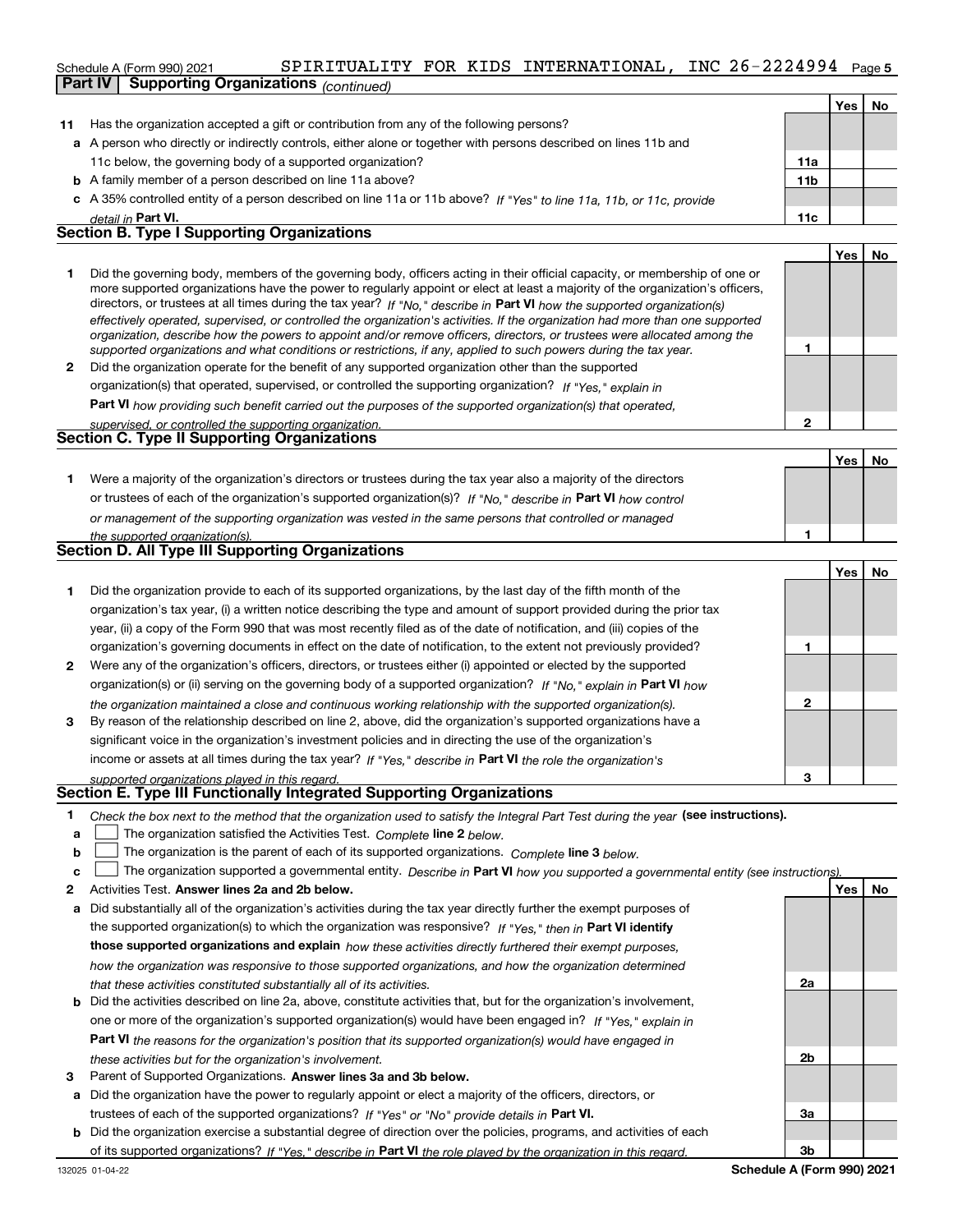Schedule A (Form 990) 2021 SPIRITUALITY FOR KIDS INTERNATIONAL, INC 26-2224994

## Part IV Supporting Organizations *(continued)*

| | | | Yes | No |
|---|---|---|---|---|
| **11** | Has the organization accepted a gift or contribution from any of the following persons? | | | |
| **a** | A person who directly or indirectly controls, either alone or together with persons described on lines 11b and 11c below, the governing body of a supported organization? | **11a** | | |
| **b** | A family member of a person described on line 11a above? | **11b** | | |
| **c** | A 35% controlled entity of a person described on line 11a or 11b above? *If "Yes" to line 11a, 11b, or 11c, provide detail in* **Part VI.** | **11c** | | |

### Section B. Type I Supporting Organizations

| | | | Yes | No |
|---|---|---|---|---|
| **1** | Did the governing body, members of the governing body, officers acting in their official capacity, or membership of one or more supported organizations have the power to regularly appoint or elect at least a majority of the organization's officers, directors, or trustees at all times during the tax year? *If "No," describe in* **Part VI** *how the supported organization(s) effectively operated, supervised, or controlled the organization's activities. If the organization had more than one supported organization, describe how the powers to appoint and/or remove officers, directors, or trustees were allocated among the supported organizations and what conditions or restrictions, if any, applied to such powers during the tax year.* | **1** | | |
| **2** | Did the organization operate for the benefit of any supported organization other than the supported organization(s) that operated, supervised, or controlled the supporting organization? *If "Yes," explain in* **Part VI** *how providing such benefit carried out the purposes of the supported organization(s) that operated, supervised, or controlled the supporting organization.* | **2** | | |

### Section C. Type II Supporting Organizations

| | | | Yes | No |
|---|---|---|---|---|
| **1** | Were a majority of the organization's directors or trustees during the tax year also a majority of the directors or trustees of each of the organization's supported organization(s)? *If "No," describe in* **Part VI** *how control or management of the supporting organization was vested in the same persons that controlled or managed the supported organization(s).* | **1** | | |

### Section D. All Type III Supporting Organizations

| | | | Yes | No |
|---|---|---|---|---|
| **1** | Did the organization provide to each of its supported organizations, by the last day of the fifth month of the organization's tax year, (i) a written notice describing the type and amount of support provided during the prior tax year, (ii) a copy of the Form 990 that was most recently filed as of the date of notification, and (iii) copies of the organization's governing documents in effect on the date of notification, to the extent not previously provided? | **1** | | |
| **2** | Were any of the organization's officers, directors, or trustees either (i) appointed or elected by the supported organization(s) or (ii) serving on the governing body of a supported organization? *If "No," explain in* **Part VI** *how the organization maintained a close and continuous working relationship with the supported organization(s).* | **2** | | |
| **3** | By reason of the relationship described on line 2, above, did the organization's supported organizations have a significant voice in the organization's investment policies and in directing the use of the organization's income or assets at all times during the tax year? *If "Yes," describe in* **Part VI** *the role the organization's supported organizations played in this regard.* | **3** | | |

### Section E. Type III Functionally Integrated Supporting Organizations

**1** *Check the box next to the method that the organization used to satisfy the Integral Part Test during the year* **(see instructions).**

- **a** ☐ The organization satisfied the Activities Test. *Complete* **line 2** *below.*
- **b** ☐ The organization is the parent of each of its supported organizations. *Complete* **line 3** *below.*
- **c** ☐ The organization supported a governmental entity. *Describe in* **Part VI** *how you supported a governmental entity (see instructions).*

| | | | Yes | No |
|---|---|---|---|---|
| **2** | Activities Test. **Answer lines 2a and 2b below.** | | | |
| **a** | Did substantially all of the organization's activities during the tax year directly further the exempt purposes of the supported organization(s) to which the organization was responsive? *If "Yes," then in* **Part VI identify those supported organizations and explain** *how these activities directly furthered their exempt purposes, how the organization was responsive to those supported organizations, and how the organization determined that these activities constituted substantially all of its activities.* | **2a** | | |
| **b** | Did the activities described on line 2a, above, constitute activities that, but for the organization's involvement, one or more of the organization's supported organization(s) would have been engaged in? *If "Yes," explain in* **Part VI** *the reasons for the organization's position that its supported organization(s) would have engaged in these activities but for the organization's involvement.* | **2b** | | |
| **3** | Parent of Supported Organizations. **Answer lines 3a and 3b below.** | | | |
| **a** | Did the organization have the power to regularly appoint or elect a majority of the officers, directors, or trustees of each of the supported organizations? *If "Yes" or "No" provide details in* **Part VI.** | **3a** | | |
| **b** | Did the organization exercise a substantial degree of direction over the policies, programs, and activities of each of its supported organizations? *If "Yes," describe in* **Part VI** *the role played by the organization in this regard.* | **3b** | | |

132025 01-04-22 **Schedule A (Form 990) 2021**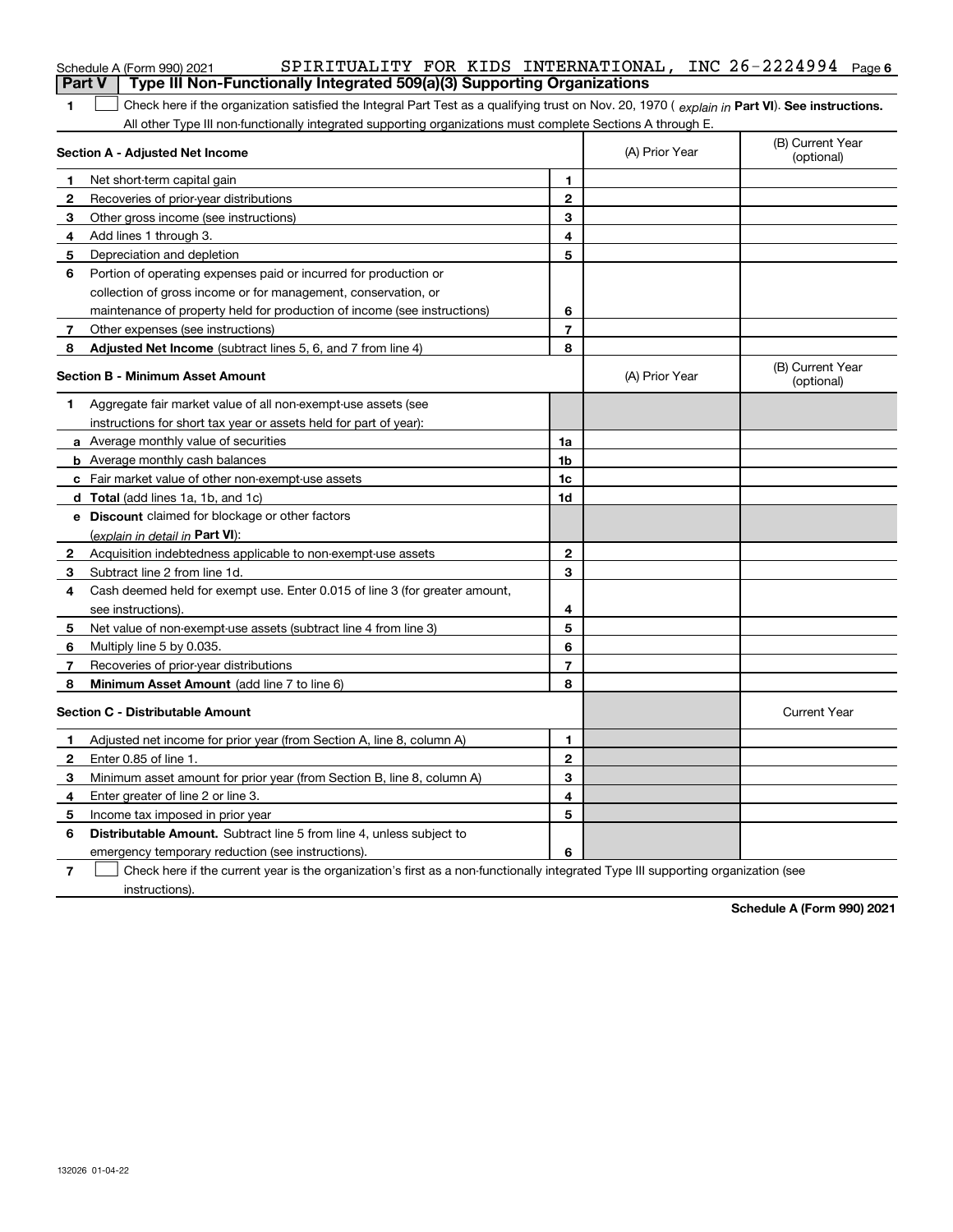Schedule A (Form 990) 2021 SPIRITUALITY FOR KIDS INTERNATIONAL, INC 26-2224994 Page 6

## Part V Type III Non-Functionally Integrated 509(a)(3) Supporting Organizations

1 ☐ Check here if the organization satisfied the Integral Part Test as a qualifying trust on Nov. 20, 1970 ( *explain in* **Part VI**). **See instructions.** All other Type III non-functionally integrated supporting organizations must complete Sections A through E.

| **Section A - Adjusted Net Income** | | | (A) Prior Year | (B) Current Year (optional) |
|---|---|---|---|---|
| 1 | Net short-term capital gain | 1 | | |
| 2 | Recoveries of prior-year distributions | 2 | | |
| 3 | Other gross income (see instructions) | 3 | | |
| 4 | Add lines 1 through 3. | 4 | | |
| 5 | Depreciation and depletion | 5 | | |
| 6 | Portion of operating expenses paid or incurred for production or collection of gross income or for management, conservation, or maintenance of property held for production of income (see instructions) | 6 | | |
| 7 | Other expenses (see instructions) | 7 | | |
| 8 | **Adjusted Net Income** (subtract lines 5, 6, and 7 from line 4) | 8 | | |

| **Section B - Minimum Asset Amount** | | | (A) Prior Year | (B) Current Year (optional) |
|---|---|---|---|---|
| 1 | Aggregate fair market value of all non-exempt-use assets (see instructions for short tax year or assets held for part of year): | | | |
| a | Average monthly value of securities | 1a | | |
| b | Average monthly cash balances | 1b | | |
| c | Fair market value of other non-exempt-use assets | 1c | | |
| d | **Total** (add lines 1a, 1b, and 1c) | 1d | | |
| e | **Discount** claimed for blockage or other factors (*explain in detail in* **Part VI**): | | | |
| 2 | Acquisition indebtedness applicable to non-exempt-use assets | 2 | | |
| 3 | Subtract line 2 from line 1d. | 3 | | |
| 4 | Cash deemed held for exempt use. Enter 0.015 of line 3 (for greater amount, see instructions). | 4 | | |
| 5 | Net value of non-exempt-use assets (subtract line 4 from line 3) | 5 | | |
| 6 | Multiply line 5 by 0.035. | 6 | | |
| 7 | Recoveries of prior-year distributions | 7 | | |
| 8 | **Minimum Asset Amount** (add line 7 to line 6) | 8 | | |

| **Section C - Distributable Amount** | | | | Current Year |
|---|---|---|---|---|
| 1 | Adjusted net income for prior year (from Section A, line 8, column A) | 1 | | |
| 2 | Enter 0.85 of line 1. | 2 | | |
| 3 | Minimum asset amount for prior year (from Section B, line 8, column A) | 3 | | |
| 4 | Enter greater of line 2 or line 3. | 4 | | |
| 5 | Income tax imposed in prior year | 5 | | |
| 6 | **Distributable Amount.** Subtract line 5 from line 4, unless subject to emergency temporary reduction (see instructions). | 6 | | |

7 ☐ Check here if the current year is the organization's first as a non-functionally integrated Type III supporting organization (see instructions).

**Schedule A (Form 990) 2021**

132026 01-04-22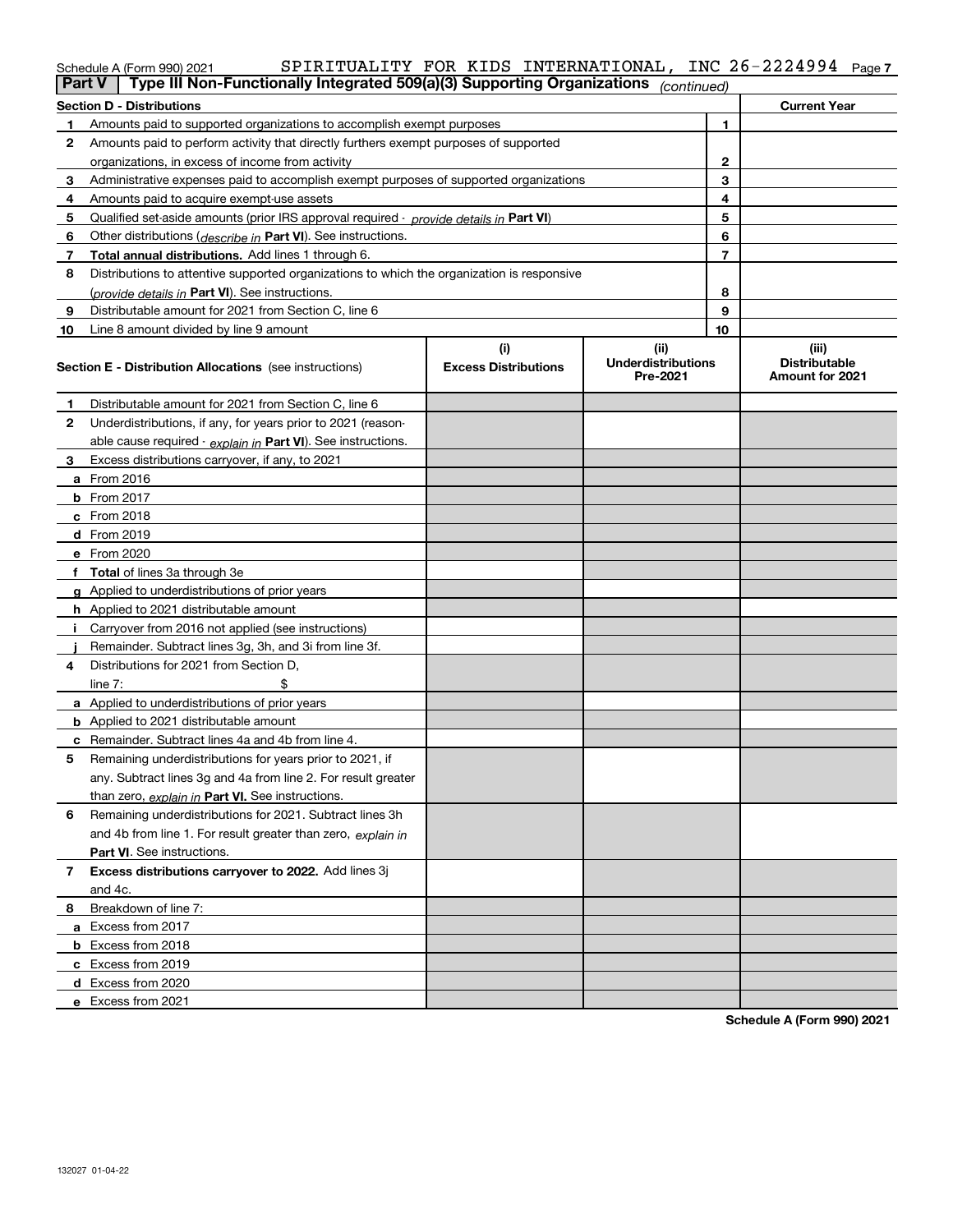Schedule A (Form 990) 2021 SPIRITUALITY FOR KIDS INTERNATIONAL, INC 26-2224994

## Part V | Type III Non-Functionally Integrated 509(a)(3) Supporting Organizations *(continued)*

| Section D - Distributions | | | Current Year |
|---|---|---|---|
| 1 | Amounts paid to supported organizations to accomplish exempt purposes | 1 | |
| 2 | Amounts paid to perform activity that directly furthers exempt purposes of supported organizations, in excess of income from activity | 2 | |
| 3 | Administrative expenses paid to accomplish exempt purposes of supported organizations | 3 | |
| 4 | Amounts paid to acquire exempt-use assets | 4 | |
| 5 | Qualified set-aside amounts (prior IRS approval required - *provide details in* **Part VI**) | 5 | |
| 6 | Other distributions (*describe in* **Part VI**). See instructions. | 6 | |
| 7 | **Total annual distributions.** Add lines 1 through 6. | 7 | |
| 8 | Distributions to attentive supported organizations to which the organization is responsive (*provide details in* **Part VI**). See instructions. | 8 | |
| 9 | Distributable amount for 2021 from Section C, line 6 | 9 | |
| 10 | Line 8 amount divided by line 9 amount | 10 | |

| | Section E - Distribution Allocations (see instructions) | (i) Excess Distributions | (ii) Underdistributions Pre-2021 | (iii) Distributable Amount for 2021 |
|---|---|---|---|---|
| 1 | Distributable amount for 2021 from Section C, line 6 | | | |
| 2 | Underdistributions, if any, for years prior to 2021 (reasonable cause required - *explain in* **Part VI**). See instructions. | | | |
| 3 | Excess distributions carryover, if any, to 2021 | | | |
| a | From 2016 | | | |
| b | From 2017 | | | |
| c | From 2018 | | | |
| d | From 2019 | | | |
| e | From 2020 | | | |
| f | **Total** of lines 3a through 3e | | | |
| g | Applied to underdistributions of prior years | | | |
| h | Applied to 2021 distributable amount | | | |
| i | Carryover from 2016 not applied (see instructions) | | | |
| j | Remainder. Subtract lines 3g, 3h, and 3i from line 3f. | | | |
| 4 | Distributions for 2021 from Section D, line 7: $ | | | |
| a | Applied to underdistributions of prior years | | | |
| b | Applied to 2021 distributable amount | | | |
| c | Remainder. Subtract lines 4a and 4b from line 4. | | | |
| 5 | Remaining underdistributions for years prior to 2021, if any. Subtract lines 3g and 4a from line 2. For result greater than zero, *explain in* **Part VI.** See instructions. | | | |
| 6 | Remaining underdistributions for 2021. Subtract lines 3h and 4b from line 1. For result greater than zero, *explain in* **Part VI**. See instructions. | | | |
| 7 | **Excess distributions carryover to 2022.** Add lines 3j and 4c. | | | |
| 8 | Breakdown of line 7: | | | |
| a | Excess from 2017 | | | |
| b | Excess from 2018 | | | |
| c | Excess from 2019 | | | |
| d | Excess from 2020 | | | |
| e | Excess from 2021 | | | |

Schedule A (Form 990) 2021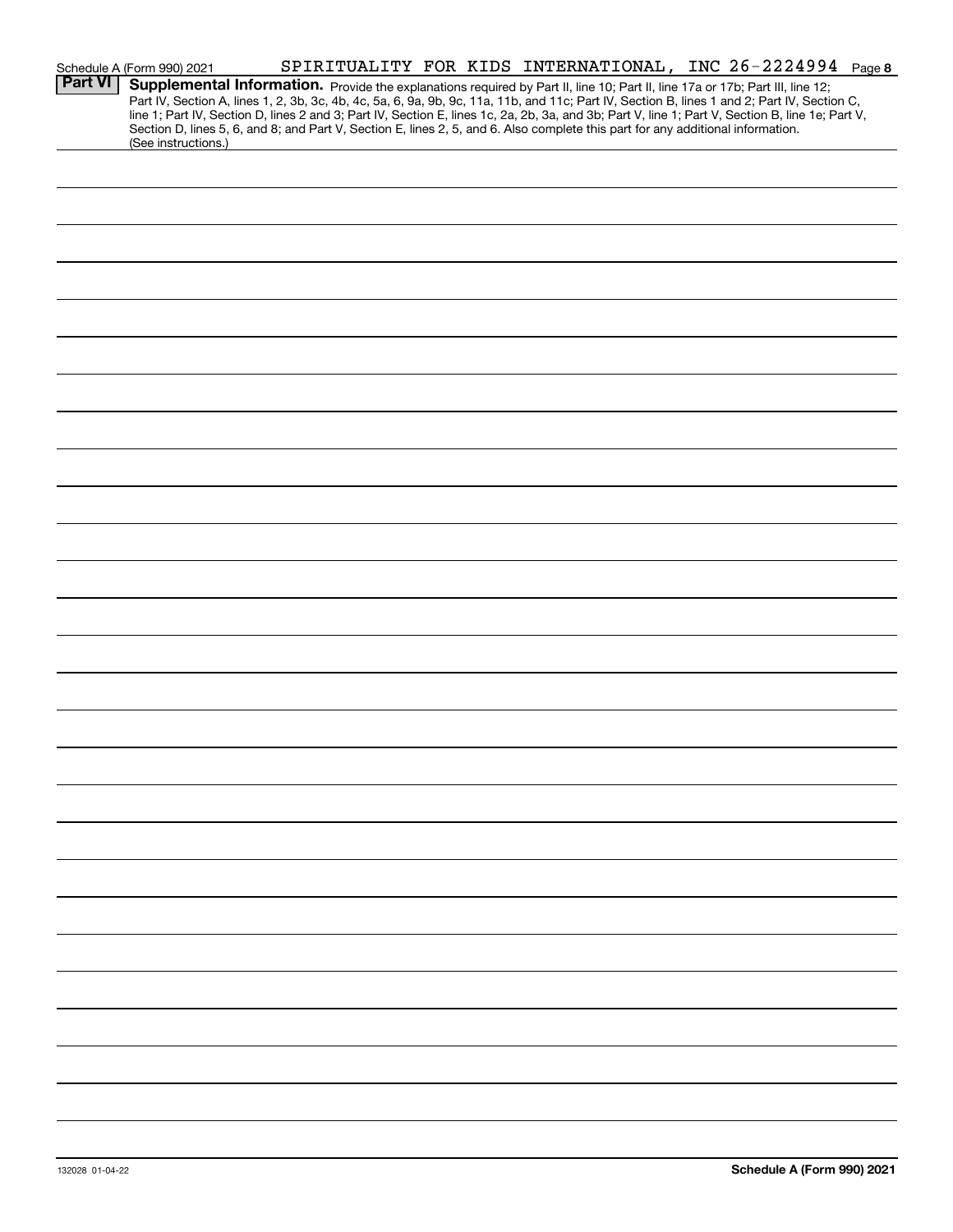Schedule A (Form 990) 2021 SPIRITUALITY FOR KIDS INTERNATIONAL, INC 26-2224994 Page 8

**Part VI** **Supplemental Information.** Provide the explanations required by Part II, line 10; Part II, line 17a or 17b; Part III, line 12; Part IV, Section A, lines 1, 2, 3b, 3c, 4b, 4c, 5a, 6, 9a, 9b, 9c, 11a, 11b, and 11c; Part IV, Section B, lines 1 and 2; Part IV, Section C, line 1; Part IV, Section D, lines 2 and 3; Part IV, Section E, lines 1c, 2a, 2b, 3a, and 3b; Part V, line 1; Part V, Section B, line 1e; Part V, Section D, lines 5, 6, and 8; and Part V, Section E, lines 2, 5, and 6. Also complete this part for any additional information. (See instructions.)

132028 01-04-22 **Schedule A (Form 990) 2021**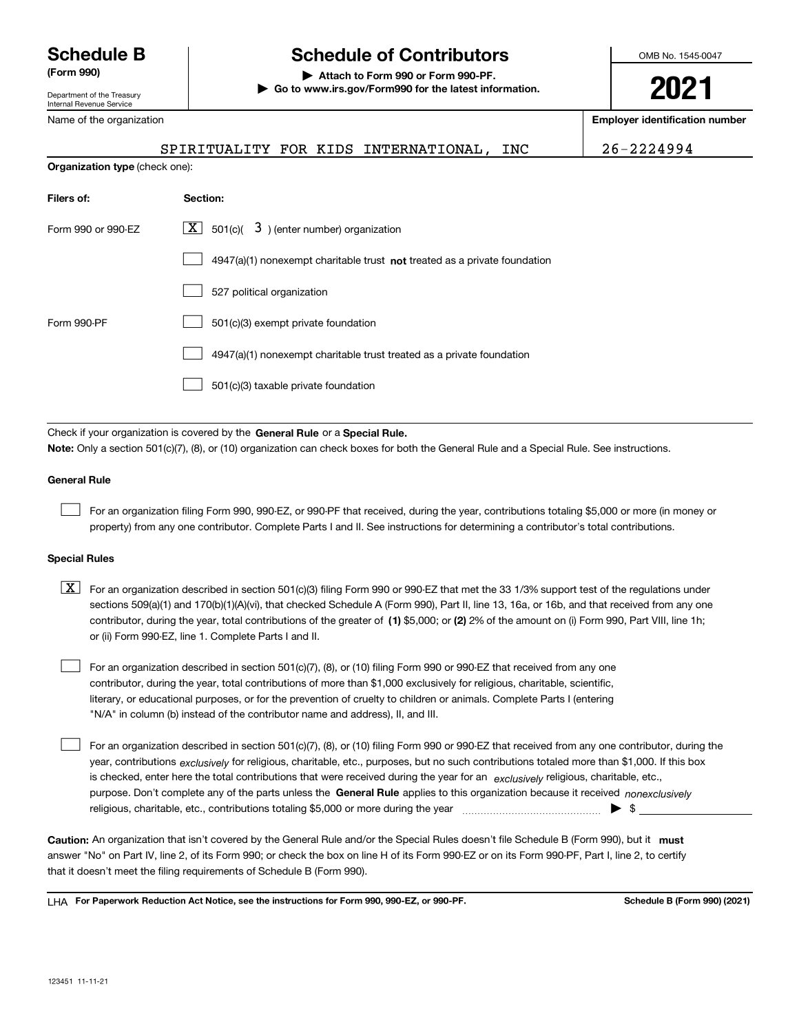# Schedule B (Form 990)

Department of the Treasury
Internal Revenue Service

## Schedule of Contributors

▶ Attach to Form 990 or Form 990-PF.
▶ Go to www.irs.gov/Form990 for the latest information.

OMB No. 1545-0047

**2021**

| Name of the organization | Employer identification number |
|---|---|
| SPIRITUALITY FOR KIDS INTERNATIONAL, INC | 26-2224994 |

**Organization type** (check one):

| Filers of: | Section: |
|---|---|
| Form 990 or 990-EZ | [X] 501(c)( 3 ) (enter number) organization |
| | [ ] 4947(a)(1) nonexempt charitable trust **not** treated as a private foundation |
| | [ ] 527 political organization |
| Form 990-PF | [ ] 501(c)(3) exempt private foundation |
| | [ ] 4947(a)(1) nonexempt charitable trust treated as a private foundation |
| | [ ] 501(c)(3) taxable private foundation |

Check if your organization is covered by the **General Rule** or a **Special Rule.**

**Note:** Only a section 501(c)(7), (8), or (10) organization can check boxes for both the General Rule and a Special Rule. See instructions.

### General Rule

[ ] For an organization filing Form 990, 990-EZ, or 990-PF that received, during the year, contributions totaling $5,000 or more (in money or property) from any one contributor. Complete Parts I and II. See instructions for determining a contributor's total contributions.

### Special Rules

[X] For an organization described in section 501(c)(3) filing Form 990 or 990-EZ that met the 33 1/3% support test of the regulations under sections 509(a)(1) and 170(b)(1)(A)(vi), that checked Schedule A (Form 990), Part II, line 13, 16a, or 16b, and that received from any one contributor, during the year, total contributions of the greater of **(1)** $5,000; or **(2)** 2% of the amount on (i) Form 990, Part VIII, line 1h; or (ii) Form 990-EZ, line 1. Complete Parts I and II.

[ ] For an organization described in section 501(c)(7), (8), or (10) filing Form 990 or 990-EZ that received from any one contributor, during the year, total contributions of more than $1,000 exclusively for religious, charitable, scientific, literary, or educational purposes, or for the prevention of cruelty to children or animals. Complete Parts I (entering "N/A" in column (b) instead of the contributor name and address), II, and III.

[ ] For an organization described in section 501(c)(7), (8), or (10) filing Form 990 or 990-EZ that received from any one contributor, during the year, contributions *exclusively* for religious, charitable, etc., purposes, but no such contributions totaled more than $1,000. If this box is checked, enter here the total contributions that were received during the year for an *exclusively* religious, charitable, etc., purpose. Don't complete any of the parts unless the **General Rule** applies to this organization because it received *nonexclusively* religious, charitable, etc., contributions totaling $5,000 or more during the year ▶ $

**Caution:** An organization that isn't covered by the General Rule and/or the Special Rules doesn't file Schedule B (Form 990), but it **must** answer "No" on Part IV, line 2, of its Form 990; or check the box on line H of its Form 990-EZ or on its Form 990-PF, Part I, line 2, to certify that it doesn't meet the filing requirements of Schedule B (Form 990).

LHA **For Paperwork Reduction Act Notice, see the instructions for Form 990, 990-EZ, or 990-PF.** **Schedule B (Form 990) (2021)**

123451 11-11-21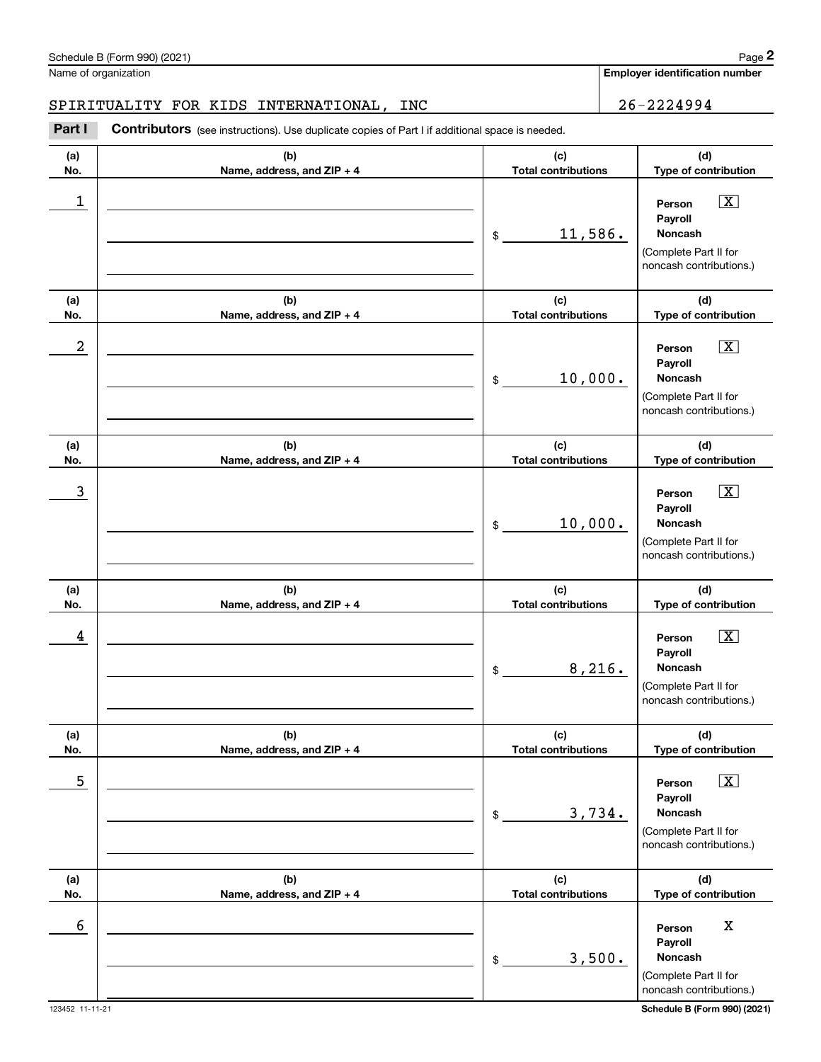Schedule B (Form 990) (2021)

Name of organization: SPIRITUALITY FOR KIDS INTERNATIONAL, INC

Employer identification number: 26-2224994

**Part I** **Contributors** (see instructions). Use duplicate copies of Part I if additional space is needed.

| (a) No. | (b) Name, address, and ZIP + 4 | (c) Total contributions | (d) Type of contribution |
|---|---|---|---|
| 1 | | $ 11,586. | Person [X] Payroll [ ] Noncash [ ] (Complete Part II for noncash contributions.) |
| 2 | | $ 10,000. | Person [X] Payroll [ ] Noncash [ ] (Complete Part II for noncash contributions.) |
| 3 | | $ 10,000. | Person [X] Payroll [ ] Noncash [ ] (Complete Part II for noncash contributions.) |
| 4 | | $ 8,216. | Person [X] Payroll [ ] Noncash [ ] (Complete Part II for noncash contributions.) |
| 5 | | $ 3,734. | Person [X] Payroll [ ] Noncash [ ] (Complete Part II for noncash contributions.) |
| 6 | | $ 3,500. | Person X Payroll Noncash (Complete Part II for noncash contributions.) |

123452 11-11-21

Schedule B (Form 990) (2021)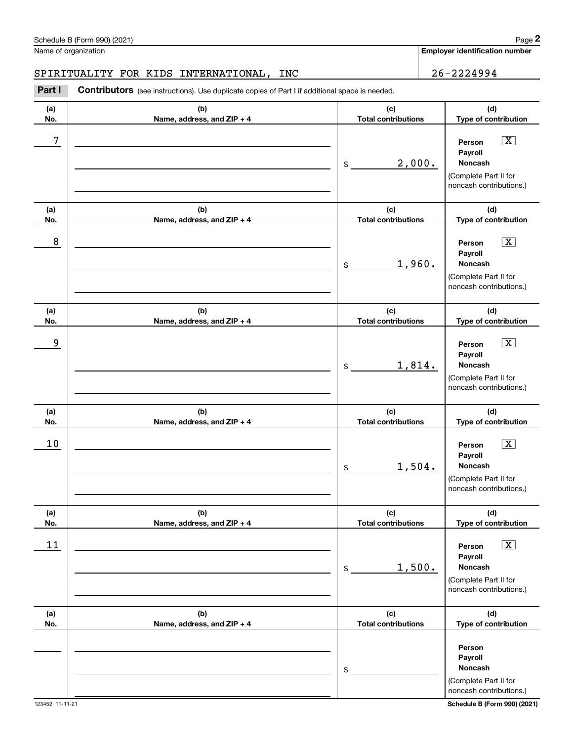Schedule B (Form 990) (2021)

Name of organization: SPIRITUALITY FOR KIDS INTERNATIONAL, INC

Employer identification number: 26-2224994

**Part I** **Contributors** (see instructions). Use duplicate copies of Part I if additional space is needed.

| (a) No. | (b) Name, address, and ZIP + 4 | (c) Total contributions | (d) Type of contribution |
|---|---|---|---|
| 7 | | $ 2,000. | Person [X] Payroll [ ] Noncash [ ] (Complete Part II for noncash contributions.) |
| 8 | | $ 1,960. | Person [X] Payroll [ ] Noncash [ ] (Complete Part II for noncash contributions.) |
| 9 | | $ 1,814. | Person [X] Payroll [ ] Noncash [ ] (Complete Part II for noncash contributions.) |
| 10 | | $ 1,504. | Person [X] Payroll [ ] Noncash [ ] (Complete Part II for noncash contributions.) |
| 11 | | $ 1,500. | Person [X] Payroll [ ] Noncash [ ] (Complete Part II for noncash contributions.) |
| | | $ | Person [ ] Payroll [ ] Noncash [ ] (Complete Part II for noncash contributions.) |

123452 11-11-21

Schedule B (Form 990) (2021)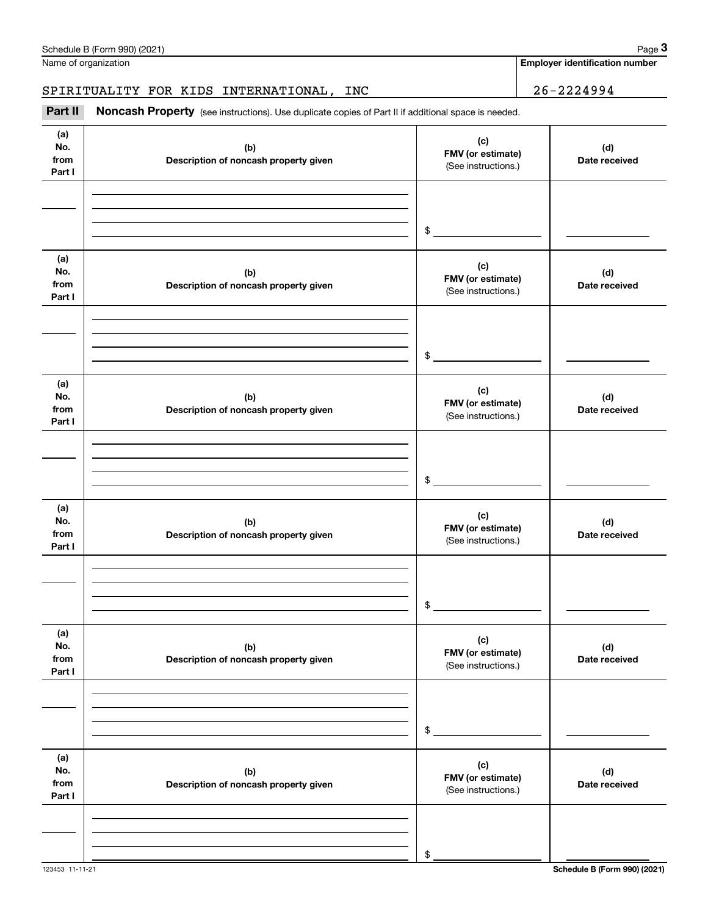Name of organization

SPIRITUALITY FOR KIDS INTERNATIONAL, INC

**Employer identification number**

26-2224994

**Part II** **Noncash Property** (see instructions). Use duplicate copies of Part II if additional space is needed.

| (a) No. from Part I | (b) Description of noncash property given | (c) FMV (or estimate) (See instructions.) | (d) Date received |
|---|---|---|---|
| | | $ | |

| (a) No. from Part I | (b) Description of noncash property given | (c) FMV (or estimate) (See instructions.) | (d) Date received |
|---|---|---|---|
| | | $ | |

| (a) No. from Part I | (b) Description of noncash property given | (c) FMV (or estimate) (See instructions.) | (d) Date received |
|---|---|---|---|
| | | $ | |

| (a) No. from Part I | (b) Description of noncash property given | (c) FMV (or estimate) (See instructions.) | (d) Date received |
|---|---|---|---|
| | | $ | |

| (a) No. from Part I | (b) Description of noncash property given | (c) FMV (or estimate) (See instructions.) | (d) Date received |
|---|---|---|---|
| | | $ | |

| (a) No. from Part I | (b) Description of noncash property given | (c) FMV (or estimate) (See instructions.) | (d) Date received |
|---|---|---|---|
| | | $ | |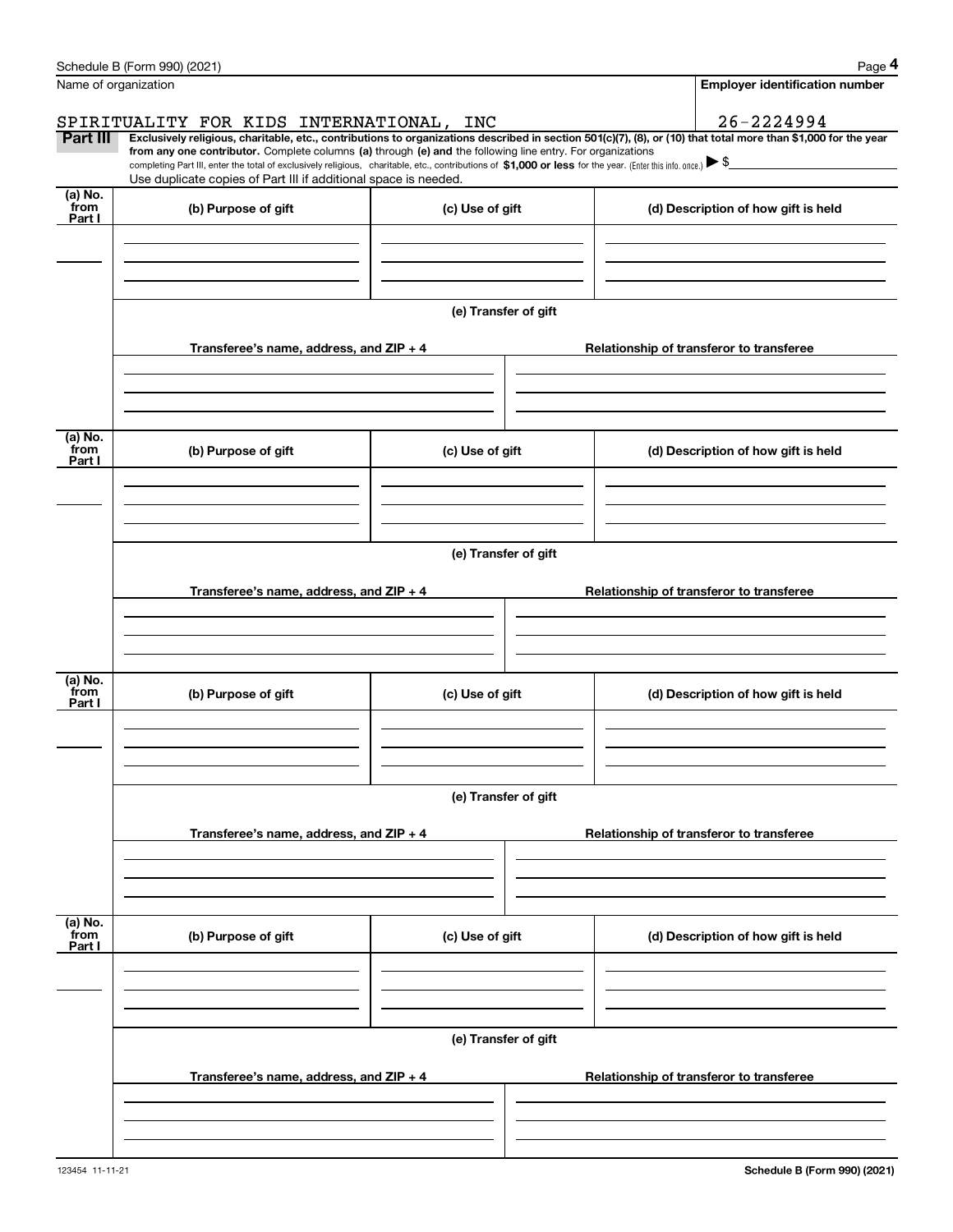Name of organization

**Employer identification number**

SPIRITUALITY FOR KIDS INTERNATIONAL, INC

26-2224994

**Part III** **Exclusively religious, charitable, etc., contributions to organizations described in section 501(c)(7), (8), or (10) that total more than $1,000 for the year from any one contributor.** Complete columns **(a)** through **(e) and** the following line entry. For organizations completing Part III, enter the total of exclusively religious, charitable, etc., contributions of **$1,000 or less** for the year. (Enter this info. once.) ▶ $

Use duplicate copies of Part III if additional space is needed.

| (a) No. from Part I | (b) Purpose of gift | (c) Use of gift | (d) Description of how gift is held |
|---|---|---|---|
| | | | |

(e) Transfer of gift

| Transferee's name, address, and ZIP + 4 | Relationship of transferor to transferee |
|---|---|
| | |

| (a) No. from Part I | (b) Purpose of gift | (c) Use of gift | (d) Description of how gift is held |
|---|---|---|---|
| | | | |

(e) Transfer of gift

| Transferee's name, address, and ZIP + 4 | Relationship of transferor to transferee |
|---|---|
| | |

| (a) No. from Part I | (b) Purpose of gift | (c) Use of gift | (d) Description of how gift is held |
|---|---|---|---|
| | | | |

(e) Transfer of gift

| Transferee's name, address, and ZIP + 4 | Relationship of transferor to transferee |
|---|---|
| | |

| (a) No. from Part I | (b) Purpose of gift | (c) Use of gift | (d) Description of how gift is held |
|---|---|---|---|
| | | | |

(e) Transfer of gift

| Transferee's name, address, and ZIP + 4 | Relationship of transferor to transferee |
|---|---|
| | |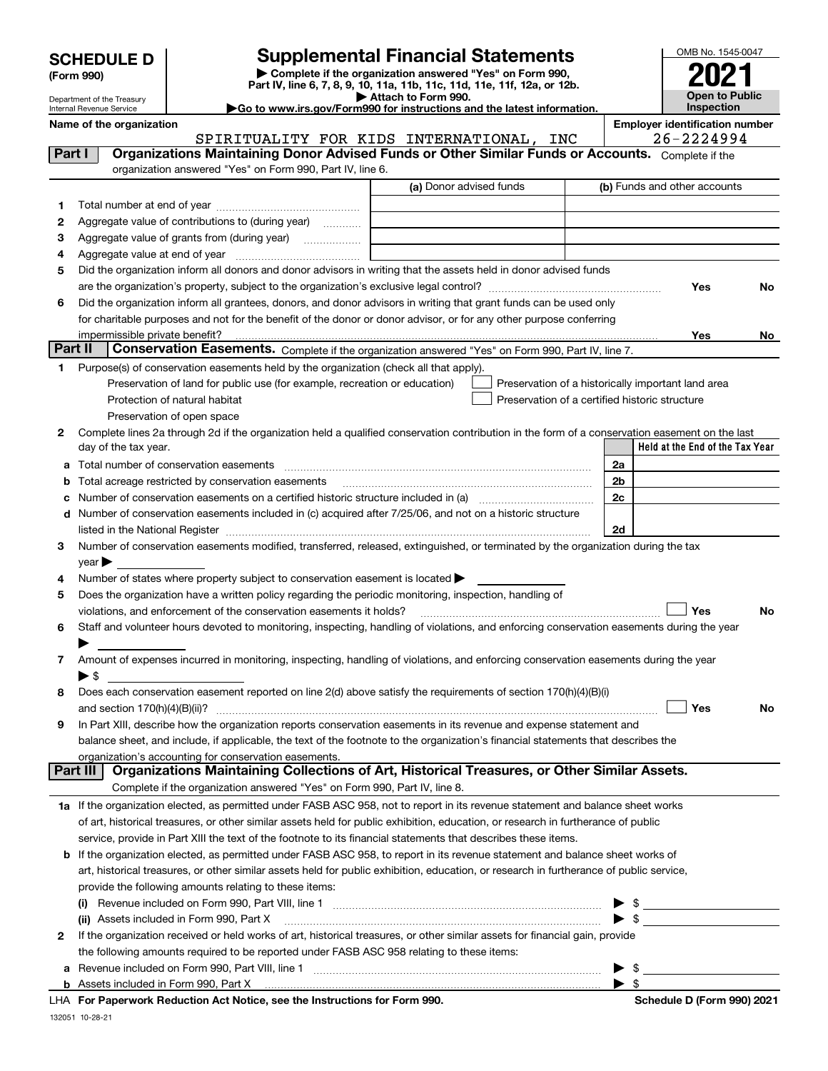# SCHEDULE D (Form 990)

Department of the Treasury
Internal Revenue Service

## Supplemental Financial Statements

▶ Complete if the organization answered "Yes" on Form 990, Part IV, line 6, 7, 8, 9, 10, 11a, 11b, 11c, 11d, 11e, 11f, 12a, or 12b.
▶ Attach to Form 990.
▶Go to www.irs.gov/Form990 for instructions and the latest information.

OMB No. 1545-0047

**2021**

**Open to Public Inspection**

**Name of the organization:** SPIRITUALITY FOR KIDS INTERNATIONAL, INC

**Employer identification number:** 26-2224994

### Part I — Organizations Maintaining Donor Advised Funds or Other Similar Funds or Accounts.
Complete if the organization answered "Yes" on Form 990, Part IV, line 6.

| | | (a) Donor advised funds | (b) Funds and other accounts |
|---|---|---|---|
| 1 | Total number at end of year | | |
| 2 | Aggregate value of contributions to (during year) | | |
| 3 | Aggregate value of grants from (during year) | | |
| 4 | Aggregate value at end of year | | |

5 Did the organization inform all donors and donor advisors in writing that the assets held in donor advised funds are the organization's property, subject to the organization's exclusive legal control? Yes No

6 Did the organization inform all grantees, donors, and donor advisors in writing that grant funds can be used only for charitable purposes and not for the benefit of the donor or donor advisor, or for any other purpose conferring impermissible private benefit? Yes No

### Part II — Conservation Easements.
Complete if the organization answered "Yes" on Form 990, Part IV, line 7.

1 Purpose(s) of conservation easements held by the organization (check all that apply).
- Preservation of land for public use (for example, recreation or education)
- Protection of natural habitat
- Preservation of open space
- Preservation of a historically important land area
- Preservation of a certified historic structure

2 Complete lines 2a through 2d if the organization held a qualified conservation contribution in the form of a conservation easement on the last day of the tax year.

| | | | Held at the End of the Tax Year |
|---|---|---|---|
| a | Total number of conservation easements | 2a | |
| b | Total acreage restricted by conservation easements | 2b | |
| c | Number of conservation easements on a certified historic structure included in (a) | 2c | |
| d | Number of conservation easements included in (c) acquired after 7/25/06, and not on a historic structure listed in the National Register | 2d | |

3 Number of conservation easements modified, transferred, released, extinguished, or terminated by the organization during the tax year ▶

4 Number of states where property subject to conservation easement is located ▶

5 Does the organization have a written policy regarding the periodic monitoring, inspection, handling of violations, and enforcement of the conservation easements it holds? Yes No

6 Staff and volunteer hours devoted to monitoring, inspecting, handling of violations, and enforcing conservation easements during the year ▶

7 Amount of expenses incurred in monitoring, inspecting, handling of violations, and enforcing conservation easements during the year ▶ $

8 Does each conservation easement reported on line 2(d) above satisfy the requirements of section 170(h)(4)(B)(i) and section 170(h)(4)(B)(ii)? Yes No

9 In Part XIII, describe how the organization reports conservation easements in its revenue and expense statement and balance sheet, and include, if applicable, the text of the footnote to the organization's financial statements that describes the organization's accounting for conservation easements.

### Part III — Organizations Maintaining Collections of Art, Historical Treasures, or Other Similar Assets.
Complete if the organization answered "Yes" on Form 990, Part IV, line 8.

1a If the organization elected, as permitted under FASB ASC 958, not to report in its revenue statement and balance sheet works of art, historical treasures, or other similar assets held for public exhibition, education, or research in furtherance of public service, provide in Part XIII the text of the footnote to its financial statements that describes these items.

b If the organization elected, as permitted under FASB ASC 958, to report in its revenue statement and balance sheet works of art, historical treasures, or other similar assets held for public exhibition, education, or research in furtherance of public service, provide the following amounts relating to these items:

(i) Revenue included on Form 990, Part VIII, line 1 ▶ $

(ii) Assets included in Form 990, Part X ▶ $

2 If the organization received or held works of art, historical treasures, or other similar assets for financial gain, provide the following amounts required to be reported under FASB ASC 958 relating to these items:

a Revenue included on Form 990, Part VIII, line 1 ▶ $

b Assets included in Form 990, Part X ▶ $

LHA **For Paperwork Reduction Act Notice, see the Instructions for Form 990.**

**Schedule D (Form 990) 2021**

132051 10-28-21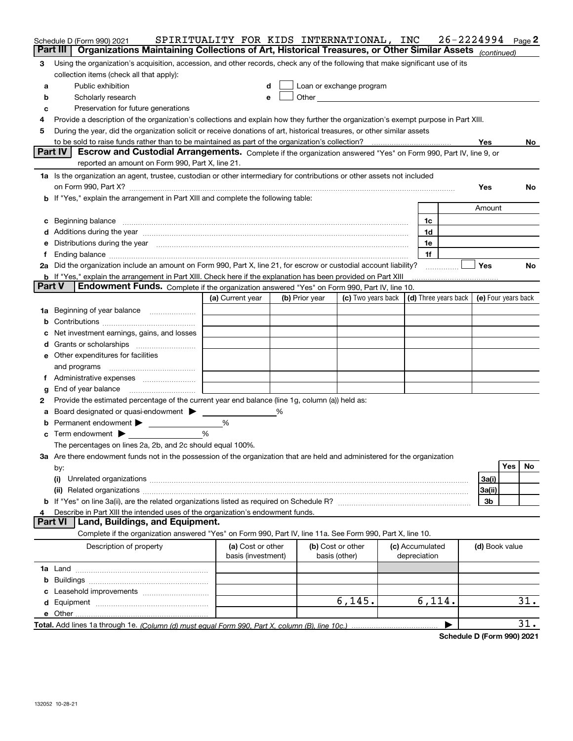Schedule D (Form 990) 2021 SPIRITUALITY FOR KIDS INTERNATIONAL, INC 26-2224994 Page 2

## Part III Organizations Maintaining Collections of Art, Historical Treasures, or Other Similar Assets *(continued)*

**3** Using the organization's acquisition, accession, and other records, check any of the following that make significant use of its collection items (check all that apply):

- **a** Public exhibition
- **b** Scholarly research
- **c** Preservation for future generations
- **d** ☐ Loan or exchange program
- **e** ☐ Other

**4** Provide a description of the organization's collections and explain how they further the organization's exempt purpose in Part XIII.

**5** During the year, did the organization solicit or receive donations of art, historical treasures, or other similar assets to be sold to raise funds rather than to be maintained as part of the organization's collection? Yes No

## Part IV Escrow and Custodial Arrangements.

Complete if the organization answered "Yes" on Form 990, Part IV, line 9, or reported an amount on Form 990, Part X, line 21.

**1a** Is the organization an agent, trustee, custodian or other intermediary for contributions or other assets not included on Form 990, Part X? Yes No

**b** If "Yes," explain the arrangement in Part XIII and complete the following table:

| | | Amount |
|---|---|---|
| **c** Beginning balance | 1c | |
| **d** Additions during the year | 1d | |
| **e** Distributions during the year | 1e | |
| **f** Ending balance | 1f | |

**2a** Did the organization include an amount on Form 990, Part X, line 21, for escrow or custodial account liability? ☐ Yes No

**b** If "Yes," explain the arrangement in Part XIII. Check here if the explanation has been provided on Part XIII

## Part V Endowment Funds.

Complete if the organization answered "Yes" on Form 990, Part IV, line 10.

| | (a) Current year | (b) Prior year | (c) Two years back | (d) Three years back | (e) Four years back |
|---|---|---|---|---|---|
| **1a** Beginning of year balance | | | | | |
| **b** Contributions | | | | | |
| **c** Net investment earnings, gains, and losses | | | | | |
| **d** Grants or scholarships | | | | | |
| **e** Other expenditures for facilities and programs | | | | | |
| **f** Administrative expenses | | | | | |
| **g** End of year balance | | | | | |

**2** Provide the estimated percentage of the current year end balance (line 1g, column (a)) held as:

- **a** Board designated or quasi-endowment ▶ %
- **b** Permanent endowment ▶ %
- **c** Term endowment ▶ %

The percentages on lines 2a, 2b, and 2c should equal 100%.

**3a** Are there endowment funds not in the possession of the organization that are held and administered for the organization by:

| | | Yes | No |
|---|---|---|---|
| **(i)** Unrelated organizations | 3a(i) | | |
| **(ii)** Related organizations | 3a(ii) | | |
| **b** If "Yes" on line 3a(ii), are the related organizations listed as required on Schedule R? | 3b | | |

**4** Describe in Part XIII the intended uses of the organization's endowment funds.

## Part VI Land, Buildings, and Equipment.

Complete if the organization answered "Yes" on Form 990, Part IV, line 11a. See Form 990, Part X, line 10.

| Description of property | (a) Cost or other basis (investment) | (b) Cost or other basis (other) | (c) Accumulated depreciation | (d) Book value |
|---|---|---|---|---|
| **1a** Land | | | | |
| **b** Buildings | | | | |
| **c** Leasehold improvements | | | | |
| **d** Equipment | | 6,145. | 6,114. | 31. |
| **e** Other | | | | |
| **Total.** Add lines 1a through 1e. *(Column (d) must equal Form 990, Part X, column (B), line 10c.)* | | | ▶ | 31. |

**Schedule D (Form 990) 2021**

132052 10-28-21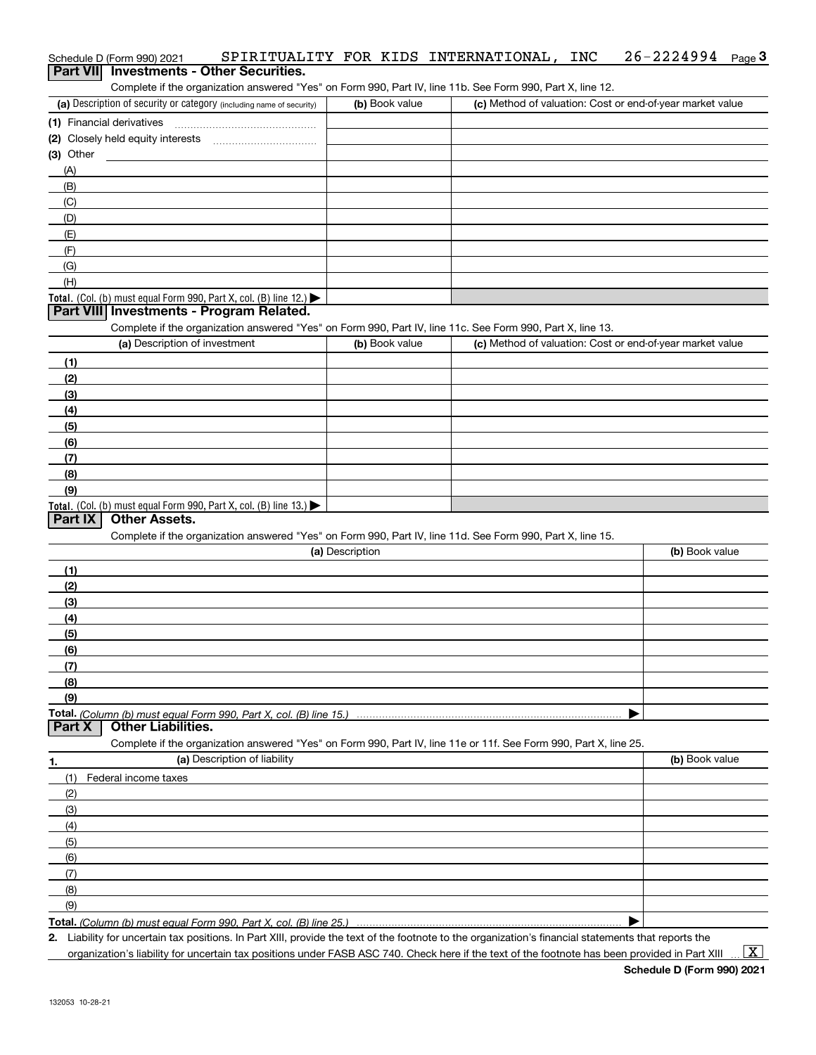Schedule D (Form 990) 2021 SPIRITUALITY FOR KIDS INTERNATIONAL, INC 26-2224994

## Part VII Investments - Other Securities.

Complete if the organization answered "Yes" on Form 990, Part IV, line 11b. See Form 990, Part X, line 12.

| (a) Description of security or category (including name of security) | (b) Book value | (c) Method of valuation: Cost or end-of-year market value |
|---|---|---|
| (1) Financial derivatives | | |
| (2) Closely held equity interests | | |
| (3) Other | | |
| (A) | | |
| (B) | | |
| (C) | | |
| (D) | | |
| (E) | | |
| (F) | | |
| (G) | | |
| (H) | | |
| **Total.** (Col. (b) must equal Form 990, Part X, col. (B) line 12.) ▶ | | |

## Part VIII Investments - Program Related.

Complete if the organization answered "Yes" on Form 990, Part IV, line 11c. See Form 990, Part X, line 13.

| (a) Description of investment | (b) Book value | (c) Method of valuation: Cost or end-of-year market value |
|---|---|---|
| (1) | | |
| (2) | | |
| (3) | | |
| (4) | | |
| (5) | | |
| (6) | | |
| (7) | | |
| (8) | | |
| (9) | | |
| **Total.** (Col. (b) must equal Form 990, Part X, col. (B) line 13.) ▶ | | |

## Part IX Other Assets.

Complete if the organization answered "Yes" on Form 990, Part IV, line 11d. See Form 990, Part X, line 15.

| (a) Description | (b) Book value |
|---|---|
| (1) | |
| (2) | |
| (3) | |
| (4) | |
| (5) | |
| (6) | |
| (7) | |
| (8) | |
| (9) | |
| **Total.** *(Column (b) must equal Form 990, Part X, col. (B) line 15.)* ▶ | |

## Part X Other Liabilities.

Complete if the organization answered "Yes" on Form 990, Part IV, line 11e or 11f. See Form 990, Part X, line 25.

| 1. (a) Description of liability | (b) Book value |
|---|---|
| (1) Federal income taxes | |
| (2) | |
| (3) | |
| (4) | |
| (5) | |
| (6) | |
| (7) | |
| (8) | |
| (9) | |
| **Total.** *(Column (b) must equal Form 990, Part X, col. (B) line 25.)* ▶ | |

**2.** Liability for uncertain tax positions. In Part XIII, provide the text of the footnote to the organization's financial statements that reports the organization's liability for uncertain tax positions under FASB ASC 740. Check here if the text of the footnote has been provided in Part XIII ... [X]

**Schedule D (Form 990) 2021**

132053 10-28-21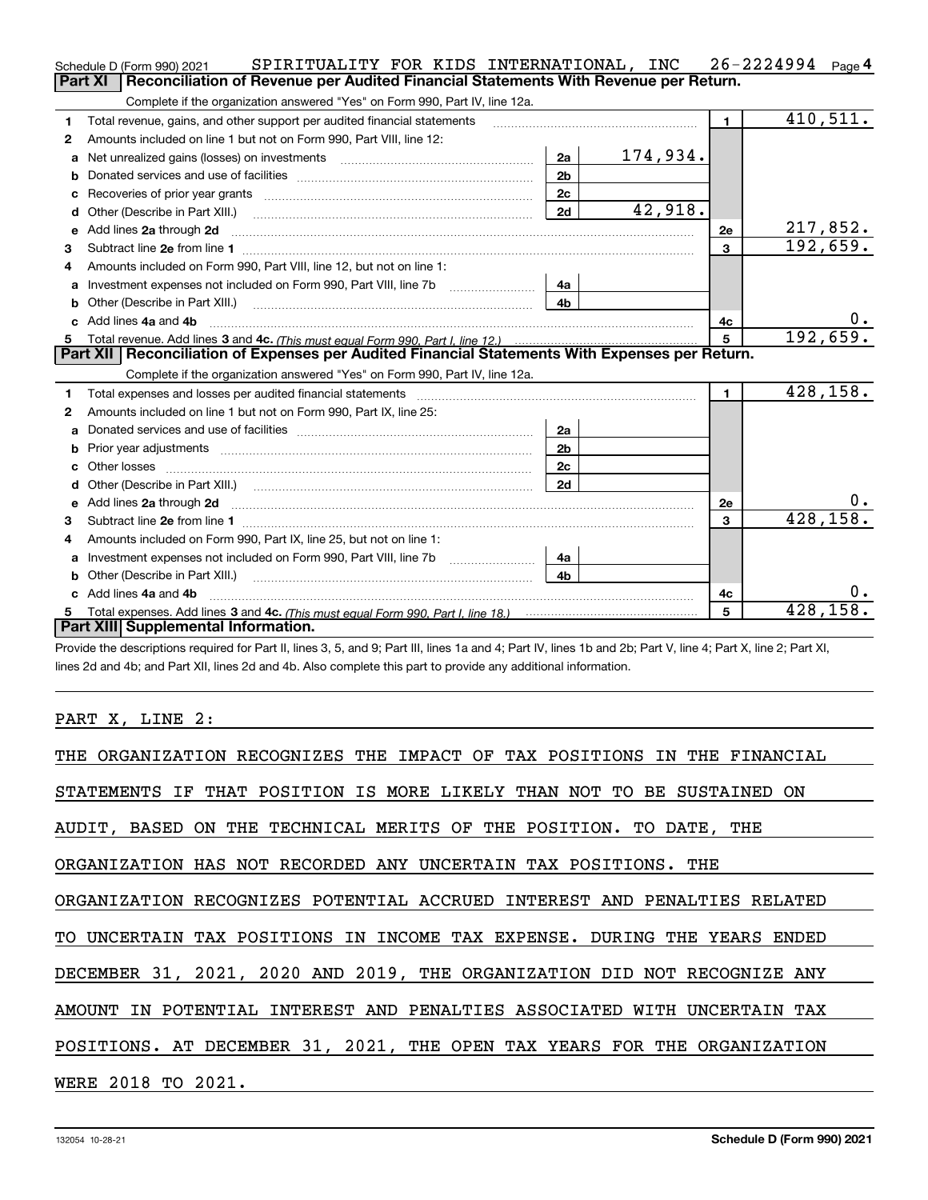Schedule D (Form 990) 2021 SPIRITUALITY FOR KIDS INTERNATIONAL, INC 26-2224994 Page 4

**Part XI | Reconciliation of Revenue per Audited Financial Statements With Revenue per Return.**

Complete if the organization answered "Yes" on Form 990, Part IV, line 12a.

| | | | | | |
|---|---|---|---|---|---|
| 1 | Total revenue, gains, and other support per audited financial statements | | | 1 | 410,511. |
| 2 | Amounts included on line 1 but not on Form 990, Part VIII, line 12: | | | | |
| a | Net unrealized gains (losses) on investments | 2a | 174,934. | | |
| b | Donated services and use of facilities | 2b | | | |
| c | Recoveries of prior year grants | 2c | | | |
| d | Other (Describe in Part XIII.) | 2d | 42,918. | | |
| e | Add lines 2a through 2d | | | 2e | 217,852. |
| 3 | Subtract line 2e from line 1 | | | 3 | 192,659. |
| 4 | Amounts included on Form 990, Part VIII, line 12, but not on line 1: | | | | |
| a | Investment expenses not included on Form 990, Part VIII, line 7b | 4a | | | |
| b | Other (Describe in Part XIII.) | 4b | | | |
| c | Add lines 4a and 4b | | | 4c | 0. |
| 5 | Total revenue. Add lines 3 and 4c. *(This must equal Form 990, Part I, line 12.)* | | | 5 | 192,659. |

**Part XII | Reconciliation of Expenses per Audited Financial Statements With Expenses per Return.**

Complete if the organization answered "Yes" on Form 990, Part IV, line 12a.

| | | | | | |
|---|---|---|---|---|---|
| 1 | Total expenses and losses per audited financial statements | | | 1 | 428,158. |
| 2 | Amounts included on line 1 but not on Form 990, Part IX, line 25: | | | | |
| a | Donated services and use of facilities | 2a | | | |
| b | Prior year adjustments | 2b | | | |
| c | Other losses | 2c | | | |
| d | Other (Describe in Part XIII.) | 2d | | | |
| e | Add lines 2a through 2d | | | 2e | 0. |
| 3 | Subtract line 2e from line 1 | | | 3 | 428,158. |
| 4 | Amounts included on Form 990, Part IX, line 25, but not on line 1: | | | | |
| a | Investment expenses not included on Form 990, Part VIII, line 7b | 4a | | | |
| b | Other (Describe in Part XIII.) | 4b | | | |
| c | Add lines 4a and 4b | | | 4c | 0. |
| 5 | Total expenses. Add lines 3 and 4c. *(This must equal Form 990, Part I, line 18.)* | | | 5 | 428,158. |

**Part XIII | Supplemental Information.**

Provide the descriptions required for Part II, lines 3, 5, and 9; Part III, lines 1a and 4; Part IV, lines 1b and 2b; Part V, line 4; Part X, line 2; Part XI, lines 2d and 4b; and Part XII, lines 2d and 4b. Also complete this part to provide any additional information.

PART X, LINE 2:

THE ORGANIZATION RECOGNIZES THE IMPACT OF TAX POSITIONS IN THE FINANCIAL STATEMENTS IF THAT POSITION IS MORE LIKELY THAN NOT TO BE SUSTAINED ON AUDIT, BASED ON THE TECHNICAL MERITS OF THE POSITION. TO DATE, THE ORGANIZATION HAS NOT RECORDED ANY UNCERTAIN TAX POSITIONS. THE ORGANIZATION RECOGNIZES POTENTIAL ACCRUED INTEREST AND PENALTIES RELATED TO UNCERTAIN TAX POSITIONS IN INCOME TAX EXPENSE. DURING THE YEARS ENDED DECEMBER 31, 2021, 2020 AND 2019, THE ORGANIZATION DID NOT RECOGNIZE ANY AMOUNT IN POTENTIAL INTEREST AND PENALTIES ASSOCIATED WITH UNCERTAIN TAX POSITIONS. AT DECEMBER 31, 2021, THE OPEN TAX YEARS FOR THE ORGANIZATION WERE 2018 TO 2021.

132054 10-28-21 **Schedule D (Form 990) 2021**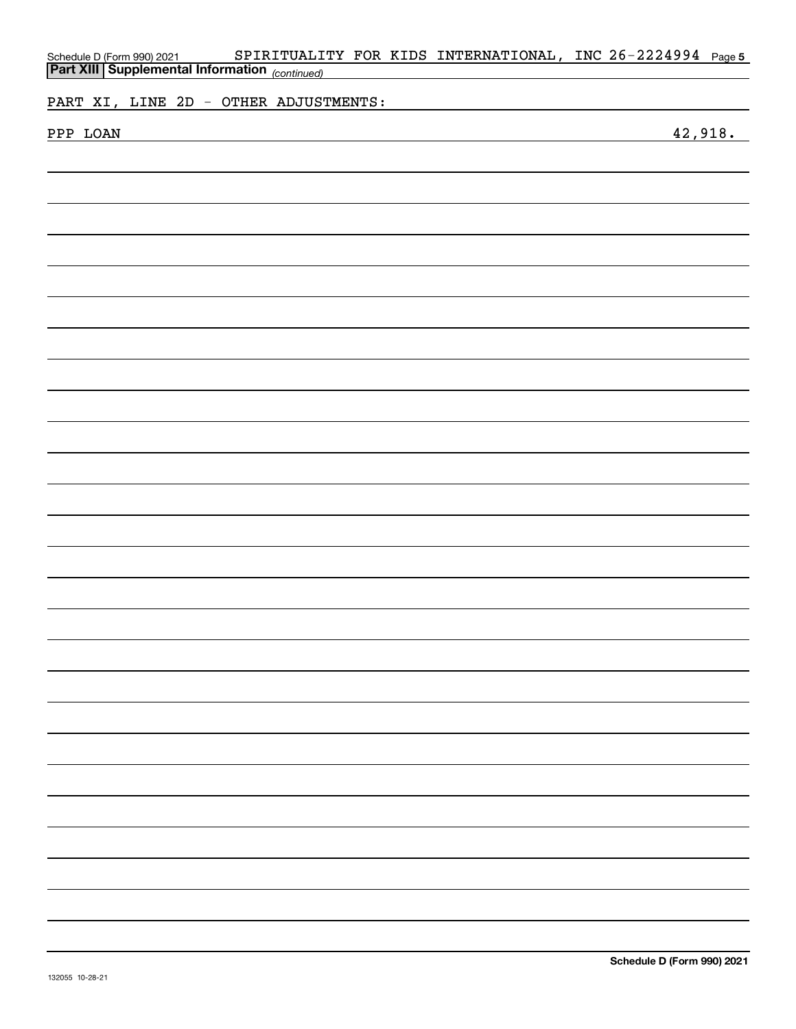Schedule D (Form 990) 2021 SPIRITUALITY FOR KIDS INTERNATIONAL, INC 26-2224994 Page 5

**Part XIII | Supplemental Information** *(continued)*

PART XI, LINE 2D - OTHER ADJUSTMENTS:

| | |
|---|---|
| PPP LOAN | 42,918. |

**Schedule D (Form 990) 2021**

132055 10-28-21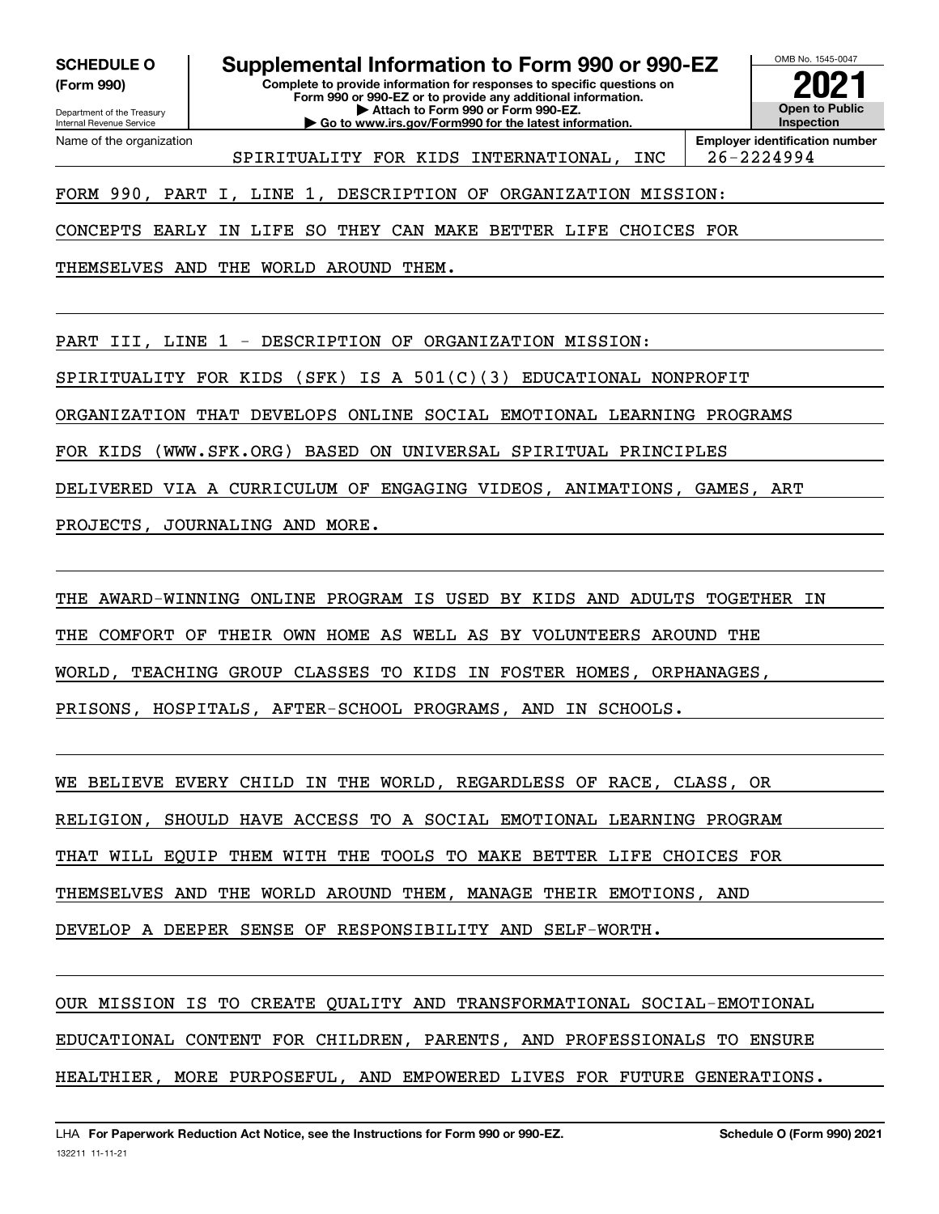**SCHEDULE O (Form 990)**

Department of the Treasury
Internal Revenue Service

# Supplemental Information to Form 990 or 990-EZ

**Complete to provide information for responses to specific questions on Form 990 or 990-EZ or to provide any additional information.**
**▶ Attach to Form 990 or Form 990-EZ.**
**▶ Go to www.irs.gov/Form990 for the latest information.**

OMB No. 1545-0047

**2021**

**Open to Public Inspection**

| Name of the organization | Employer identification number |
|---|---|
| SPIRITUALITY FOR KIDS INTERNATIONAL, INC | 26-2224994 |

FORM 990, PART I, LINE 1, DESCRIPTION OF ORGANIZATION MISSION:

CONCEPTS EARLY IN LIFE SO THEY CAN MAKE BETTER LIFE CHOICES FOR THEMSELVES AND THE WORLD AROUND THEM.

PART III, LINE 1 - DESCRIPTION OF ORGANIZATION MISSION:

SPIRITUALITY FOR KIDS (SFK) IS A 501(C)(3) EDUCATIONAL NONPROFIT ORGANIZATION THAT DEVELOPS ONLINE SOCIAL EMOTIONAL LEARNING PROGRAMS FOR KIDS (WWW.SFK.ORG) BASED ON UNIVERSAL SPIRITUAL PRINCIPLES DELIVERED VIA A CURRICULUM OF ENGAGING VIDEOS, ANIMATIONS, GAMES, ART PROJECTS, JOURNALING AND MORE.

THE AWARD-WINNING ONLINE PROGRAM IS USED BY KIDS AND ADULTS TOGETHER IN THE COMFORT OF THEIR OWN HOME AS WELL AS BY VOLUNTEERS AROUND THE WORLD, TEACHING GROUP CLASSES TO KIDS IN FOSTER HOMES, ORPHANAGES, PRISONS, HOSPITALS, AFTER-SCHOOL PROGRAMS, AND IN SCHOOLS.

WE BELIEVE EVERY CHILD IN THE WORLD, REGARDLESS OF RACE, CLASS, OR RELIGION, SHOULD HAVE ACCESS TO A SOCIAL EMOTIONAL LEARNING PROGRAM THAT WILL EQUIP THEM WITH THE TOOLS TO MAKE BETTER LIFE CHOICES FOR THEMSELVES AND THE WORLD AROUND THEM, MANAGE THEIR EMOTIONS, AND DEVELOP A DEEPER SENSE OF RESPONSIBILITY AND SELF-WORTH.

OUR MISSION IS TO CREATE QUALITY AND TRANSFORMATIONAL SOCIAL-EMOTIONAL EDUCATIONAL CONTENT FOR CHILDREN, PARENTS, AND PROFESSIONALS TO ENSURE HEALTHIER, MORE PURPOSEFUL, AND EMPOWERED LIVES FOR FUTURE GENERATIONS.

LHA **For Paperwork Reduction Act Notice, see the Instructions for Form 990 or 990-EZ.** **Schedule O (Form 990) 2021**

132211 11-11-21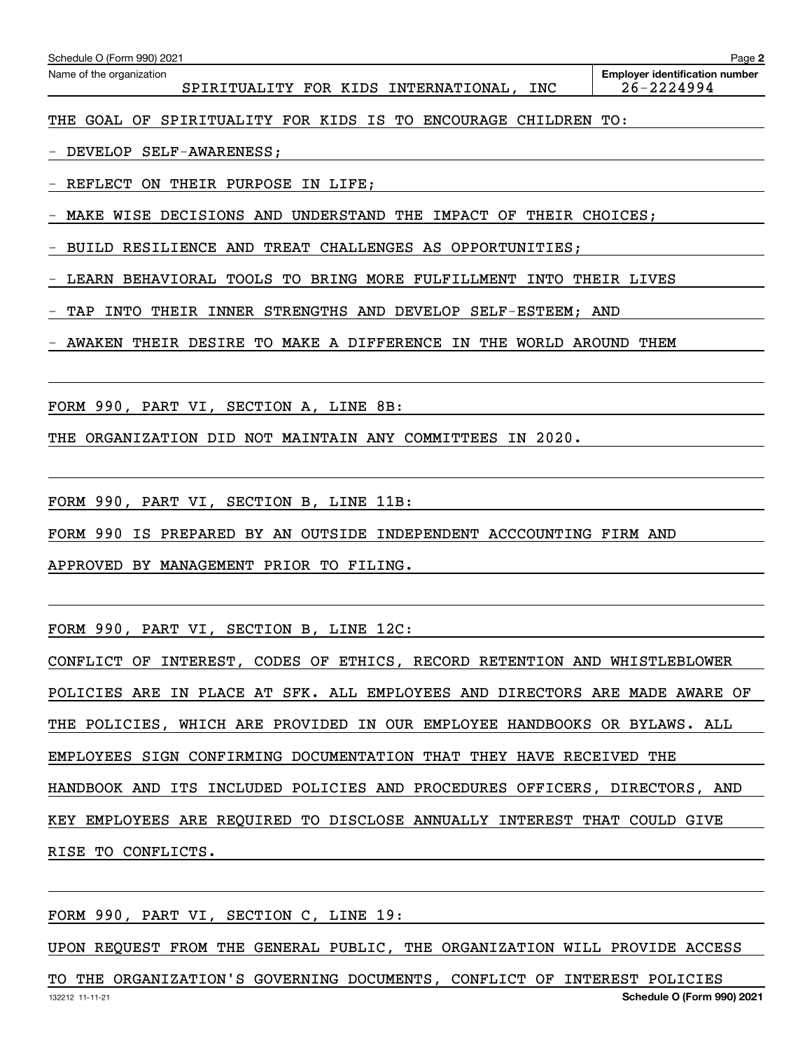Name of the organization: SPIRITUALITY FOR KIDS INTERNATIONAL, INC

Employer identification number: 26-2224994

THE GOAL OF SPIRITUALITY FOR KIDS IS TO ENCOURAGE CHILDREN TO:

- DEVELOP SELF-AWARENESS;
- REFLECT ON THEIR PURPOSE IN LIFE;
- MAKE WISE DECISIONS AND UNDERSTAND THE IMPACT OF THEIR CHOICES;
- BUILD RESILIENCE AND TREAT CHALLENGES AS OPPORTUNITIES;
- LEARN BEHAVIORAL TOOLS TO BRING MORE FULFILLMENT INTO THEIR LIVES
- TAP INTO THEIR INNER STRENGTHS AND DEVELOP SELF-ESTEEM; AND
- AWAKEN THEIR DESIRE TO MAKE A DIFFERENCE IN THE WORLD AROUND THEM

FORM 990, PART VI, SECTION A, LINE 8B:

THE ORGANIZATION DID NOT MAINTAIN ANY COMMITTEES IN 2020.

FORM 990, PART VI, SECTION B, LINE 11B:

FORM 990 IS PREPARED BY AN OUTSIDE INDEPENDENT ACCCOUNTING FIRM AND APPROVED BY MANAGEMENT PRIOR TO FILING.

FORM 990, PART VI, SECTION B, LINE 12C:

CONFLICT OF INTEREST, CODES OF ETHICS, RECORD RETENTION AND WHISTLEBLOWER POLICIES ARE IN PLACE AT SFK. ALL EMPLOYEES AND DIRECTORS ARE MADE AWARE OF THE POLICIES, WHICH ARE PROVIDED IN OUR EMPLOYEE HANDBOOKS OR BYLAWS. ALL EMPLOYEES SIGN CONFIRMING DOCUMENTATION THAT THEY HAVE RECEIVED THE HANDBOOK AND ITS INCLUDED POLICIES AND PROCEDURES OFFICERS, DIRECTORS, AND KEY EMPLOYEES ARE REQUIRED TO DISCLOSE ANNUALLY INTEREST THAT COULD GIVE RISE TO CONFLICTS.

FORM 990, PART VI, SECTION C, LINE 19:

UPON REQUEST FROM THE GENERAL PUBLIC, THE ORGANIZATION WILL PROVIDE ACCESS TO THE ORGANIZATION'S GOVERNING DOCUMENTS, CONFLICT OF INTEREST POLICIES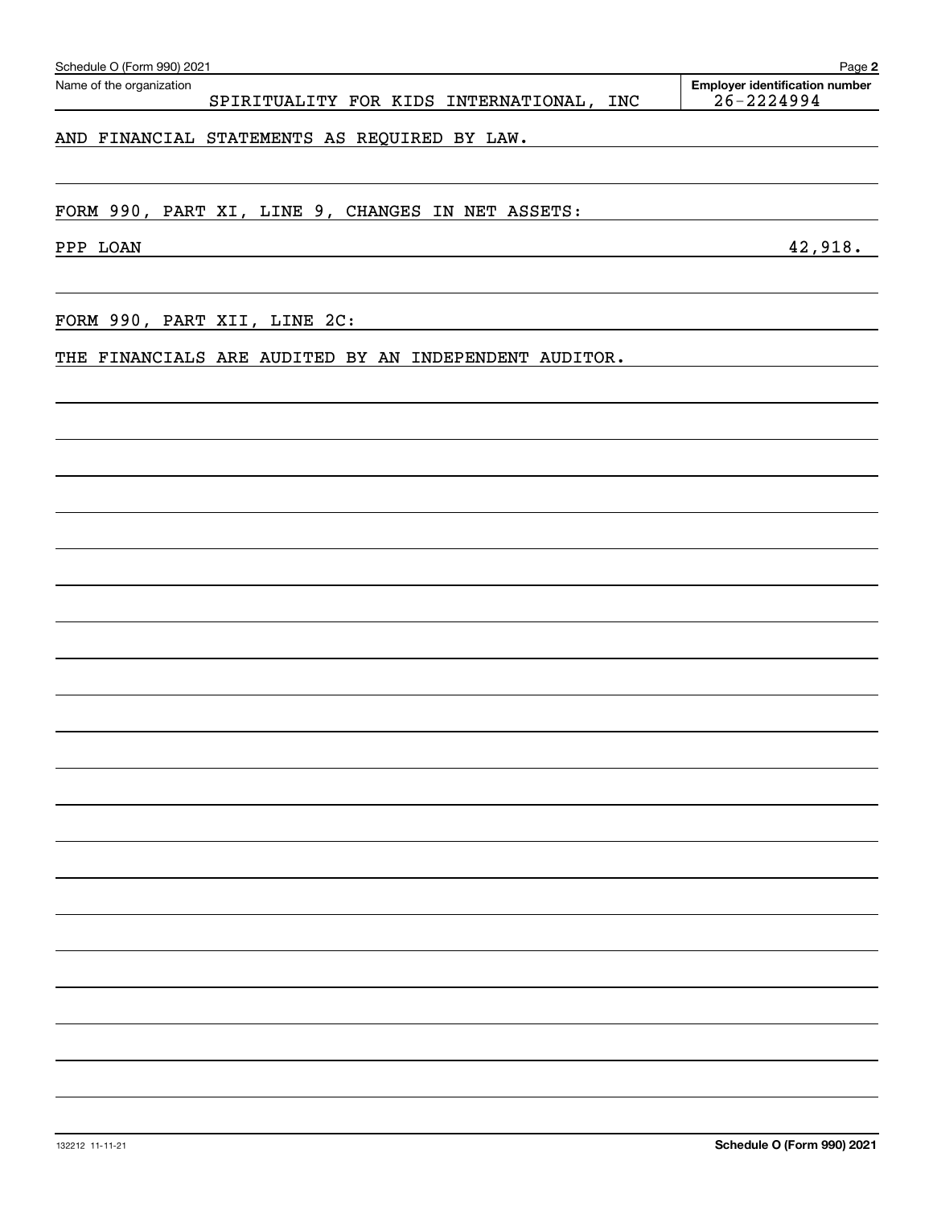Schedule O (Form 990) 2021

Name of the organization: SPIRITUALITY FOR KIDS INTERNATIONAL, INC

**Employer identification number** 26-2224994

AND FINANCIAL STATEMENTS AS REQUIRED BY LAW.

FORM 990, PART XI, LINE 9, CHANGES IN NET ASSETS:

| PPP LOAN | 42,918. |
|---|---|

FORM 990, PART XII, LINE 2C:

THE FINANCIALS ARE AUDITED BY AN INDEPENDENT AUDITOR.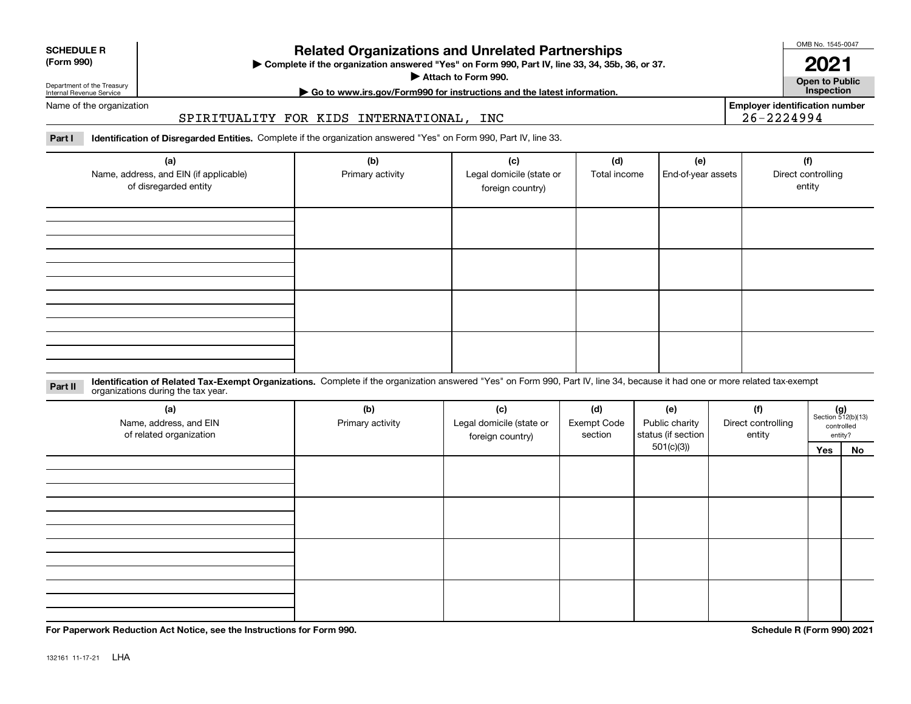**SCHEDULE R (Form 990)**

Department of the Treasury
Internal Revenue Service

# Related Organizations and Unrelated Partnerships

▶ Complete if the organization answered "Yes" on Form 990, Part IV, line 33, 34, 35b, 36, or 37.

▶ Attach to Form 990.

▶ Go to www.irs.gov/Form990 for instructions and the latest information.

OMB No. 1545-0047

**2021**

**Open to Public Inspection**

Name of the organization: SPIRITUALITY FOR KIDS INTERNATIONAL, INC

Employer identification number: 26-2224994

**Part I** **Identification of Disregarded Entities.** Complete if the organization answered "Yes" on Form 990, Part IV, line 33.

| (a) Name, address, and EIN (if applicable) of disregarded entity | (b) Primary activity | (c) Legal domicile (state or foreign country) | (d) Total income | (e) End-of-year assets | (f) Direct controlling entity |
|---|---|---|---|---|---|
| | | | | | |
| | | | | | |
| | | | | | |
| | | | | | |

**Part II** **Identification of Related Tax-Exempt Organizations.** Complete if the organization answered "Yes" on Form 990, Part IV, line 34, because it had one or more related tax-exempt organizations during the tax year.

| (a) Name, address, and EIN of related organization | (b) Primary activity | (c) Legal domicile (state or foreign country) | (d) Exempt Code section | (e) Public charity status (if section 501(c)(3)) | (f) Direct controlling entity | (g) Section 512(b)(13) controlled entity? | |
|---|---|---|---|---|---|---|---|
| | | | | | | Yes | No |
| | | | | | | | |
| | | | | | | | |
| | | | | | | | |
| | | | | | | | |

**For Paperwork Reduction Act Notice, see the Instructions for Form 990.**

**Schedule R (Form 990) 2021**

132161 11-17-21 LHA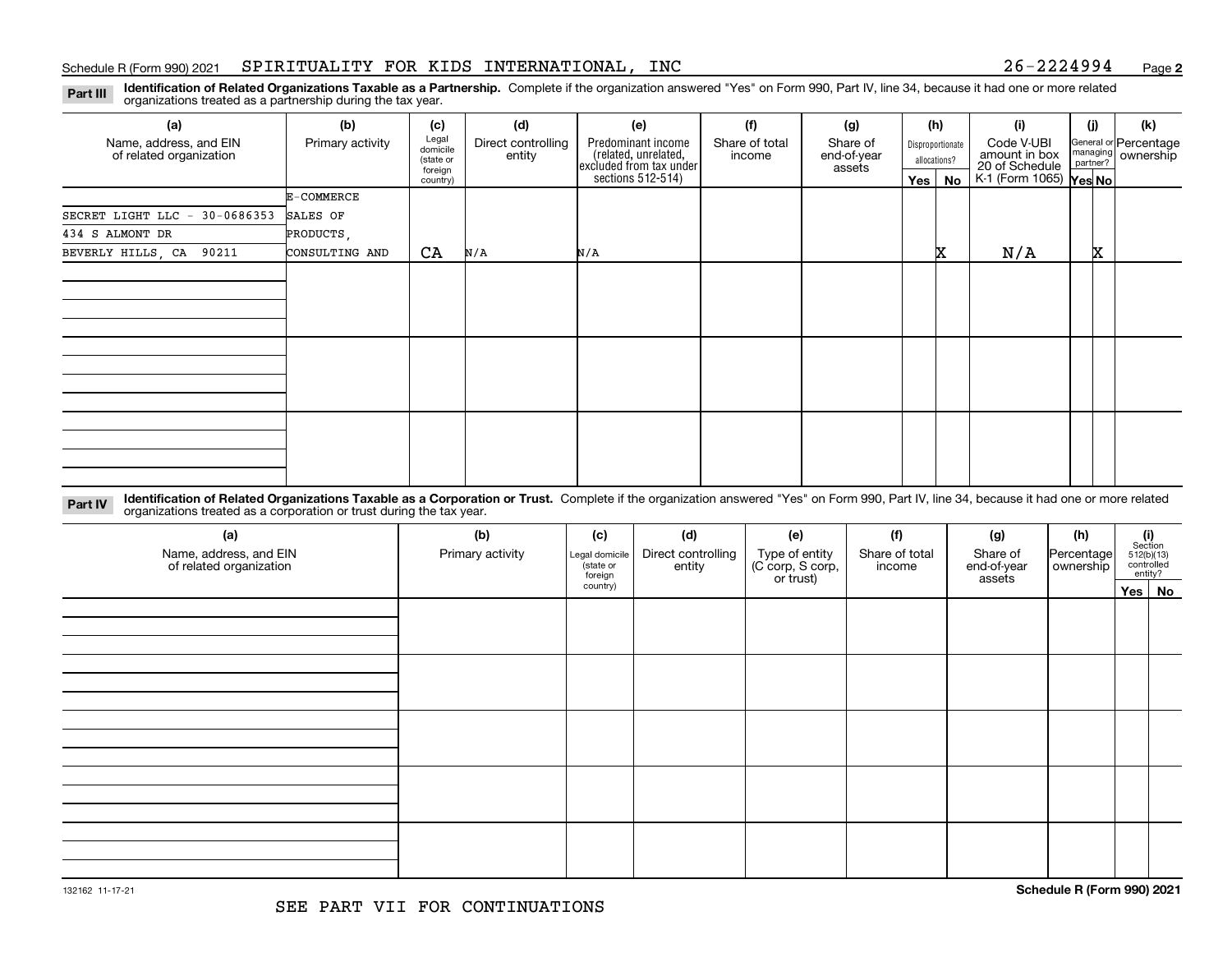Schedule R (Form 990) 2021 SPIRITUALITY FOR KIDS INTERNATIONAL, INC 26-2224994 Page **2**

**Part III** **Identification of Related Organizations Taxable as a Partnership.** Complete if the organization answered "Yes" on Form 990, Part IV, line 34, because it had one or more related organizations treated as a partnership during the tax year.

| (a) Name, address, and EIN of related organization | (b) Primary activity | (c) Legal domicile (state or foreign country) | (d) Direct controlling entity | (e) Predominant income (related, unrelated, excluded from tax under sections 512-514) | (f) Share of total income | (g) Share of end-of-year assets | (h) Disproportionate allocations? Yes | (h) No | (i) Code V-UBI amount in box 20 of Schedule K-1 (Form 1065) | (j) General or managing partner? Yes | (j) No | (k) Percentage ownership |
|---|---|---|---|---|---|---|---|---|---|---|---|---|
| SECRET LIGHT LLC - 30-0686353<br>434 S ALMONT DR<br>BEVERLY HILLS, CA 90211 | E-COMMERCE SALES OF PRODUCTS, CONSULTING AND | CA | N/A | N/A | | | | X | N/A | | X | |
| | | | | | | | | | | | | |
| | | | | | | | | | | | | |
| | | | | | | | | | | | | |

**Part IV** **Identification of Related Organizations Taxable as a Corporation or Trust.** Complete if the organization answered "Yes" on Form 990, Part IV, line 34, because it had one or more related organizations treated as a corporation or trust during the tax year.

| (a) Name, address, and EIN of related organization | (b) Primary activity | (c) Legal domicile (state or foreign country) | (d) Direct controlling entity | (e) Type of entity (C corp, S corp, or trust) | (f) Share of total income | (g) Share of end-of-year assets | (h) Percentage ownership | (i) Section 512(b)(13) controlled entity? Yes | (i) No |
|---|---|---|---|---|---|---|---|---|---|
| | | | | | | | | | |
| | | | | | | | | | |
| | | | | | | | | | |
| | | | | | | | | | |
| | | | | | | | | | |

132162 11-17-21 Schedule R (Form 990) 2021

SEE PART VII FOR CONTINUATIONS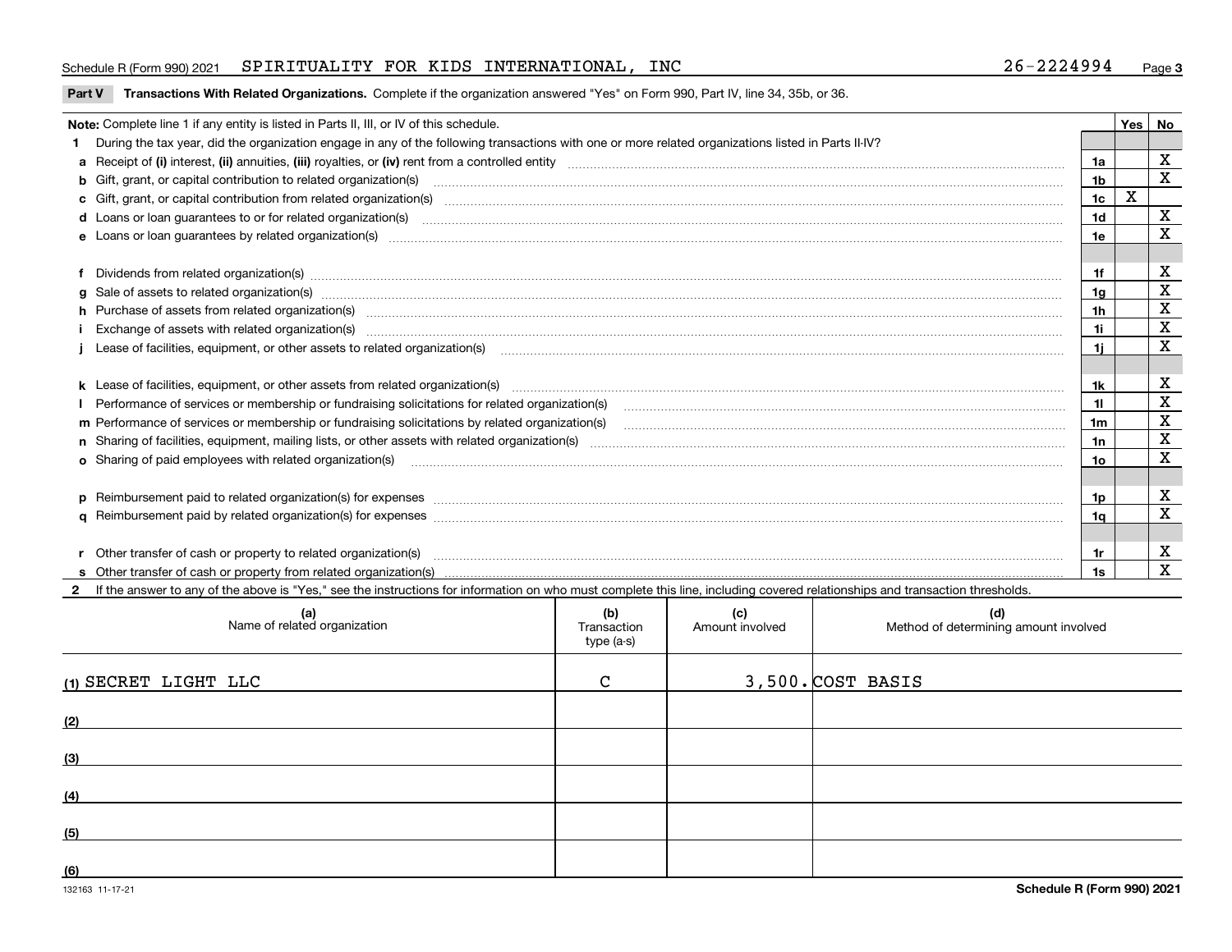Schedule R (Form 990) 2021 SPIRITUALITY FOR KIDS INTERNATIONAL, INC 26-2224994

**Part V Transactions With Related Organizations.** Complete if the organization answered "Yes" on Form 990, Part IV, line 34, 35b, or 36.

**Note:** Complete line 1 if any entity is listed in Parts II, III, or IV of this schedule.

| | | | Yes | No |
|---|---|---|---|---|
| **1** | During the tax year, did the organization engage in any of the following transactions with one or more related organizations listed in Parts II-IV? | | | |
| **a** | Receipt of **(i)** interest, **(ii)** annuities, **(iii)** royalties, or **(iv)** rent from a controlled entity | 1a | | X |
| **b** | Gift, grant, or capital contribution to related organization(s) | 1b | | X |
| **c** | Gift, grant, or capital contribution from related organization(s) | 1c | X | |
| **d** | Loans or loan guarantees to or for related organization(s) | 1d | | X |
| **e** | Loans or loan guarantees by related organization(s) | 1e | | X |
| **f** | Dividends from related organization(s) | 1f | | X |
| **g** | Sale of assets to related organization(s) | 1g | | X |
| **h** | Purchase of assets from related organization(s) | 1h | | X |
| **i** | Exchange of assets with related organization(s) | 1i | | X |
| **j** | Lease of facilities, equipment, or other assets to related organization(s) | 1j | | X |
| **k** | Lease of facilities, equipment, or other assets from related organization(s) | 1k | | X |
| **l** | Performance of services or membership or fundraising solicitations for related organization(s) | 1l | | X |
| **m** | Performance of services or membership or fundraising solicitations by related organization(s) | 1m | | X |
| **n** | Sharing of facilities, equipment, mailing lists, or other assets with related organization(s) | 1n | | X |
| **o** | Sharing of paid employees with related organization(s) | 1o | | X |
| **p** | Reimbursement paid to related organization(s) for expenses | 1p | | X |
| **q** | Reimbursement paid by related organization(s) for expenses | 1q | | X |
| **r** | Other transfer of cash or property to related organization(s) | 1r | | X |
| **s** | Other transfer of cash or property from related organization(s) | 1s | | X |

**2** If the answer to any of the above is "Yes," see the instructions for information on who must complete this line, including covered relationships and transaction thresholds.

| (a) Name of related organization | (b) Transaction type (a-s) | (c) Amount involved | (d) Method of determining amount involved |
|---|---|---|---|
| (1) SECRET LIGHT LLC | C | 3,500. | COST BASIS |
| (2) | | | |
| (3) | | | |
| (4) | | | |
| (5) | | | |
| (6) | | | |

132163 11-17-21

Schedule R (Form 990) 2021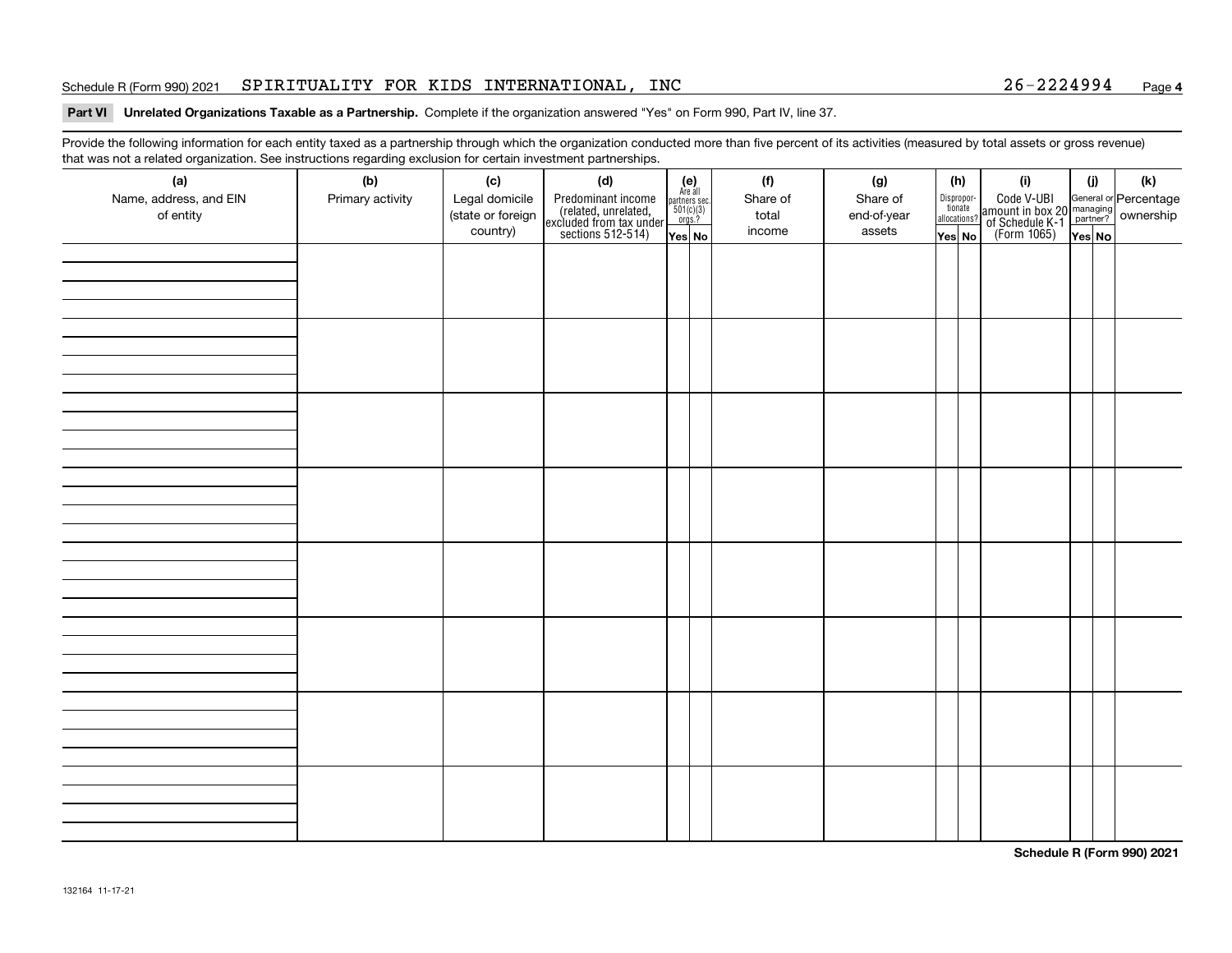Schedule R (Form 990) 2021 SPIRITUALITY FOR KIDS INTERNATIONAL, INC 26-2224994

**Part VI Unrelated Organizations Taxable as a Partnership.** Complete if the organization answered "Yes" on Form 990, Part IV, line 37.

Provide the following information for each entity taxed as a partnership through which the organization conducted more than five percent of its activities (measured by total assets or gross revenue) that was not a related organization. See instructions regarding exclusion for certain investment partnerships.

| (a) Name, address, and EIN of entity | (b) Primary activity | (c) Legal domicile (state or foreign country) | (d) Predominant income (related, unrelated, excluded from tax under sections 512-514) | (e) Are all partners sec. 501(c)(3) orgs.? Yes | No | (f) Share of total income | (g) Share of end-of-year assets | (h) Disproportionate allocations? Yes | No | (i) Code V-UBI amount in box 20 of Schedule K-1 (Form 1065) | (j) General or managing partner? Yes | No | (k) Percentage ownership |
|---|---|---|---|---|---|---|---|---|---|---|---|---|---|
| | | | | | | | | | | | | | |
| | | | | | | | | | | | | | |
| | | | | | | | | | | | | | |
| | | | | | | | | | | | | | |
| | | | | | | | | | | | | | |
| | | | | | | | | | | | | | |
| | | | | | | | | | | | | | |
| | | | | | | | | | | | | | |

**Schedule R (Form 990) 2021**

132164 11-17-21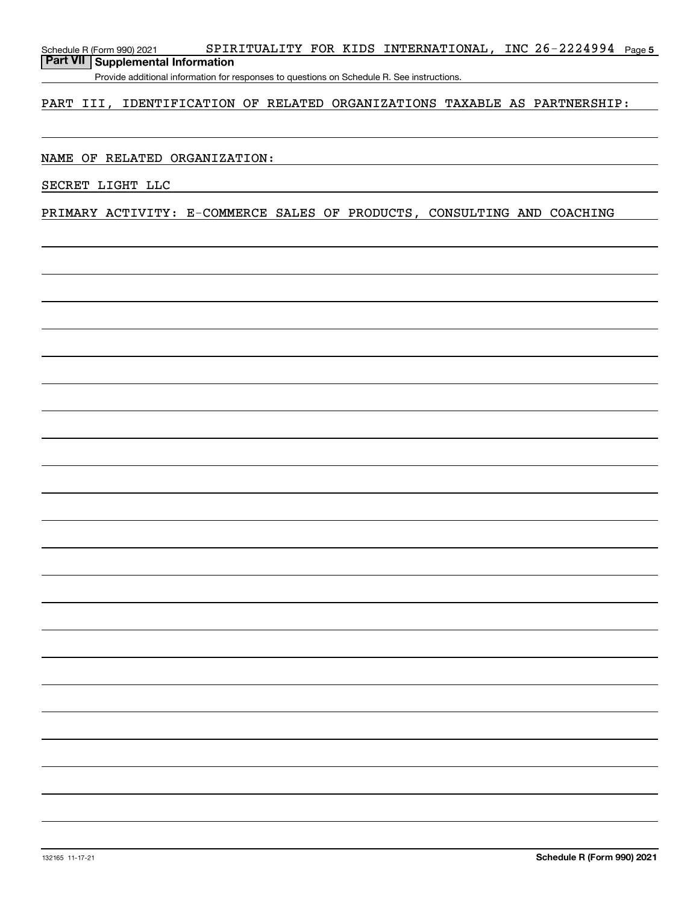Schedule R (Form 990) 2021 SPIRITUALITY FOR KIDS INTERNATIONAL, INC 26-2224994 Page 5

## Part VII Supplemental Information

Provide additional information for responses to questions on Schedule R. See instructions.

PART III, IDENTIFICATION OF RELATED ORGANIZATIONS TAXABLE AS PARTNERSHIP:

NAME OF RELATED ORGANIZATION:

SECRET LIGHT LLC

PRIMARY ACTIVITY: E-COMMERCE SALES OF PRODUCTS, CONSULTING AND COACHING

132165 11-17-21

Schedule R (Form 990) 2021